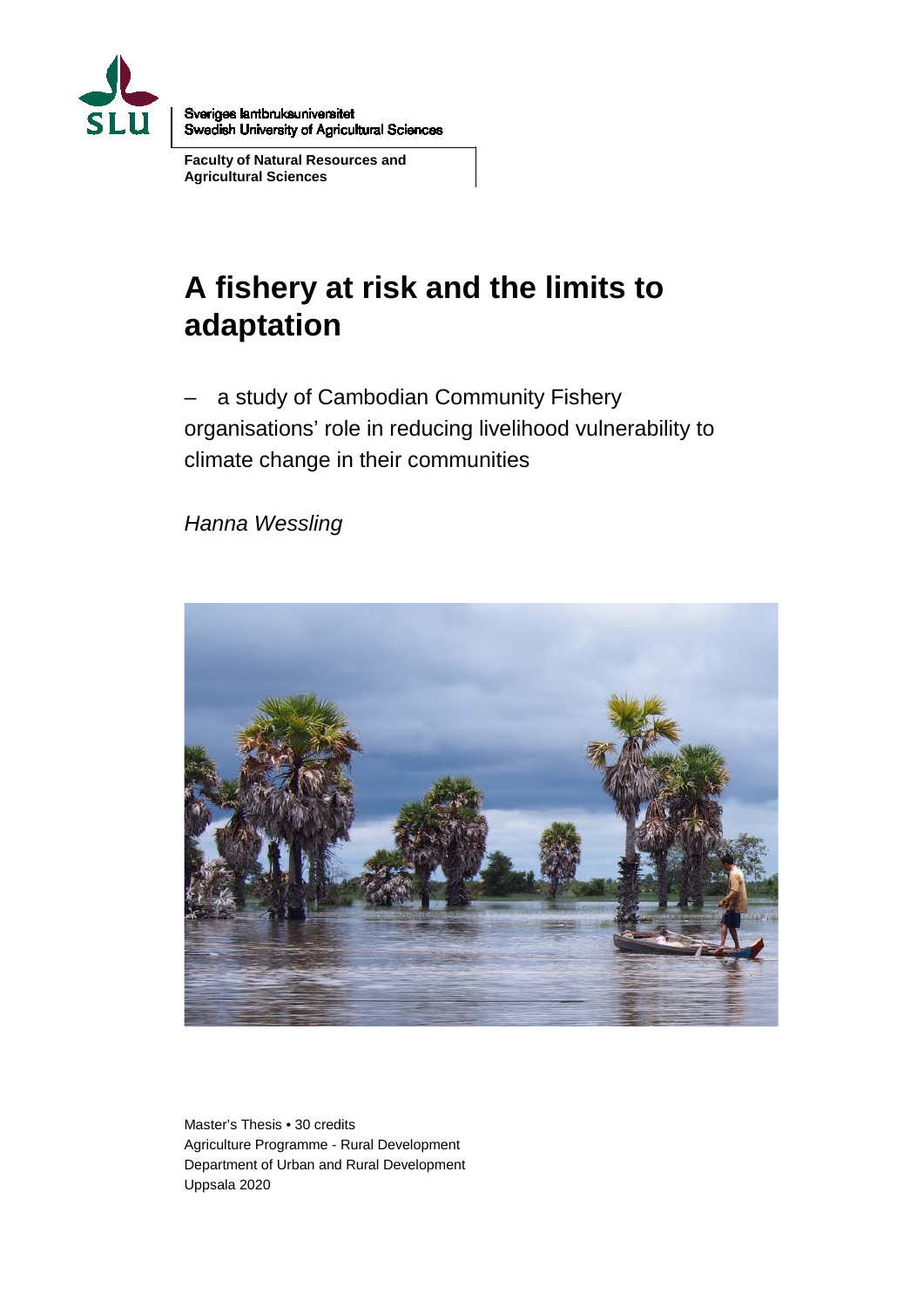Sveriges lantbruksuniversitet
Swedish University of Agricultural Sciences

**Faculty of Natural Resources and Agricultural Sciences**

# A fishery at risk and the limits to adaptation

– a study of Cambodian Community Fishery organisations' role in reducing livelihood vulnerability to climate change in their communities

*Hanna Wessling*

Master's Thesis • 30 credits
Agriculture Programme - Rural Development
Department of Urban and Rural Development
Uppsala 2020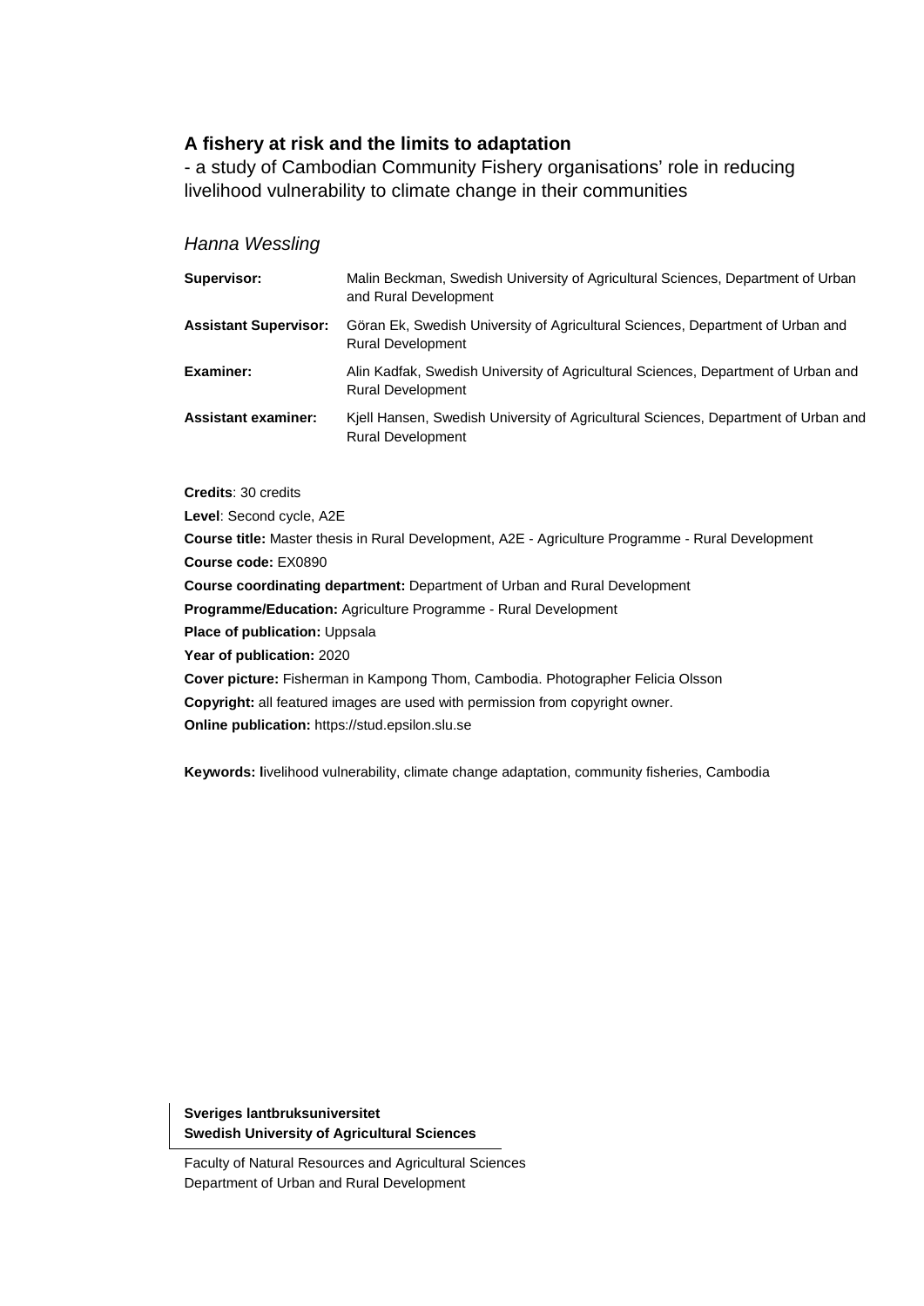**A fishery at risk and the limits to adaptation**

- a study of Cambodian Community Fishery organisations' role in reducing livelihood vulnerability to climate change in their communities

*Hanna Wessling*

| | |
|---|---|
| **Supervisor:** | Malin Beckman, Swedish University of Agricultural Sciences, Department of Urban and Rural Development |
| **Assistant Supervisor:** | Göran Ek, Swedish University of Agricultural Sciences, Department of Urban and Rural Development |
| **Examiner:** | Alin Kadfak, Swedish University of Agricultural Sciences, Department of Urban and Rural Development |
| **Assistant examiner:** | Kjell Hansen, Swedish University of Agricultural Sciences, Department of Urban and Rural Development |

**Credits**: 30 credits

**Level**: Second cycle, A2E

**Course title:** Master thesis in Rural Development, A2E - Agriculture Programme - Rural Development

**Course code:** EX0890

**Course coordinating department:** Department of Urban and Rural Development

**Programme/Education:** Agriculture Programme - Rural Development

**Place of publication:** Uppsala

**Year of publication:** 2020

**Cover picture:** Fisherman in Kampong Thom, Cambodia. Photographer Felicia Olsson

**Copyright:** all featured images are used with permission from copyright owner.

**Online publication:** https://stud.epsilon.slu.se

**Keywords: l**ivelihood vulnerability, climate change adaptation, community fisheries, Cambodia

**Sveriges lantbruksuniversitet**
**Swedish University of Agricultural Sciences**

Faculty of Natural Resources and Agricultural Sciences
Department of Urban and Rural Development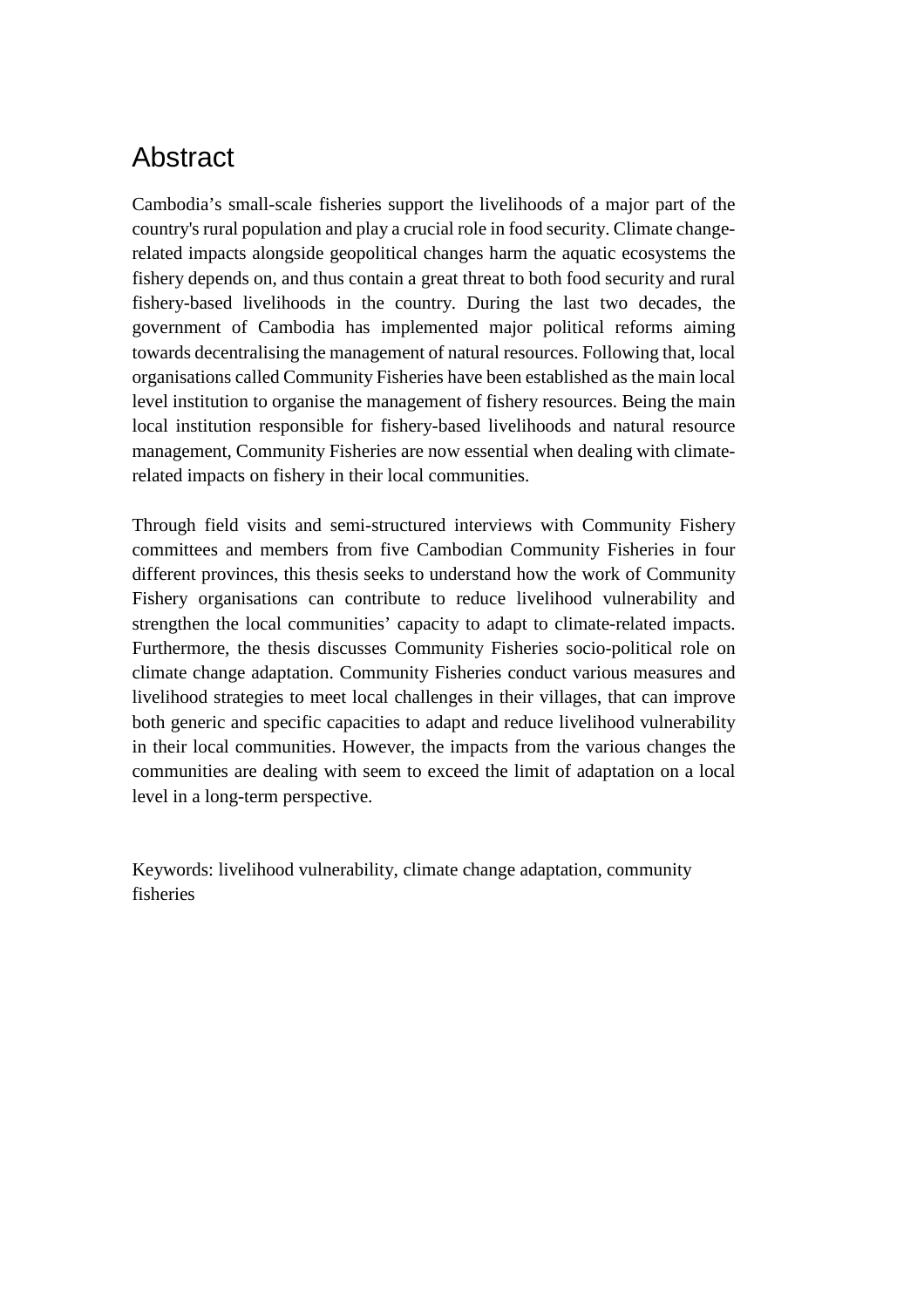# Abstract

Cambodia's small-scale fisheries support the livelihoods of a major part of the country's rural population and play a crucial role in food security. Climate change-related impacts alongside geopolitical changes harm the aquatic ecosystems the fishery depends on, and thus contain a great threat to both food security and rural fishery-based livelihoods in the country. During the last two decades, the government of Cambodia has implemented major political reforms aiming towards decentralising the management of natural resources. Following that, local organisations called Community Fisheries have been established as the main local level institution to organise the management of fishery resources. Being the main local institution responsible for fishery-based livelihoods and natural resource management, Community Fisheries are now essential when dealing with climate-related impacts on fishery in their local communities.

Through field visits and semi-structured interviews with Community Fishery committees and members from five Cambodian Community Fisheries in four different provinces, this thesis seeks to understand how the work of Community Fishery organisations can contribute to reduce livelihood vulnerability and strengthen the local communities' capacity to adapt to climate-related impacts. Furthermore, the thesis discusses Community Fisheries socio-political role on climate change adaptation. Community Fisheries conduct various measures and livelihood strategies to meet local challenges in their villages, that can improve both generic and specific capacities to adapt and reduce livelihood vulnerability in their local communities. However, the impacts from the various changes the communities are dealing with seem to exceed the limit of adaptation on a local level in a long-term perspective.

Keywords: livelihood vulnerability, climate change adaptation, community fisheries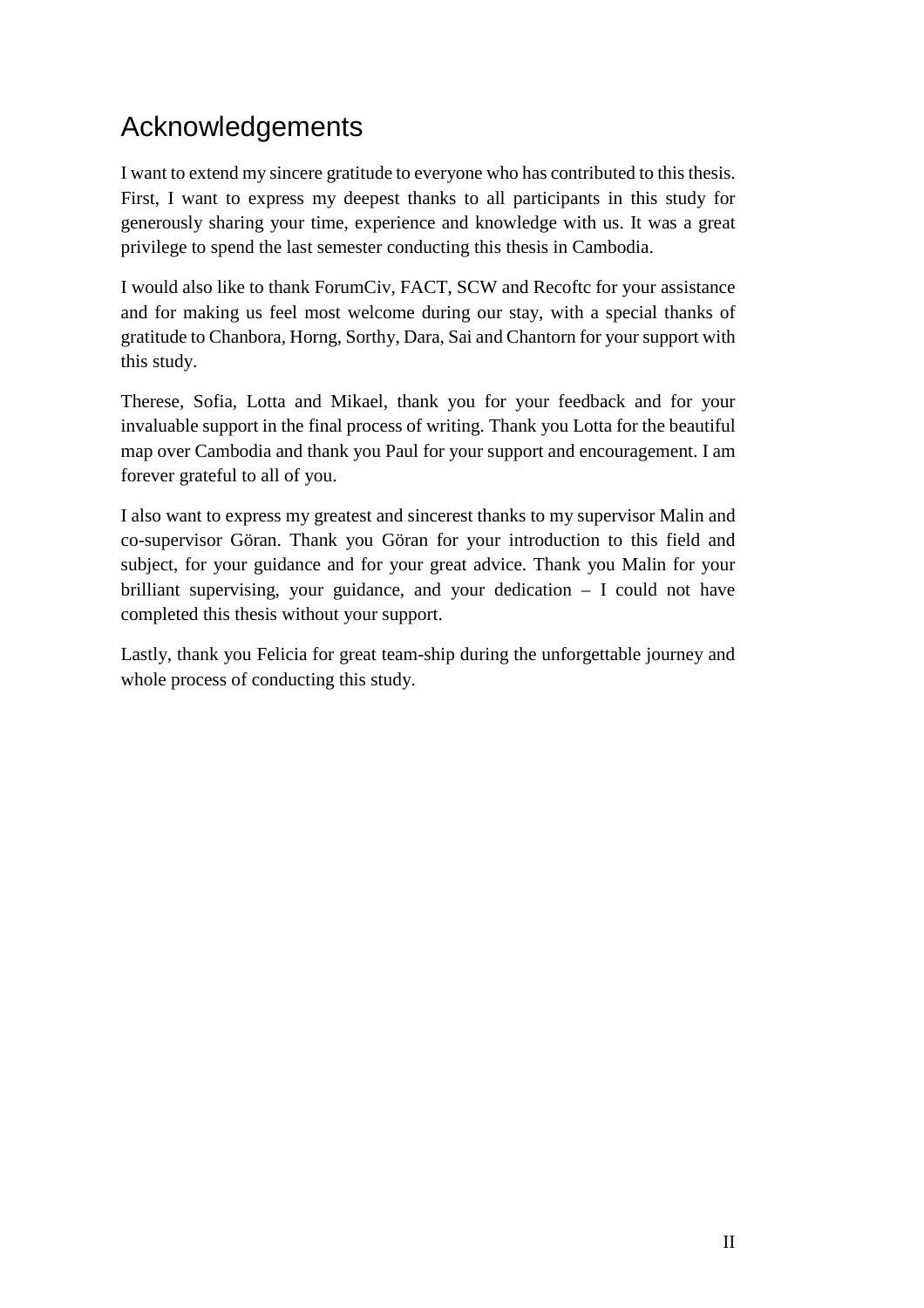# Acknowledgements

I want to extend my sincere gratitude to everyone who has contributed to this thesis. First, I want to express my deepest thanks to all participants in this study for generously sharing your time, experience and knowledge with us. It was a great privilege to spend the last semester conducting this thesis in Cambodia.

I would also like to thank ForumCiv, FACT, SCW and Recoftc for your assistance and for making us feel most welcome during our stay, with a special thanks of gratitude to Chanbora, Horng, Sorthy, Dara, Sai and Chantorn for your support with this study.

Therese, Sofia, Lotta and Mikael, thank you for your feedback and for your invaluable support in the final process of writing. Thank you Lotta for the beautiful map over Cambodia and thank you Paul for your support and encouragement. I am forever grateful to all of you.

I also want to express my greatest and sincerest thanks to my supervisor Malin and co-supervisor Göran. Thank you Göran for your introduction to this field and subject, for your guidance and for your great advice. Thank you Malin for your brilliant supervising, your guidance, and your dedication – I could not have completed this thesis without your support.

Lastly, thank you Felicia for great team-ship during the unforgettable journey and whole process of conducting this study.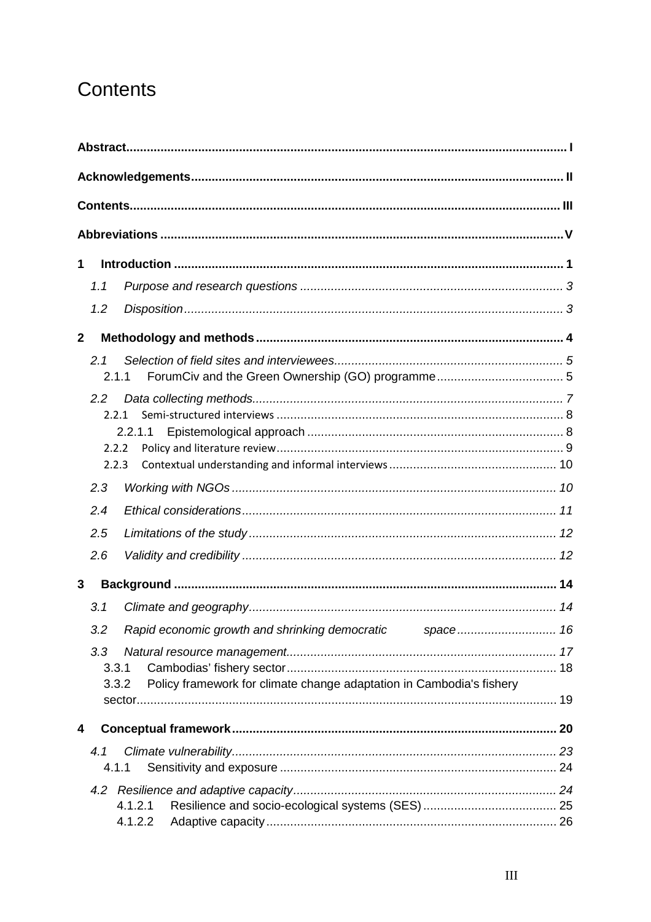# Contents

**Abstract** ........................................................................................................................................ I

**Acknowledgements** ..................................................................................................................... II

**Contents** ....................................................................................................................................... III

**Abbreviations** ............................................................................................................................... V

**1 Introduction** ............................................................................................................................... 1

*1.1 Purpose and research questions* ................................................................................ 3

*1.2 Disposition* ....................................................................................................................... 3

**2 Methodology and methods** ...................................................................................................... 4

*2.1 Selection of field sites and interviewees* .................................................................... 5

2.1.1 ForumCiv and the Green Ownership (GO) programme ............................................ 5

*2.2 Data collecting methods* ................................................................................................. 7

2.2.1 Semi-structured interviews ............................................................................................. 8

2.2.1.1 Epistemological approach ............................................................................................ 8

2.2.2 Policy and literature review ............................................................................................. 9

2.2.3 Contextual understanding and informal interviews .................................................. 10

*2.3 Working with NGOs* .......................................................................................................... 10

*2.4 Ethical considerations* ..................................................................................................... 11

*2.5 Limitations of the study* ................................................................................................... 12

*2.6 Validity and credibility* ..................................................................................................... 12

**3 Background** ................................................................................................................................ 14

*3.1 Climate and geography* .................................................................................................... 14

*3.2 Rapid economic growth and shrinking democratic space* .............................................. 16

*3.3 Natural resource management* ......................................................................................... 17

3.3.1 Cambodias' fishery sector .............................................................................................. 18

3.3.2 Policy framework for climate change adaptation in Cambodia's fishery sector ................................................................................................................................... 19

**4 Conceptual framework** ............................................................................................................. 20

*4.1 Climate vulnerability* .......................................................................................................... 23

4.1.1 Sensitivity and exposure ................................................................................................. 24

*4.2 Resilience and adaptive capacity* ..................................................................................... 24

4.1.2.1 Resilience and socio-ecological systems (SES) ........................................................ 25

4.1.2.2 Adaptive capacity ............................................................................................................ 26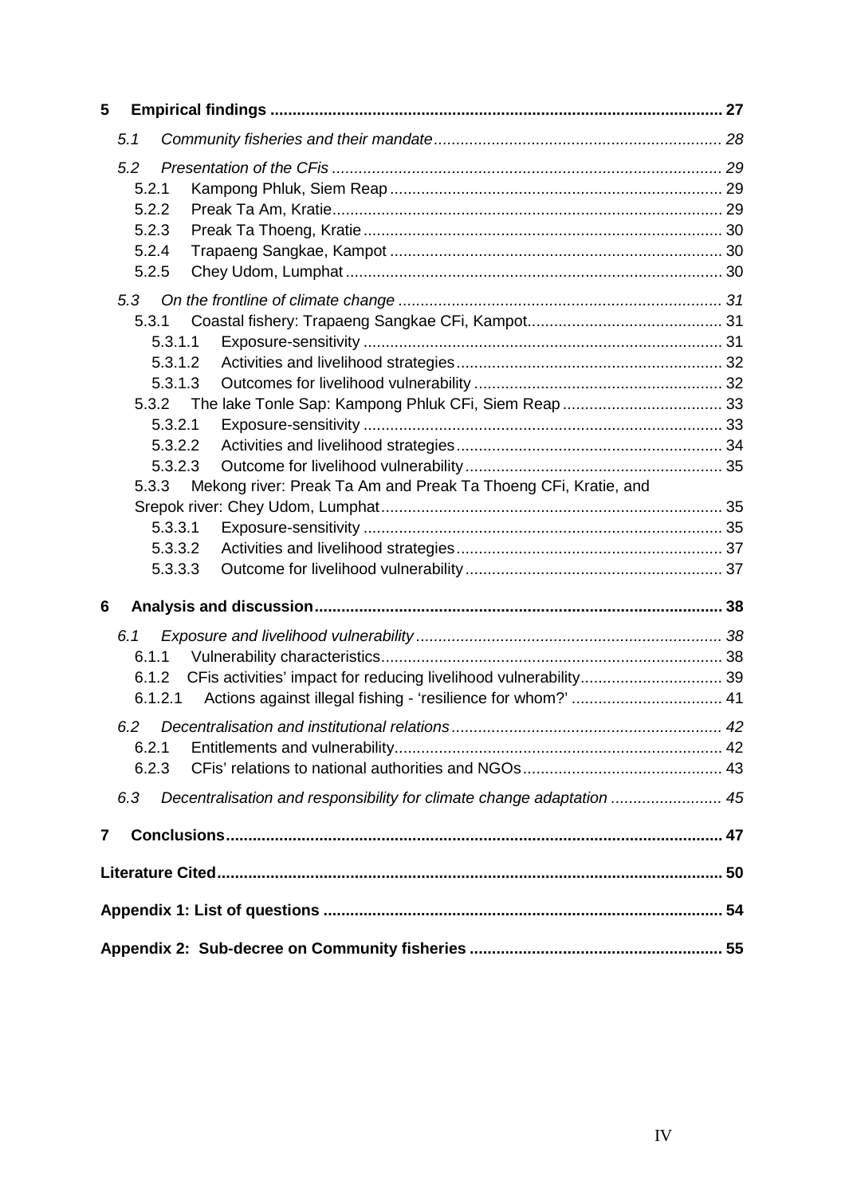**5 Empirical findings ..................................................................................................... 27**

*5.1 Community fisheries and their mandate................................................................. 28*

*5.2 Presentation of the CFis ........................................................................................ 29*

5.2.1 Kampong Phluk, Siem Reap ........................................................................... 29

5.2.2 Preak Ta Am, Kratie........................................................................................ 29

5.2.3 Preak Ta Thoeng, Kratie ................................................................................. 30

5.2.4 Trapaeng Sangkae, Kampot ........................................................................... 30

5.2.5 Chey Udom, Lumphat ..................................................................................... 30

*5.3 On the frontline of climate change ......................................................................... 31*

5.3.1 Coastal fishery: Trapaeng Sangkae CFi, Kampot............................................ 31

5.3.1.1 Exposure-sensitivity ................................................................................. 31

5.3.1.2 Activities and livelihood strategies............................................................ 32

5.3.1.3 Outcomes for livelihood vulnerability ........................................................ 32

5.3.2 The lake Tonle Sap: Kampong Phluk CFi, Siem Reap .................................... 33

5.3.2.1 Exposure-sensitivity ................................................................................. 33

5.3.2.2 Activities and livelihood strategies............................................................ 34

5.3.2.3 Outcome for livelihood vulnerability .......................................................... 35

5.3.3 Mekong river: Preak Ta Am and Preak Ta Thoeng CFi, Kratie, and Srepok river: Chey Udom, Lumphat............................................................................. 35

5.3.3.1 Exposure-sensitivity ................................................................................. 35

5.3.3.2 Activities and livelihood strategies............................................................ 37

5.3.3.3 Outcome for livelihood vulnerability .......................................................... 37

**6 Analysis and discussion........................................................................................... 38**

*6.1 Exposure and livelihood vulnerability .................................................................... 38*

6.1.1 Vulnerability characteristics............................................................................ 38

6.1.2 CFis activities' impact for reducing livelihood vulnerability................................ 39

6.1.2.1 Actions against illegal fishing - 'resilience for whom?' .................................. 41

*6.2 Decentralisation and institutional relations ............................................................ 42*

6.2.1 Entitlements and vulnerability......................................................................... 42

6.2.3 CFis' relations to national authorities and NGOs............................................. 43

*6.3 Decentralisation and responsibility for climate change adaptation ......................... 45*

**7 Conclusions............................................................................................................... 47**

**Literature Cited................................................................................................................ 50**

**Appendix 1: List of questions ......................................................................................... 54**

**Appendix 2: Sub-decree on Community fisheries ........................................................ 55**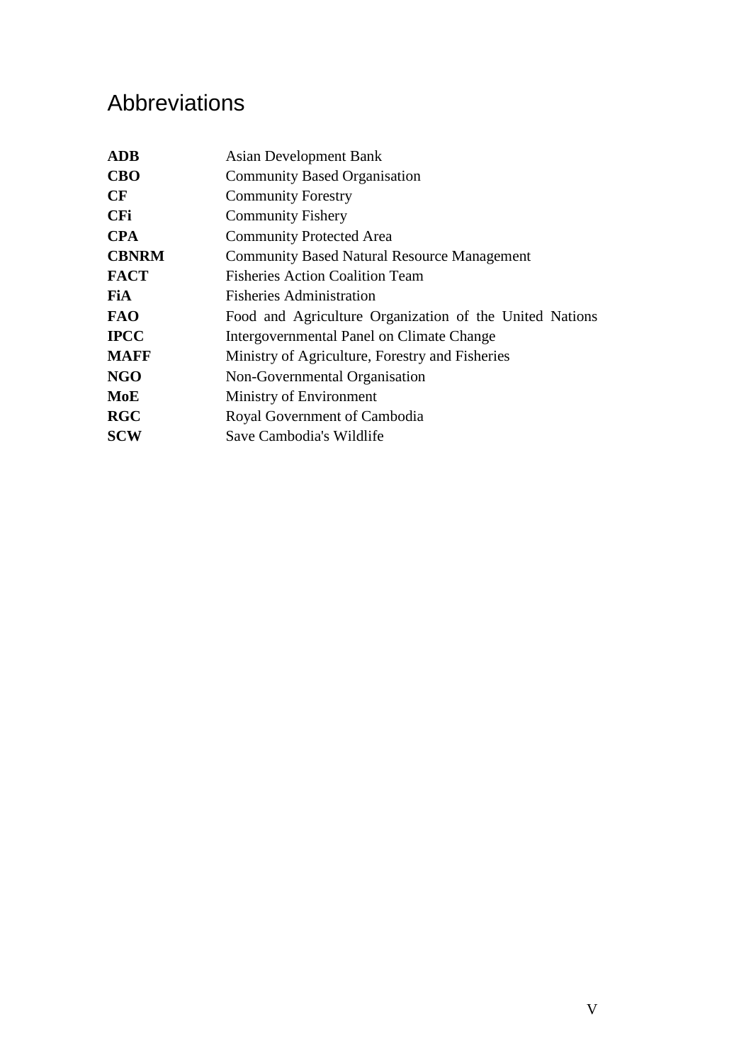# Abbreviations

| | |
|---|---|
| **ADB** | Asian Development Bank |
| **CBO** | Community Based Organisation |
| **CF** | Community Forestry |
| **CFi** | Community Fishery |
| **CPA** | Community Protected Area |
| **CBNRM** | Community Based Natural Resource Management |
| **FACT** | Fisheries Action Coalition Team |
| **FiA** | Fisheries Administration |
| **FAO** | Food and Agriculture Organization of the United Nations |
| **IPCC** | Intergovernmental Panel on Climate Change |
| **MAFF** | Ministry of Agriculture, Forestry and Fisheries |
| **NGO** | Non-Governmental Organisation |
| **MoE** | Ministry of Environment |
| **RGC** | Royal Government of Cambodia |
| **SCW** | Save Cambodia's Wildlife |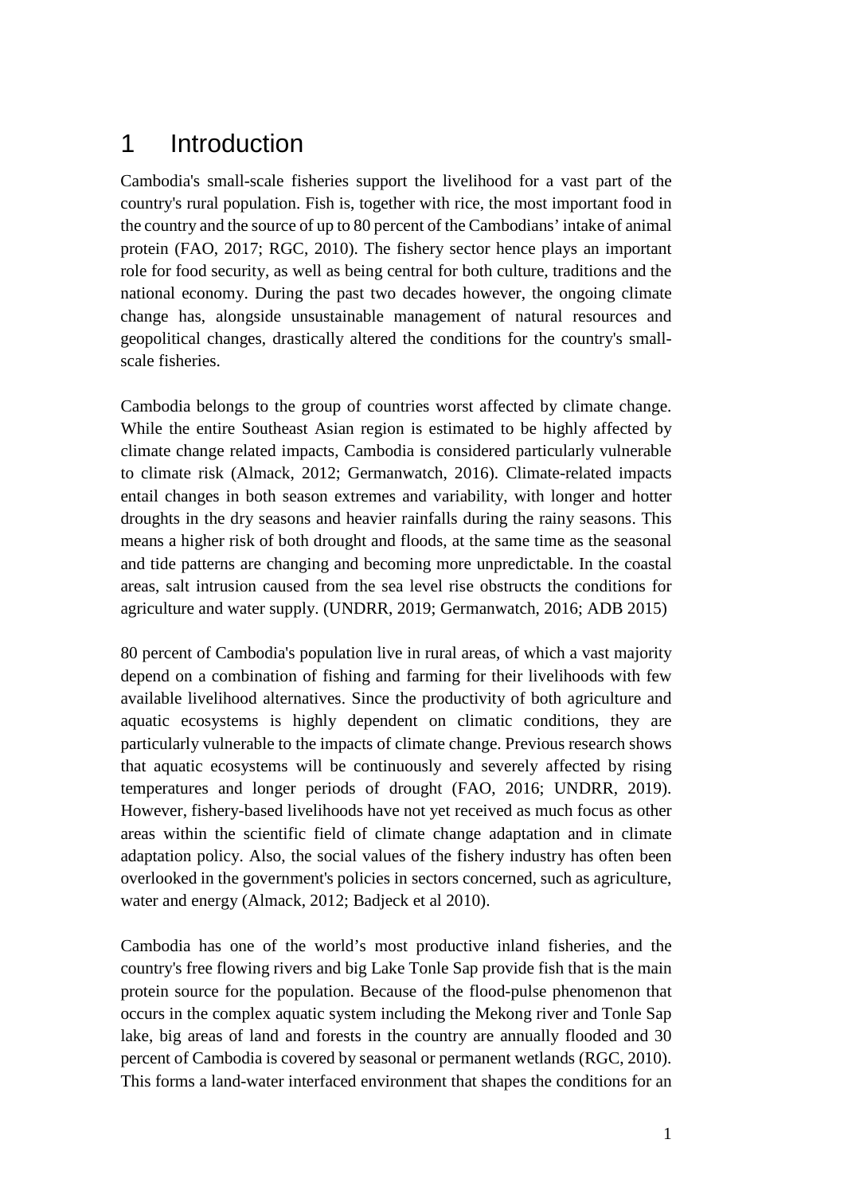# 1 Introduction

Cambodia's small-scale fisheries support the livelihood for a vast part of the country's rural population. Fish is, together with rice, the most important food in the country and the source of up to 80 percent of the Cambodians' intake of animal protein (FAO, 2017; RGC, 2010). The fishery sector hence plays an important role for food security, as well as being central for both culture, traditions and the national economy. During the past two decades however, the ongoing climate change has, alongside unsustainable management of natural resources and geopolitical changes, drastically altered the conditions for the country's small-scale fisheries.

Cambodia belongs to the group of countries worst affected by climate change. While the entire Southeast Asian region is estimated to be highly affected by climate change related impacts, Cambodia is considered particularly vulnerable to climate risk (Almack, 2012; Germanwatch, 2016). Climate-related impacts entail changes in both season extremes and variability, with longer and hotter droughts in the dry seasons and heavier rainfalls during the rainy seasons. This means a higher risk of both drought and floods, at the same time as the seasonal and tide patterns are changing and becoming more unpredictable. In the coastal areas, salt intrusion caused from the sea level rise obstructs the conditions for agriculture and water supply. (UNDRR, 2019; Germanwatch, 2016; ADB 2015)

80 percent of Cambodia's population live in rural areas, of which a vast majority depend on a combination of fishing and farming for their livelihoods with few available livelihood alternatives. Since the productivity of both agriculture and aquatic ecosystems is highly dependent on climatic conditions, they are particularly vulnerable to the impacts of climate change. Previous research shows that aquatic ecosystems will be continuously and severely affected by rising temperatures and longer periods of drought (FAO, 2016; UNDRR, 2019). However, fishery-based livelihoods have not yet received as much focus as other areas within the scientific field of climate change adaptation and in climate adaptation policy. Also, the social values of the fishery industry has often been overlooked in the government's policies in sectors concerned, such as agriculture, water and energy (Almack, 2012; Badjeck et al 2010).

Cambodia has one of the world's most productive inland fisheries, and the country's free flowing rivers and big Lake Tonle Sap provide fish that is the main protein source for the population. Because of the flood-pulse phenomenon that occurs in the complex aquatic system including the Mekong river and Tonle Sap lake, big areas of land and forests in the country are annually flooded and 30 percent of Cambodia is covered by seasonal or permanent wetlands (RGC, 2010). This forms a land-water interfaced environment that shapes the conditions for an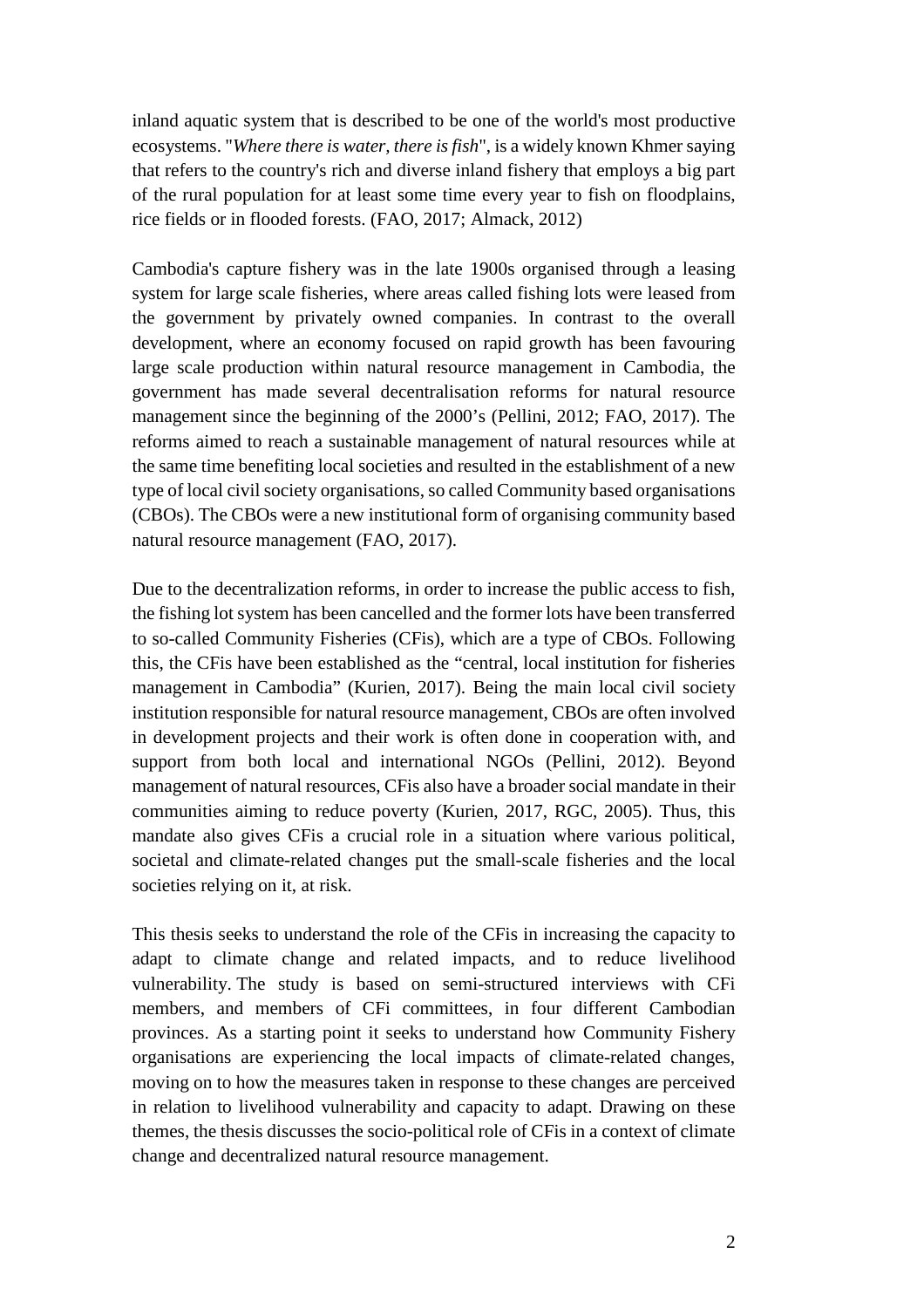inland aquatic system that is described to be one of the world's most productive ecosystems. "*Where there is water, there is fish*", is a widely known Khmer saying that refers to the country's rich and diverse inland fishery that employs a big part of the rural population for at least some time every year to fish on floodplains, rice fields or in flooded forests. (FAO, 2017; Almack, 2012)

Cambodia's capture fishery was in the late 1900s organised through a leasing system for large scale fisheries, where areas called fishing lots were leased from the government by privately owned companies. In contrast to the overall development, where an economy focused on rapid growth has been favouring large scale production within natural resource management in Cambodia, the government has made several decentralisation reforms for natural resource management since the beginning of the 2000's (Pellini, 2012; FAO, 2017). The reforms aimed to reach a sustainable management of natural resources while at the same time benefiting local societies and resulted in the establishment of a new type of local civil society organisations, so called Community based organisations (CBOs). The CBOs were a new institutional form of organising community based natural resource management (FAO, 2017).

Due to the decentralization reforms, in order to increase the public access to fish, the fishing lot system has been cancelled and the former lots have been transferred to so-called Community Fisheries (CFis), which are a type of CBOs. Following this, the CFis have been established as the "central, local institution for fisheries management in Cambodia" (Kurien, 2017). Being the main local civil society institution responsible for natural resource management, CBOs are often involved in development projects and their work is often done in cooperation with, and support from both local and international NGOs (Pellini, 2012). Beyond management of natural resources, CFis also have a broader social mandate in their communities aiming to reduce poverty (Kurien, 2017, RGC, 2005). Thus, this mandate also gives CFis a crucial role in a situation where various political, societal and climate-related changes put the small-scale fisheries and the local societies relying on it, at risk.

This thesis seeks to understand the role of the CFis in increasing the capacity to adapt to climate change and related impacts, and to reduce livelihood vulnerability. The study is based on semi-structured interviews with CFi members, and members of CFi committees, in four different Cambodian provinces. As a starting point it seeks to understand how Community Fishery organisations are experiencing the local impacts of climate-related changes, moving on to how the measures taken in response to these changes are perceived in relation to livelihood vulnerability and capacity to adapt. Drawing on these themes, the thesis discusses the socio-political role of CFis in a context of climate change and decentralized natural resource management.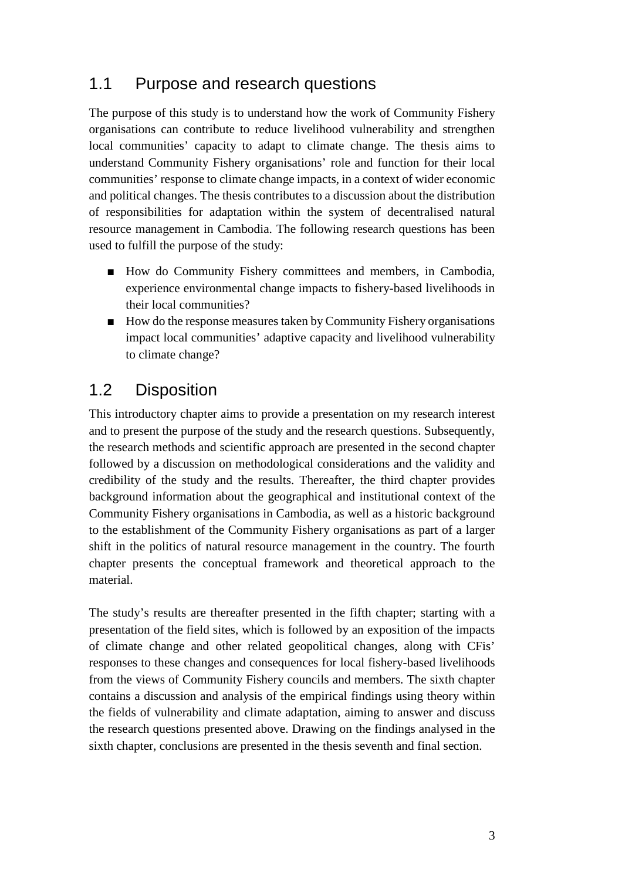## 1.1 Purpose and research questions

The purpose of this study is to understand how the work of Community Fishery organisations can contribute to reduce livelihood vulnerability and strengthen local communities' capacity to adapt to climate change. The thesis aims to understand Community Fishery organisations' role and function for their local communities' response to climate change impacts, in a context of wider economic and political changes. The thesis contributes to a discussion about the distribution of responsibilities for adaptation within the system of decentralised natural resource management in Cambodia. The following research questions has been used to fulfill the purpose of the study:

- How do Community Fishery committees and members, in Cambodia, experience environmental change impacts to fishery-based livelihoods in their local communities?
- How do the response measures taken by Community Fishery organisations impact local communities' adaptive capacity and livelihood vulnerability to climate change?

## 1.2 Disposition

This introductory chapter aims to provide a presentation on my research interest and to present the purpose of the study and the research questions. Subsequently, the research methods and scientific approach are presented in the second chapter followed by a discussion on methodological considerations and the validity and credibility of the study and the results. Thereafter, the third chapter provides background information about the geographical and institutional context of the Community Fishery organisations in Cambodia, as well as a historic background to the establishment of the Community Fishery organisations as part of a larger shift in the politics of natural resource management in the country. The fourth chapter presents the conceptual framework and theoretical approach to the material.

The study's results are thereafter presented in the fifth chapter; starting with a presentation of the field sites, which is followed by an exposition of the impacts of climate change and other related geopolitical changes, along with CFis' responses to these changes and consequences for local fishery-based livelihoods from the views of Community Fishery councils and members. The sixth chapter contains a discussion and analysis of the empirical findings using theory within the fields of vulnerability and climate adaptation, aiming to answer and discuss the research questions presented above. Drawing on the findings analysed in the sixth chapter, conclusions are presented in the thesis seventh and final section.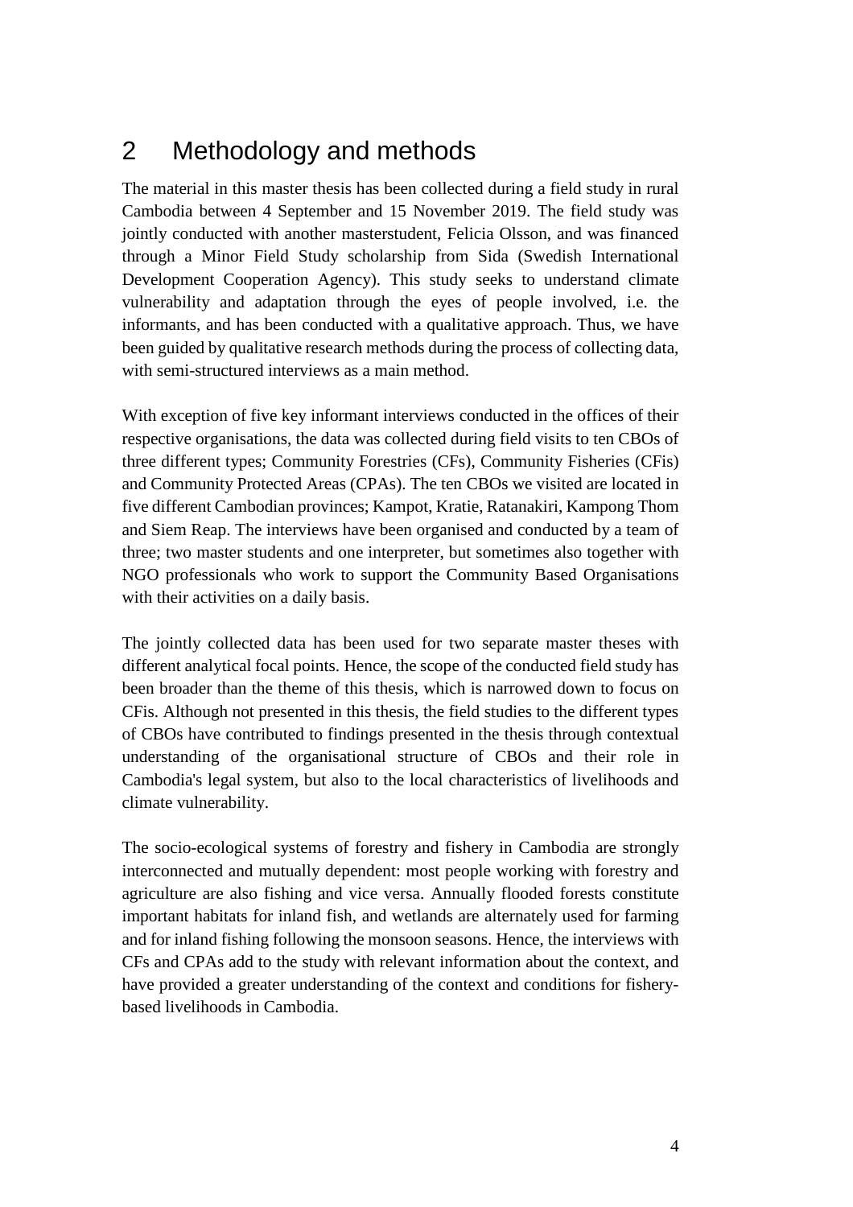# 2 Methodology and methods

The material in this master thesis has been collected during a field study in rural Cambodia between 4 September and 15 November 2019. The field study was jointly conducted with another masterstudent, Felicia Olsson, and was financed through a Minor Field Study scholarship from Sida (Swedish International Development Cooperation Agency). This study seeks to understand climate vulnerability and adaptation through the eyes of people involved, i.e. the informants, and has been conducted with a qualitative approach. Thus, we have been guided by qualitative research methods during the process of collecting data, with semi-structured interviews as a main method.

With exception of five key informant interviews conducted in the offices of their respective organisations, the data was collected during field visits to ten CBOs of three different types; Community Forestries (CFs), Community Fisheries (CFis) and Community Protected Areas (CPAs). The ten CBOs we visited are located in five different Cambodian provinces; Kampot, Kratie, Ratanakiri, Kampong Thom and Siem Reap. The interviews have been organised and conducted by a team of three; two master students and one interpreter, but sometimes also together with NGO professionals who work to support the Community Based Organisations with their activities on a daily basis.

The jointly collected data has been used for two separate master theses with different analytical focal points. Hence, the scope of the conducted field study has been broader than the theme of this thesis, which is narrowed down to focus on CFis. Although not presented in this thesis, the field studies to the different types of CBOs have contributed to findings presented in the thesis through contextual understanding of the organisational structure of CBOs and their role in Cambodia's legal system, but also to the local characteristics of livelihoods and climate vulnerability.

The socio-ecological systems of forestry and fishery in Cambodia are strongly interconnected and mutually dependent: most people working with forestry and agriculture are also fishing and vice versa. Annually flooded forests constitute important habitats for inland fish, and wetlands are alternately used for farming and for inland fishing following the monsoon seasons. Hence, the interviews with CFs and CPAs add to the study with relevant information about the context, and have provided a greater understanding of the context and conditions for fishery-based livelihoods in Cambodia.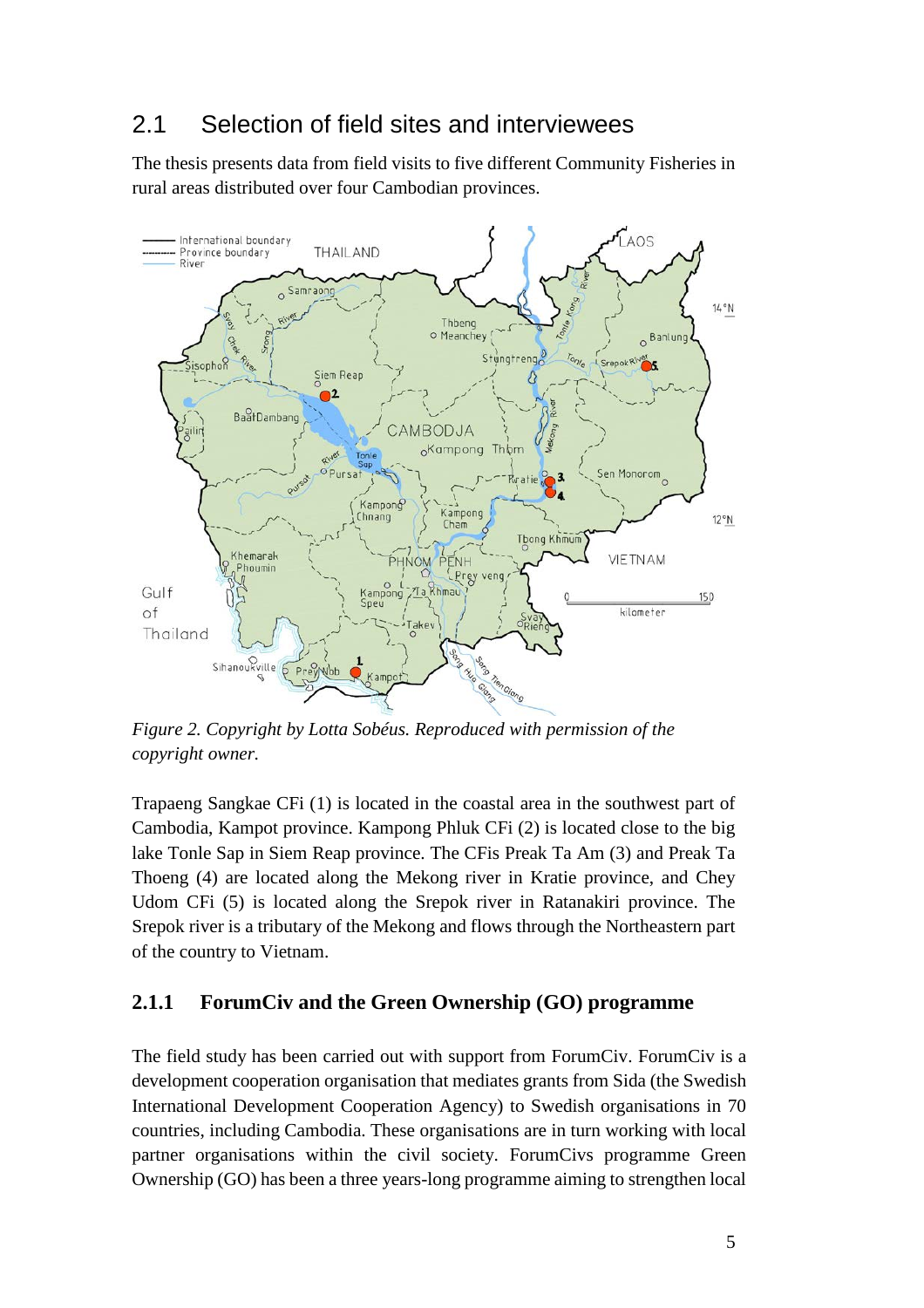## 2.1 Selection of field sites and interviewees

The thesis presents data from field visits to five different Community Fisheries in rural areas distributed over four Cambodian provinces.

*Figure 2. Copyright by Lotta Sobéus. Reproduced with permission of the copyright owner.*

Trapaeng Sangkae CFi (1) is located in the coastal area in the southwest part of Cambodia, Kampot province. Kampong Phluk CFi (2) is located close to the big lake Tonle Sap in Siem Reap province. The CFis Preak Ta Am (3) and Preak Ta Thoeng (4) are located along the Mekong river in Kratie province, and Chey Udom CFi (5) is located along the Srepok river in Ratanakiri province. The Srepok river is a tributary of the Mekong and flows through the Northeastern part of the country to Vietnam.

### 2.1.1 ForumCiv and the Green Ownership (GO) programme

The field study has been carried out with support from ForumCiv. ForumCiv is a development cooperation organisation that mediates grants from Sida (the Swedish International Development Cooperation Agency) to Swedish organisations in 70 countries, including Cambodia. These organisations are in turn working with local partner organisations within the civil society. ForumCivs programme Green Ownership (GO) has been a three years-long programme aiming to strengthen local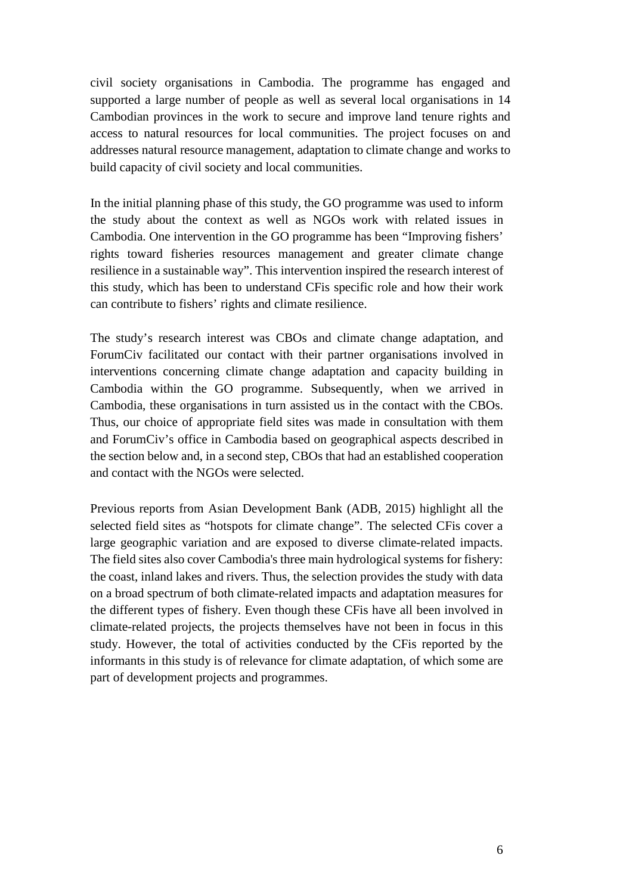civil society organisations in Cambodia. The programme has engaged and supported a large number of people as well as several local organisations in 14 Cambodian provinces in the work to secure and improve land tenure rights and access to natural resources for local communities. The project focuses on and addresses natural resource management, adaptation to climate change and works to build capacity of civil society and local communities.

In the initial planning phase of this study, the GO programme was used to inform the study about the context as well as NGOs work with related issues in Cambodia. One intervention in the GO programme has been "Improving fishers' rights toward fisheries resources management and greater climate change resilience in a sustainable way". This intervention inspired the research interest of this study, which has been to understand CFis specific role and how their work can contribute to fishers' rights and climate resilience.

The study's research interest was CBOs and climate change adaptation, and ForumCiv facilitated our contact with their partner organisations involved in interventions concerning climate change adaptation and capacity building in Cambodia within the GO programme. Subsequently, when we arrived in Cambodia, these organisations in turn assisted us in the contact with the CBOs. Thus, our choice of appropriate field sites was made in consultation with them and ForumCiv's office in Cambodia based on geographical aspects described in the section below and, in a second step, CBOs that had an established cooperation and contact with the NGOs were selected.

Previous reports from Asian Development Bank (ADB, 2015) highlight all the selected field sites as "hotspots for climate change". The selected CFis cover a large geographic variation and are exposed to diverse climate-related impacts. The field sites also cover Cambodia's three main hydrological systems for fishery: the coast, inland lakes and rivers. Thus, the selection provides the study with data on a broad spectrum of both climate-related impacts and adaptation measures for the different types of fishery. Even though these CFis have all been involved in climate-related projects, the projects themselves have not been in focus in this study. However, the total of activities conducted by the CFis reported by the informants in this study is of relevance for climate adaptation, of which some are part of development projects and programmes.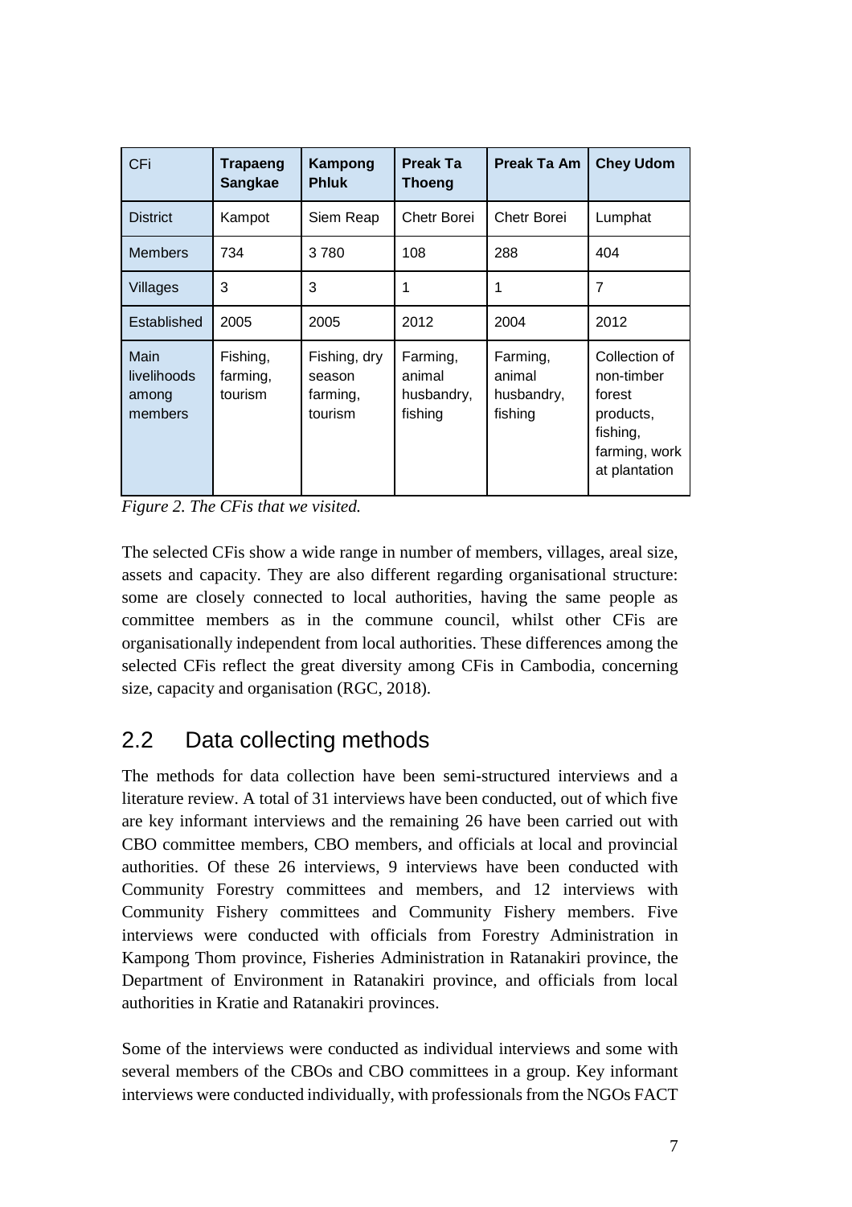| CFi | Trapaeng Sangkae | Kampong Phluk | Preak Ta Thoeng | Preak Ta Am | Chey Udom |
|---|---|---|---|---|---|
| District | Kampot | Siem Reap | Chetr Borei | Chetr Borei | Lumphat |
| Members | 734 | 3 780 | 108 | 288 | 404 |
| Villages | 3 | 3 | 1 | 1 | 7 |
| Established | 2005 | 2005 | 2012 | 2004 | 2012 |
| Main livelihoods among members | Fishing, farming, tourism | Fishing, dry season farming, tourism | Farming, animal husbandry, fishing | Farming, animal husbandry, fishing | Collection of non-timber forest products, fishing, farming, work at plantation |

*Figure 2. The CFis that we visited.*

The selected CFis show a wide range in number of members, villages, areal size, assets and capacity. They are also different regarding organisational structure: some are closely connected to local authorities, having the same people as committee members as in the commune council, whilst other CFis are organisationally independent from local authorities. These differences among the selected CFis reflect the great diversity among CFis in Cambodia, concerning size, capacity and organisation (RGC, 2018).

## 2.2 Data collecting methods

The methods for data collection have been semi-structured interviews and a literature review. A total of 31 interviews have been conducted, out of which five are key informant interviews and the remaining 26 have been carried out with CBO committee members, CBO members, and officials at local and provincial authorities. Of these 26 interviews, 9 interviews have been conducted with Community Forestry committees and members, and 12 interviews with Community Fishery committees and Community Fishery members. Five interviews were conducted with officials from Forestry Administration in Kampong Thom province, Fisheries Administration in Ratanakiri province, the Department of Environment in Ratanakiri province, and officials from local authorities in Kratie and Ratanakiri provinces.

Some of the interviews were conducted as individual interviews and some with several members of the CBOs and CBO committees in a group. Key informant interviews were conducted individually, with professionals from the NGOs FACT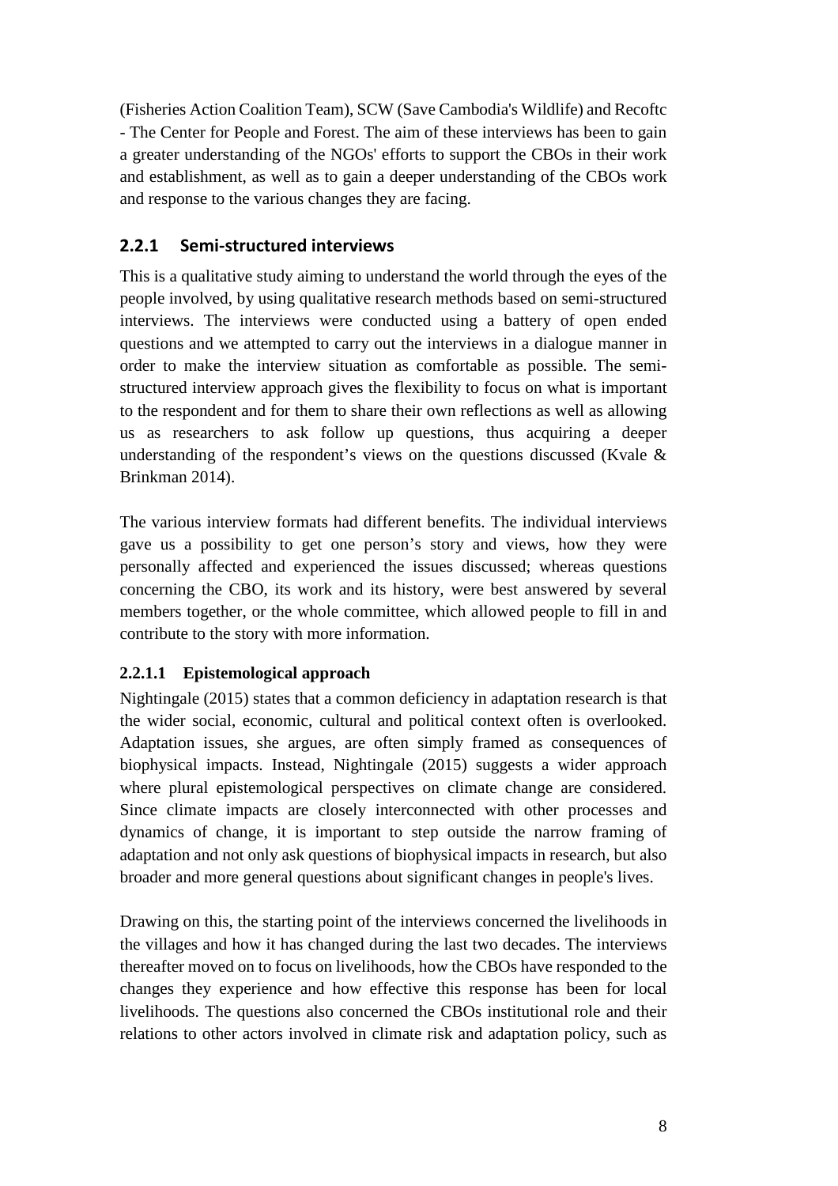(Fisheries Action Coalition Team), SCW (Save Cambodia's Wildlife) and Recoftc - The Center for People and Forest. The aim of these interviews has been to gain a greater understanding of the NGOs' efforts to support the CBOs in their work and establishment, as well as to gain a deeper understanding of the CBOs work and response to the various changes they are facing.

### 2.2.1 Semi-structured interviews

This is a qualitative study aiming to understand the world through the eyes of the people involved, by using qualitative research methods based on semi-structured interviews. The interviews were conducted using a battery of open ended questions and we attempted to carry out the interviews in a dialogue manner in order to make the interview situation as comfortable as possible. The semi-structured interview approach gives the flexibility to focus on what is important to the respondent and for them to share their own reflections as well as allowing us as researchers to ask follow up questions, thus acquiring a deeper understanding of the respondent's views on the questions discussed (Kvale & Brinkman 2014).

The various interview formats had different benefits. The individual interviews gave us a possibility to get one person's story and views, how they were personally affected and experienced the issues discussed; whereas questions concerning the CBO, its work and its history, were best answered by several members together, or the whole committee, which allowed people to fill in and contribute to the story with more information.

#### 2.2.1.1 Epistemological approach

Nightingale (2015) states that a common deficiency in adaptation research is that the wider social, economic, cultural and political context often is overlooked. Adaptation issues, she argues, are often simply framed as consequences of biophysical impacts. Instead, Nightingale (2015) suggests a wider approach where plural epistemological perspectives on climate change are considered. Since climate impacts are closely interconnected with other processes and dynamics of change, it is important to step outside the narrow framing of adaptation and not only ask questions of biophysical impacts in research, but also broader and more general questions about significant changes in people's lives.

Drawing on this, the starting point of the interviews concerned the livelihoods in the villages and how it has changed during the last two decades. The interviews thereafter moved on to focus on livelihoods, how the CBOs have responded to the changes they experience and how effective this response has been for local livelihoods. The questions also concerned the CBOs institutional role and their relations to other actors involved in climate risk and adaptation policy, such as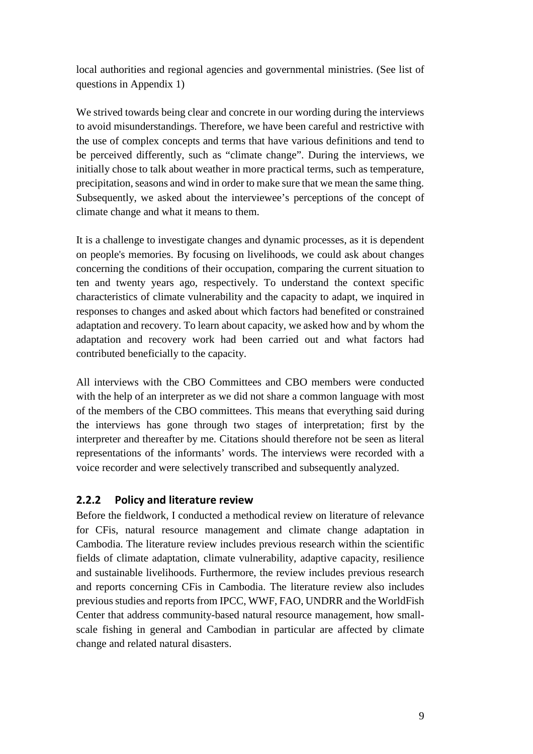local authorities and regional agencies and governmental ministries. (See list of questions in Appendix 1)

We strived towards being clear and concrete in our wording during the interviews to avoid misunderstandings. Therefore, we have been careful and restrictive with the use of complex concepts and terms that have various definitions and tend to be perceived differently, such as "climate change". During the interviews, we initially chose to talk about weather in more practical terms, such as temperature, precipitation, seasons and wind in order to make sure that we mean the same thing. Subsequently, we asked about the interviewee's perceptions of the concept of climate change and what it means to them.

It is a challenge to investigate changes and dynamic processes, as it is dependent on people's memories. By focusing on livelihoods, we could ask about changes concerning the conditions of their occupation, comparing the current situation to ten and twenty years ago, respectively. To understand the context specific characteristics of climate vulnerability and the capacity to adapt, we inquired in responses to changes and asked about which factors had benefited or constrained adaptation and recovery. To learn about capacity, we asked how and by whom the adaptation and recovery work had been carried out and what factors had contributed beneficially to the capacity.

All interviews with the CBO Committees and CBO members were conducted with the help of an interpreter as we did not share a common language with most of the members of the CBO committees. This means that everything said during the interviews has gone through two stages of interpretation; first by the interpreter and thereafter by me. Citations should therefore not be seen as literal representations of the informants' words. The interviews were recorded with a voice recorder and were selectively transcribed and subsequently analyzed.

### 2.2.2 Policy and literature review

Before the fieldwork, I conducted a methodical review on literature of relevance for CFis, natural resource management and climate change adaptation in Cambodia. The literature review includes previous research within the scientific fields of climate adaptation, climate vulnerability, adaptive capacity, resilience and sustainable livelihoods. Furthermore, the review includes previous research and reports concerning CFis in Cambodia. The literature review also includes previous studies and reports from IPCC, WWF, FAO, UNDRR and the WorldFish Center that address community-based natural resource management, how small-scale fishing in general and Cambodian in particular are affected by climate change and related natural disasters.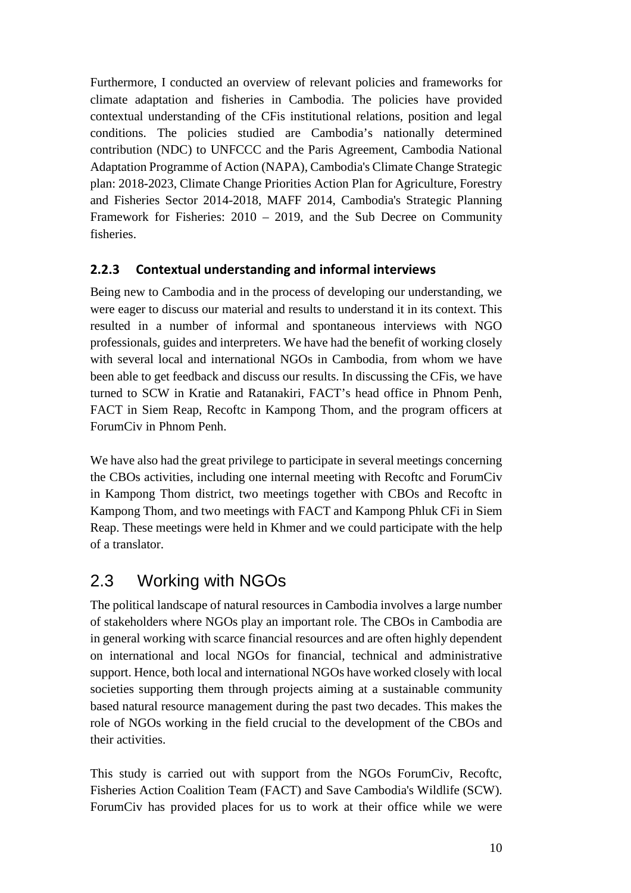Furthermore, I conducted an overview of relevant policies and frameworks for climate adaptation and fisheries in Cambodia. The policies have provided contextual understanding of the CFis institutional relations, position and legal conditions. The policies studied are Cambodia's nationally determined contribution (NDC) to UNFCCC and the Paris Agreement, Cambodia National Adaptation Programme of Action (NAPA), Cambodia's Climate Change Strategic plan: 2018-2023, Climate Change Priorities Action Plan for Agriculture, Forestry and Fisheries Sector 2014-2018, MAFF 2014, Cambodia's Strategic Planning Framework for Fisheries: 2010 – 2019, and the Sub Decree on Community fisheries.

### 2.2.3 Contextual understanding and informal interviews

Being new to Cambodia and in the process of developing our understanding, we were eager to discuss our material and results to understand it in its context. This resulted in a number of informal and spontaneous interviews with NGO professionals, guides and interpreters. We have had the benefit of working closely with several local and international NGOs in Cambodia, from whom we have been able to get feedback and discuss our results. In discussing the CFis, we have turned to SCW in Kratie and Ratanakiri, FACT's head office in Phnom Penh, FACT in Siem Reap, Recoftc in Kampong Thom, and the program officers at ForumCiv in Phnom Penh.

We have also had the great privilege to participate in several meetings concerning the CBOs activities, including one internal meeting with Recoftc and ForumCiv in Kampong Thom district, two meetings together with CBOs and Recoftc in Kampong Thom, and two meetings with FACT and Kampong Phluk CFi in Siem Reap. These meetings were held in Khmer and we could participate with the help of a translator.

## 2.3 Working with NGOs

The political landscape of natural resources in Cambodia involves a large number of stakeholders where NGOs play an important role. The CBOs in Cambodia are in general working with scarce financial resources and are often highly dependent on international and local NGOs for financial, technical and administrative support. Hence, both local and international NGOs have worked closely with local societies supporting them through projects aiming at a sustainable community based natural resource management during the past two decades. This makes the role of NGOs working in the field crucial to the development of the CBOs and their activities.

This study is carried out with support from the NGOs ForumCiv, Recoftc, Fisheries Action Coalition Team (FACT) and Save Cambodia's Wildlife (SCW). ForumCiv has provided places for us to work at their office while we were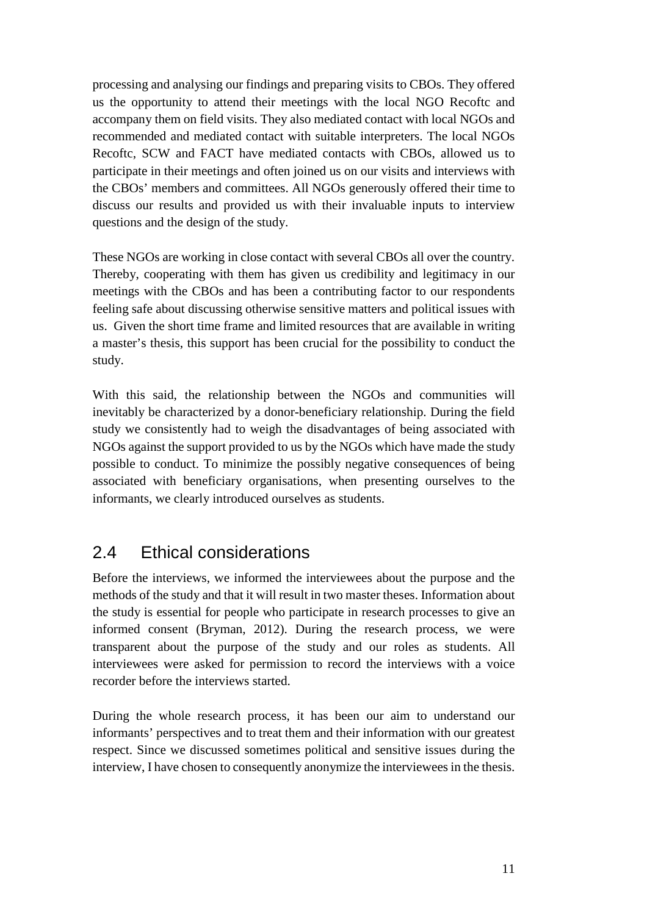processing and analysing our findings and preparing visits to CBOs. They offered us the opportunity to attend their meetings with the local NGO Recoftc and accompany them on field visits. They also mediated contact with local NGOs and recommended and mediated contact with suitable interpreters. The local NGOs Recoftc, SCW and FACT have mediated contacts with CBOs, allowed us to participate in their meetings and often joined us on our visits and interviews with the CBOs' members and committees. All NGOs generously offered their time to discuss our results and provided us with their invaluable inputs to interview questions and the design of the study.

These NGOs are working in close contact with several CBOs all over the country. Thereby, cooperating with them has given us credibility and legitimacy in our meetings with the CBOs and has been a contributing factor to our respondents feeling safe about discussing otherwise sensitive matters and political issues with us. Given the short time frame and limited resources that are available in writing a master's thesis, this support has been crucial for the possibility to conduct the study.

With this said, the relationship between the NGOs and communities will inevitably be characterized by a donor-beneficiary relationship. During the field study we consistently had to weigh the disadvantages of being associated with NGOs against the support provided to us by the NGOs which have made the study possible to conduct. To minimize the possibly negative consequences of being associated with beneficiary organisations, when presenting ourselves to the informants, we clearly introduced ourselves as students.

## 2.4 Ethical considerations

Before the interviews, we informed the interviewees about the purpose and the methods of the study and that it will result in two master theses. Information about the study is essential for people who participate in research processes to give an informed consent (Bryman, 2012). During the research process, we were transparent about the purpose of the study and our roles as students. All interviewees were asked for permission to record the interviews with a voice recorder before the interviews started.

During the whole research process, it has been our aim to understand our informants' perspectives and to treat them and their information with our greatest respect. Since we discussed sometimes political and sensitive issues during the interview, I have chosen to consequently anonymize the interviewees in the thesis.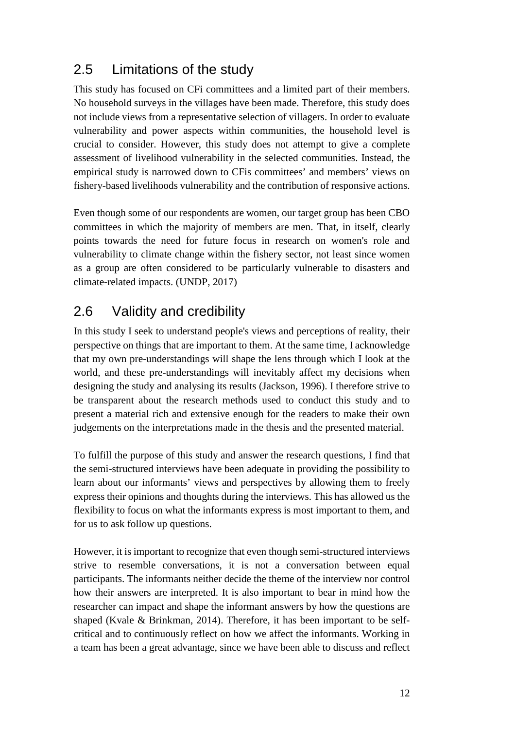## 2.5 Limitations of the study

This study has focused on CFi committees and a limited part of their members. No household surveys in the villages have been made. Therefore, this study does not include views from a representative selection of villagers. In order to evaluate vulnerability and power aspects within communities, the household level is crucial to consider. However, this study does not attempt to give a complete assessment of livelihood vulnerability in the selected communities. Instead, the empirical study is narrowed down to CFis committees' and members' views on fishery-based livelihoods vulnerability and the contribution of responsive actions.

Even though some of our respondents are women, our target group has been CBO committees in which the majority of members are men. That, in itself, clearly points towards the need for future focus in research on women's role and vulnerability to climate change within the fishery sector, not least since women as a group are often considered to be particularly vulnerable to disasters and climate-related impacts. (UNDP, 2017)

## 2.6 Validity and credibility

In this study I seek to understand people's views and perceptions of reality, their perspective on things that are important to them. At the same time, I acknowledge that my own pre-understandings will shape the lens through which I look at the world, and these pre-understandings will inevitably affect my decisions when designing the study and analysing its results (Jackson, 1996). I therefore strive to be transparent about the research methods used to conduct this study and to present a material rich and extensive enough for the readers to make their own judgements on the interpretations made in the thesis and the presented material.

To fulfill the purpose of this study and answer the research questions, I find that the semi-structured interviews have been adequate in providing the possibility to learn about our informants' views and perspectives by allowing them to freely express their opinions and thoughts during the interviews. This has allowed us the flexibility to focus on what the informants express is most important to them, and for us to ask follow up questions.

However, it is important to recognize that even though semi-structured interviews strive to resemble conversations, it is not a conversation between equal participants. The informants neither decide the theme of the interview nor control how their answers are interpreted. It is also important to bear in mind how the researcher can impact and shape the informant answers by how the questions are shaped (Kvale & Brinkman, 2014). Therefore, it has been important to be self-critical and to continuously reflect on how we affect the informants. Working in a team has been a great advantage, since we have been able to discuss and reflect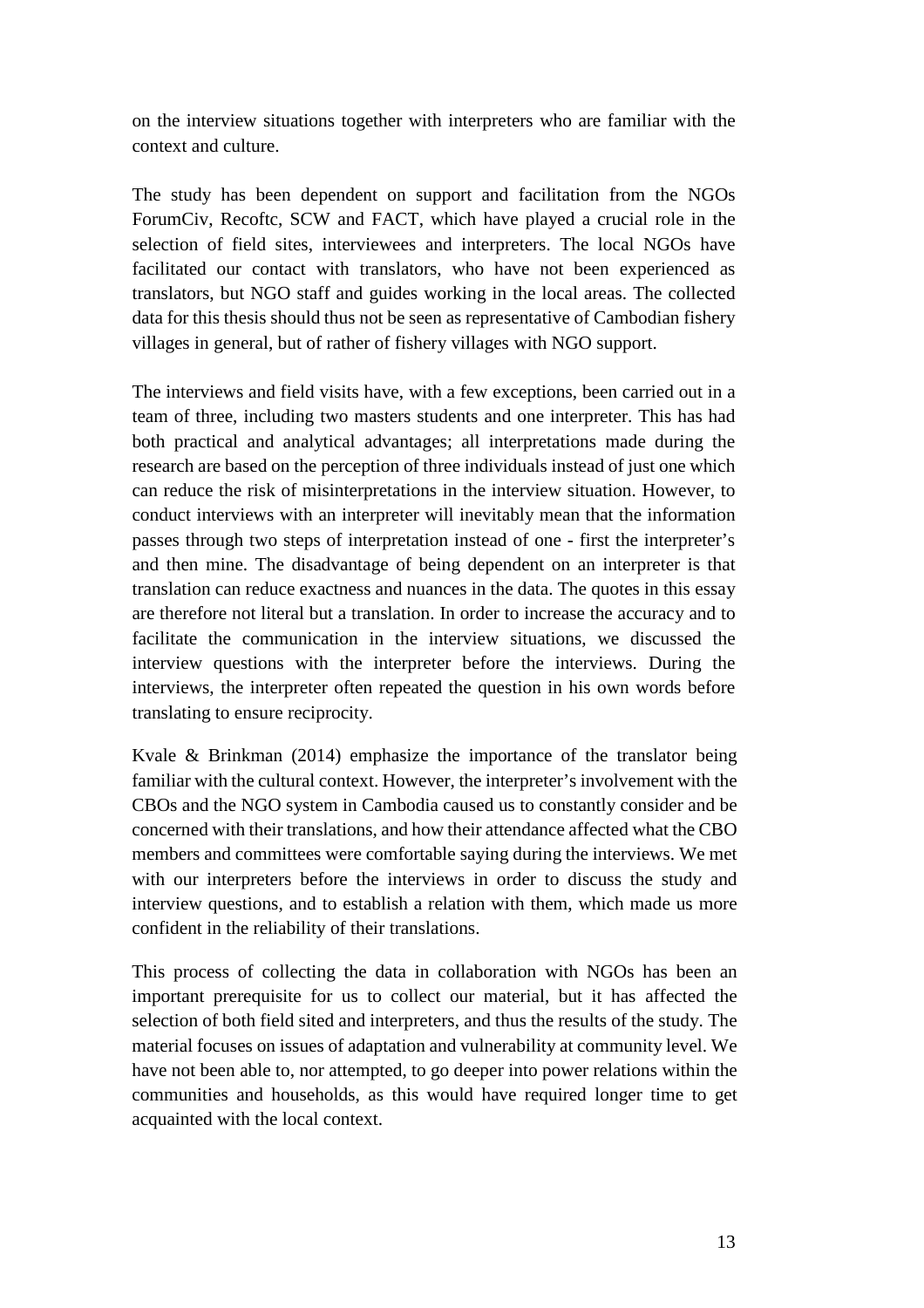on the interview situations together with interpreters who are familiar with the context and culture.

The study has been dependent on support and facilitation from the NGOs ForumCiv, Recoftc, SCW and FACT, which have played a crucial role in the selection of field sites, interviewees and interpreters. The local NGOs have facilitated our contact with translators, who have not been experienced as translators, but NGO staff and guides working in the local areas. The collected data for this thesis should thus not be seen as representative of Cambodian fishery villages in general, but of rather of fishery villages with NGO support.

The interviews and field visits have, with a few exceptions, been carried out in a team of three, including two masters students and one interpreter. This has had both practical and analytical advantages; all interpretations made during the research are based on the perception of three individuals instead of just one which can reduce the risk of misinterpretations in the interview situation. However, to conduct interviews with an interpreter will inevitably mean that the information passes through two steps of interpretation instead of one - first the interpreter's and then mine. The disadvantage of being dependent on an interpreter is that translation can reduce exactness and nuances in the data. The quotes in this essay are therefore not literal but a translation. In order to increase the accuracy and to facilitate the communication in the interview situations, we discussed the interview questions with the interpreter before the interviews. During the interviews, the interpreter often repeated the question in his own words before translating to ensure reciprocity.

Kvale & Brinkman (2014) emphasize the importance of the translator being familiar with the cultural context. However, the interpreter's involvement with the CBOs and the NGO system in Cambodia caused us to constantly consider and be concerned with their translations, and how their attendance affected what the CBO members and committees were comfortable saying during the interviews. We met with our interpreters before the interviews in order to discuss the study and interview questions, and to establish a relation with them, which made us more confident in the reliability of their translations.

This process of collecting the data in collaboration with NGOs has been an important prerequisite for us to collect our material, but it has affected the selection of both field sited and interpreters, and thus the results of the study. The material focuses on issues of adaptation and vulnerability at community level. We have not been able to, nor attempted, to go deeper into power relations within the communities and households, as this would have required longer time to get acquainted with the local context.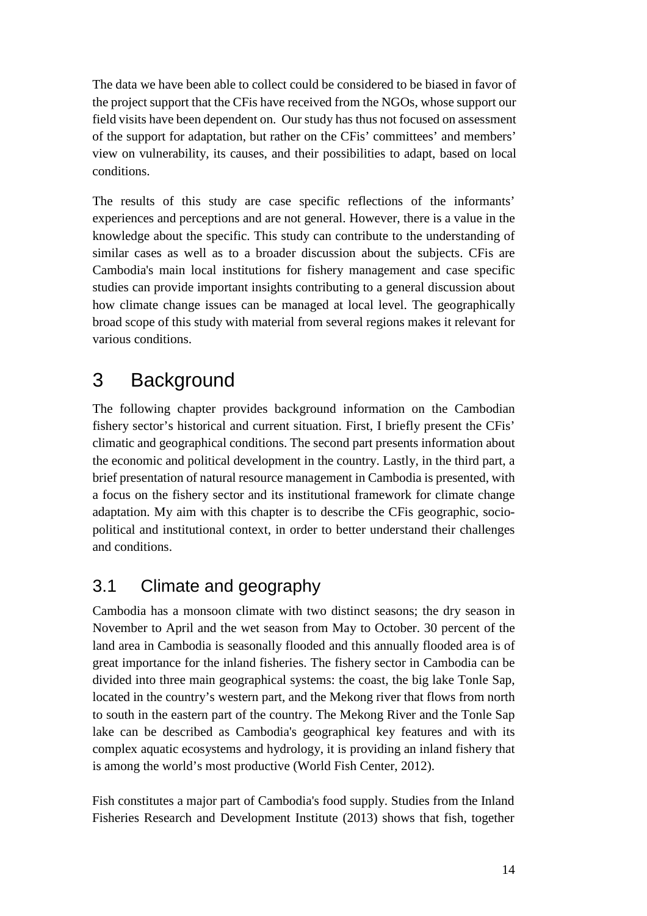The data we have been able to collect could be considered to be biased in favor of the project support that the CFis have received from the NGOs, whose support our field visits have been dependent on. Our study has thus not focused on assessment of the support for adaptation, but rather on the CFis' committees' and members' view on vulnerability, its causes, and their possibilities to adapt, based on local conditions.

The results of this study are case specific reflections of the informants' experiences and perceptions and are not general. However, there is a value in the knowledge about the specific. This study can contribute to the understanding of similar cases as well as to a broader discussion about the subjects. CFis are Cambodia's main local institutions for fishery management and case specific studies can provide important insights contributing to a general discussion about how climate change issues can be managed at local level. The geographically broad scope of this study with material from several regions makes it relevant for various conditions.

# 3 Background

The following chapter provides background information on the Cambodian fishery sector's historical and current situation. First, I briefly present the CFis' climatic and geographical conditions. The second part presents information about the economic and political development in the country. Lastly, in the third part, a brief presentation of natural resource management in Cambodia is presented, with a focus on the fishery sector and its institutional framework for climate change adaptation. My aim with this chapter is to describe the CFis geographic, socio-political and institutional context, in order to better understand their challenges and conditions.

## 3.1 Climate and geography

Cambodia has a monsoon climate with two distinct seasons; the dry season in November to April and the wet season from May to October. 30 percent of the land area in Cambodia is seasonally flooded and this annually flooded area is of great importance for the inland fisheries. The fishery sector in Cambodia can be divided into three main geographical systems: the coast, the big lake Tonle Sap, located in the country's western part, and the Mekong river that flows from north to south in the eastern part of the country. The Mekong River and the Tonle Sap lake can be described as Cambodia's geographical key features and with its complex aquatic ecosystems and hydrology, it is providing an inland fishery that is among the world's most productive (World Fish Center, 2012).

Fish constitutes a major part of Cambodia's food supply. Studies from the Inland Fisheries Research and Development Institute (2013) shows that fish, together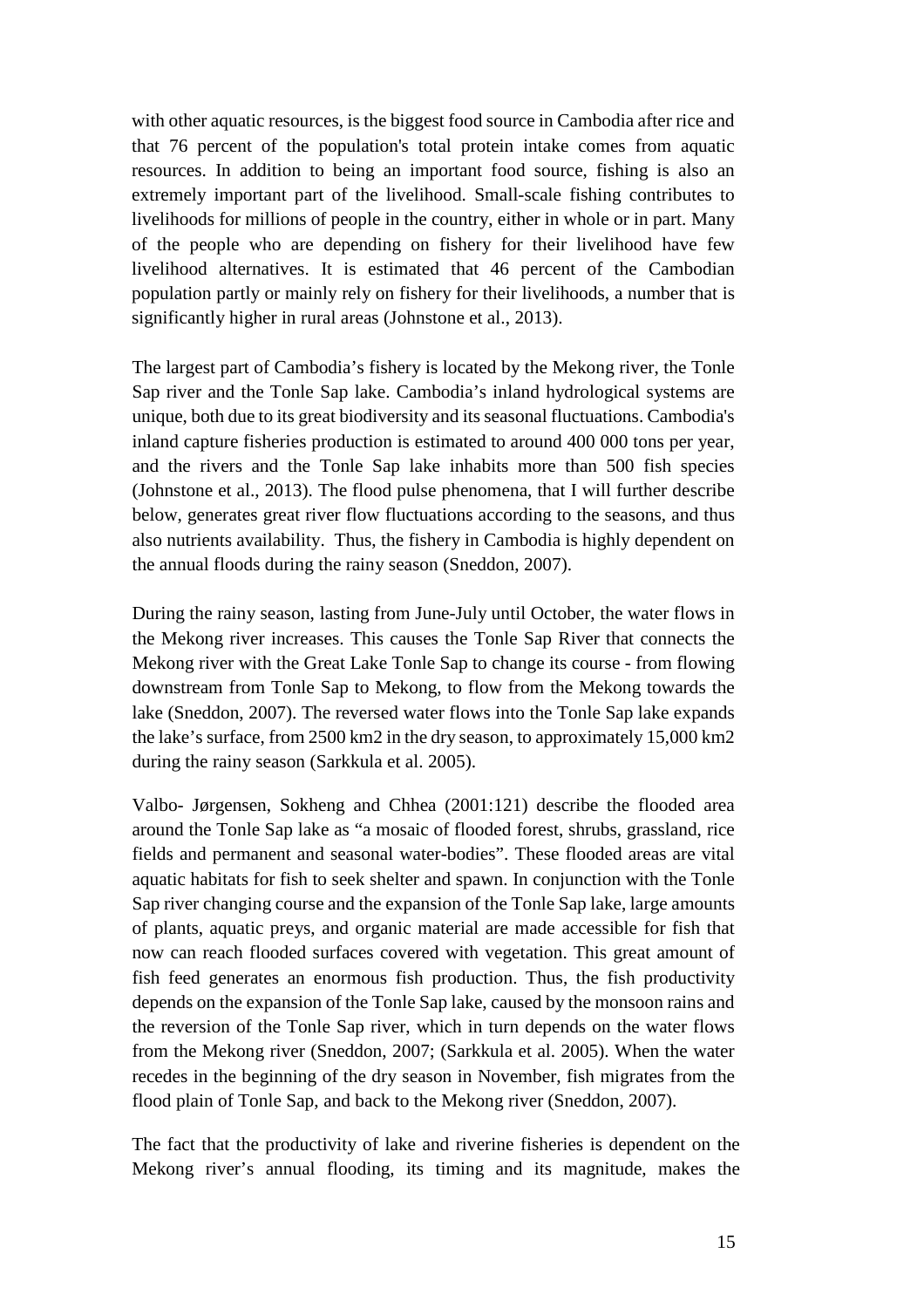with other aquatic resources, is the biggest food source in Cambodia after rice and that 76 percent of the population's total protein intake comes from aquatic resources. In addition to being an important food source, fishing is also an extremely important part of the livelihood. Small-scale fishing contributes to livelihoods for millions of people in the country, either in whole or in part. Many of the people who are depending on fishery for their livelihood have few livelihood alternatives. It is estimated that 46 percent of the Cambodian population partly or mainly rely on fishery for their livelihoods, a number that is significantly higher in rural areas (Johnstone et al., 2013).

The largest part of Cambodia's fishery is located by the Mekong river, the Tonle Sap river and the Tonle Sap lake. Cambodia's inland hydrological systems are unique, both due to its great biodiversity and its seasonal fluctuations. Cambodia's inland capture fisheries production is estimated to around 400 000 tons per year, and the rivers and the Tonle Sap lake inhabits more than 500 fish species (Johnstone et al., 2013). The flood pulse phenomena, that I will further describe below, generates great river flow fluctuations according to the seasons, and thus also nutrients availability. Thus, the fishery in Cambodia is highly dependent on the annual floods during the rainy season (Sneddon, 2007).

During the rainy season, lasting from June-July until October, the water flows in the Mekong river increases. This causes the Tonle Sap River that connects the Mekong river with the Great Lake Tonle Sap to change its course - from flowing downstream from Tonle Sap to Mekong, to flow from the Mekong towards the lake (Sneddon, 2007). The reversed water flows into the Tonle Sap lake expands the lake's surface, from 2500 km2 in the dry season, to approximately 15,000 km2 during the rainy season (Sarkkula et al. 2005).

Valbo- Jørgensen, Sokheng and Chhea (2001:121) describe the flooded area around the Tonle Sap lake as "a mosaic of flooded forest, shrubs, grassland, rice fields and permanent and seasonal water-bodies". These flooded areas are vital aquatic habitats for fish to seek shelter and spawn. In conjunction with the Tonle Sap river changing course and the expansion of the Tonle Sap lake, large amounts of plants, aquatic preys, and organic material are made accessible for fish that now can reach flooded surfaces covered with vegetation. This great amount of fish feed generates an enormous fish production. Thus, the fish productivity depends on the expansion of the Tonle Sap lake, caused by the monsoon rains and the reversion of the Tonle Sap river, which in turn depends on the water flows from the Mekong river (Sneddon, 2007; (Sarkkula et al. 2005). When the water recedes in the beginning of the dry season in November, fish migrates from the flood plain of Tonle Sap, and back to the Mekong river (Sneddon, 2007).

The fact that the productivity of lake and riverine fisheries is dependent on the Mekong river's annual flooding, its timing and its magnitude, makes the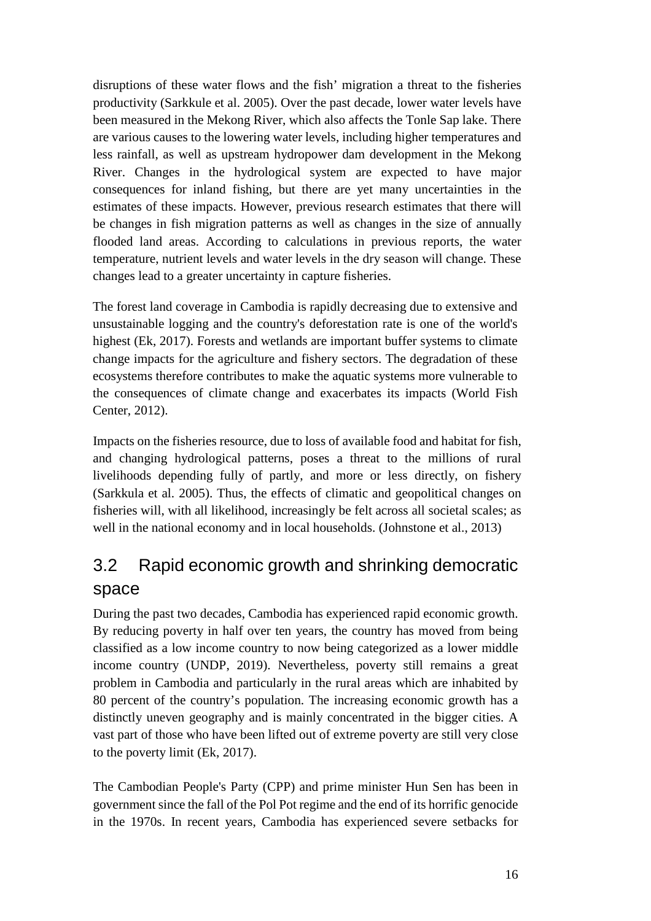disruptions of these water flows and the fish' migration a threat to the fisheries productivity (Sarkkule et al. 2005). Over the past decade, lower water levels have been measured in the Mekong River, which also affects the Tonle Sap lake. There are various causes to the lowering water levels, including higher temperatures and less rainfall, as well as upstream hydropower dam development in the Mekong River. Changes in the hydrological system are expected to have major consequences for inland fishing, but there are yet many uncertainties in the estimates of these impacts. However, previous research estimates that there will be changes in fish migration patterns as well as changes in the size of annually flooded land areas. According to calculations in previous reports, the water temperature, nutrient levels and water levels in the dry season will change. These changes lead to a greater uncertainty in capture fisheries.

The forest land coverage in Cambodia is rapidly decreasing due to extensive and unsustainable logging and the country's deforestation rate is one of the world's highest (Ek, 2017). Forests and wetlands are important buffer systems to climate change impacts for the agriculture and fishery sectors. The degradation of these ecosystems therefore contributes to make the aquatic systems more vulnerable to the consequences of climate change and exacerbates its impacts (World Fish Center, 2012).

Impacts on the fisheries resource, due to loss of available food and habitat for fish, and changing hydrological patterns, poses a threat to the millions of rural livelihoods depending fully of partly, and more or less directly, on fishery (Sarkkula et al. 2005). Thus, the effects of climatic and geopolitical changes on fisheries will, with all likelihood, increasingly be felt across all societal scales; as well in the national economy and in local households. (Johnstone et al., 2013)

## 3.2 Rapid economic growth and shrinking democratic space

During the past two decades, Cambodia has experienced rapid economic growth. By reducing poverty in half over ten years, the country has moved from being classified as a low income country to now being categorized as a lower middle income country (UNDP, 2019). Nevertheless, poverty still remains a great problem in Cambodia and particularly in the rural areas which are inhabited by 80 percent of the country's population. The increasing economic growth has a distinctly uneven geography and is mainly concentrated in the bigger cities. A vast part of those who have been lifted out of extreme poverty are still very close to the poverty limit (Ek, 2017).

The Cambodian People's Party (CPP) and prime minister Hun Sen has been in government since the fall of the Pol Pot regime and the end of its horrific genocide in the 1970s. In recent years, Cambodia has experienced severe setbacks for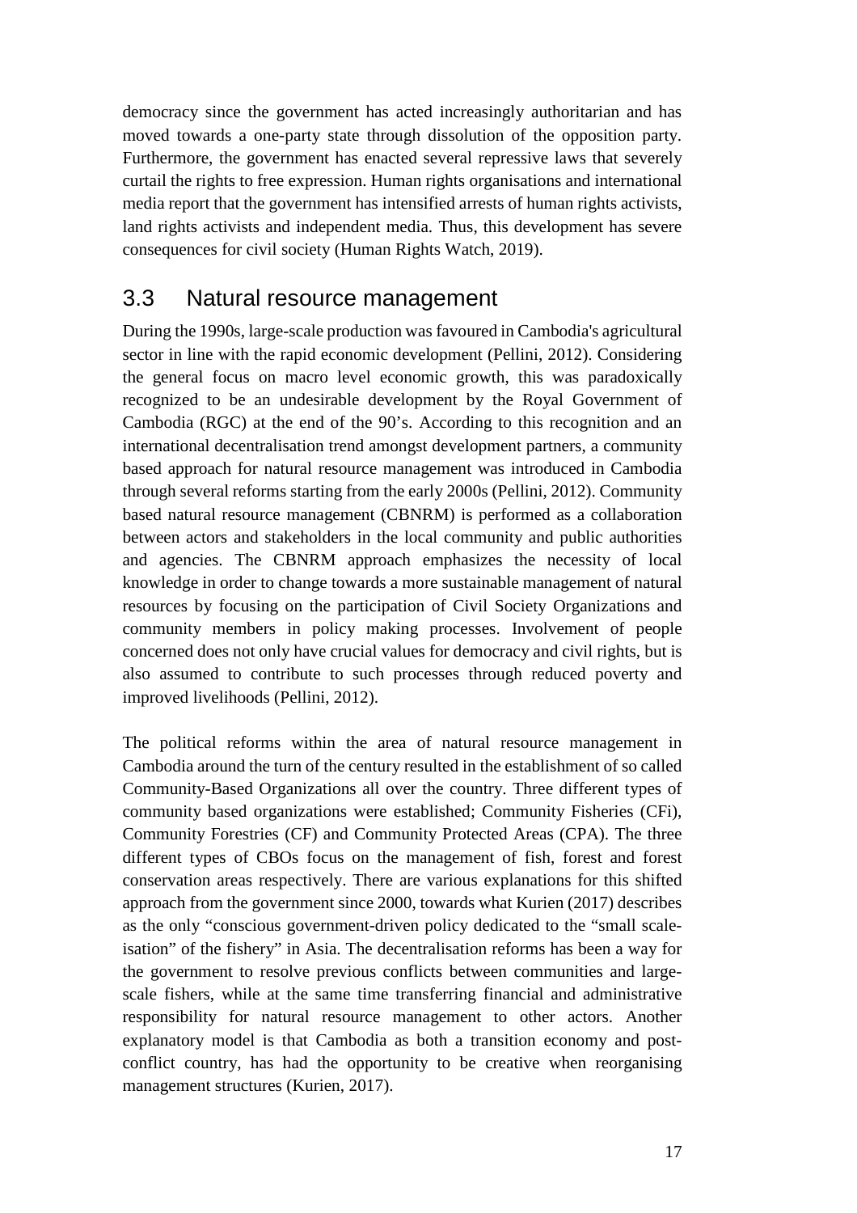democracy since the government has acted increasingly authoritarian and has moved towards a one-party state through dissolution of the opposition party. Furthermore, the government has enacted several repressive laws that severely curtail the rights to free expression. Human rights organisations and international media report that the government has intensified arrests of human rights activists, land rights activists and independent media. Thus, this development has severe consequences for civil society (Human Rights Watch, 2019).

## 3.3 Natural resource management

During the 1990s, large-scale production was favoured in Cambodia's agricultural sector in line with the rapid economic development (Pellini, 2012). Considering the general focus on macro level economic growth, this was paradoxically recognized to be an undesirable development by the Royal Government of Cambodia (RGC) at the end of the 90's. According to this recognition and an international decentralisation trend amongst development partners, a community based approach for natural resource management was introduced in Cambodia through several reforms starting from the early 2000s (Pellini, 2012). Community based natural resource management (CBNRM) is performed as a collaboration between actors and stakeholders in the local community and public authorities and agencies. The CBNRM approach emphasizes the necessity of local knowledge in order to change towards a more sustainable management of natural resources by focusing on the participation of Civil Society Organizations and community members in policy making processes. Involvement of people concerned does not only have crucial values for democracy and civil rights, but is also assumed to contribute to such processes through reduced poverty and improved livelihoods (Pellini, 2012).

The political reforms within the area of natural resource management in Cambodia around the turn of the century resulted in the establishment of so called Community-Based Organizations all over the country. Three different types of community based organizations were established; Community Fisheries (CFi), Community Forestries (CF) and Community Protected Areas (CPA). The three different types of CBOs focus on the management of fish, forest and forest conservation areas respectively. There are various explanations for this shifted approach from the government since 2000, towards what Kurien (2017) describes as the only "conscious government-driven policy dedicated to the "small scale-isation" of the fishery" in Asia. The decentralisation reforms has been a way for the government to resolve previous conflicts between communities and large-scale fishers, while at the same time transferring financial and administrative responsibility for natural resource management to other actors. Another explanatory model is that Cambodia as both a transition economy and post-conflict country, has had the opportunity to be creative when reorganising management structures (Kurien, 2017).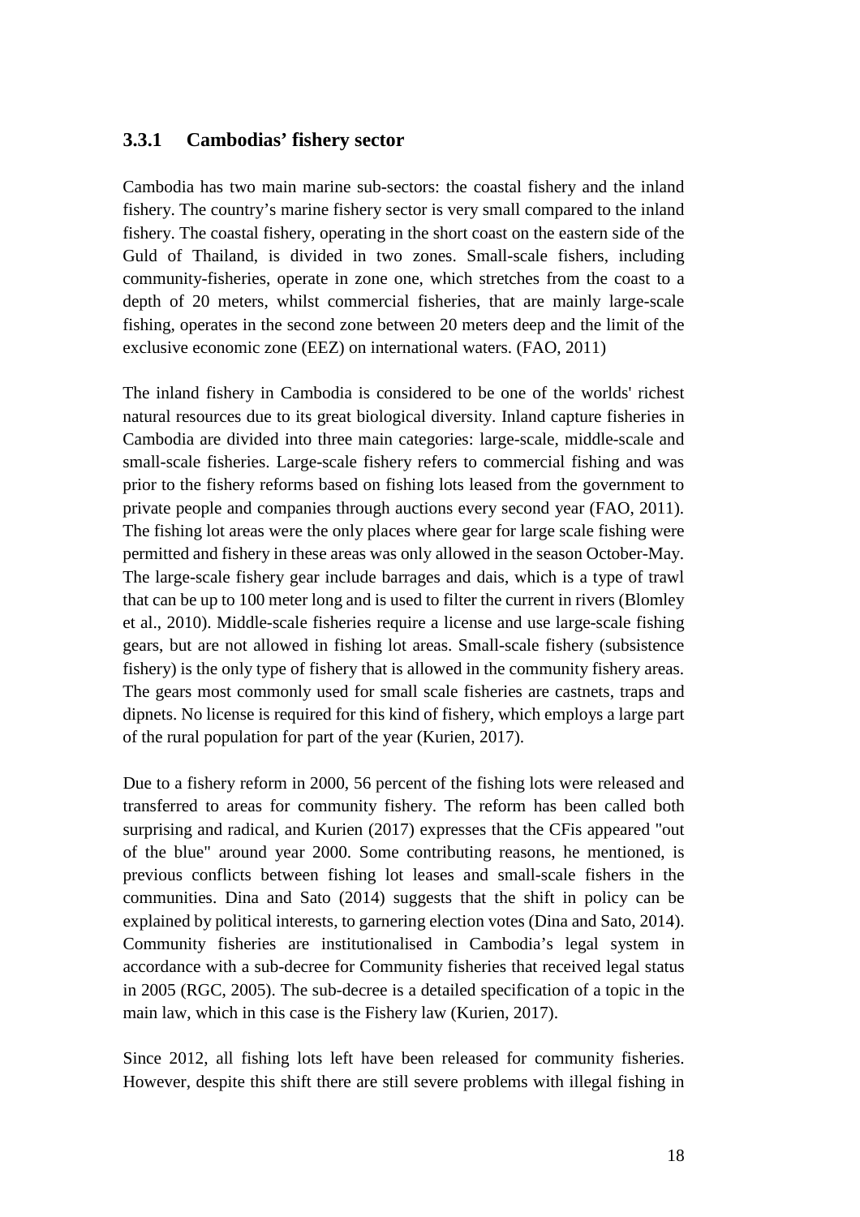### 3.3.1 Cambodias' fishery sector

Cambodia has two main marine sub-sectors: the coastal fishery and the inland fishery. The country's marine fishery sector is very small compared to the inland fishery. The coastal fishery, operating in the short coast on the eastern side of the Guld of Thailand, is divided in two zones. Small-scale fishers, including community-fisheries, operate in zone one, which stretches from the coast to a depth of 20 meters, whilst commercial fisheries, that are mainly large-scale fishing, operates in the second zone between 20 meters deep and the limit of the exclusive economic zone (EEZ) on international waters. (FAO, 2011)

The inland fishery in Cambodia is considered to be one of the worlds' richest natural resources due to its great biological diversity. Inland capture fisheries in Cambodia are divided into three main categories: large-scale, middle-scale and small-scale fisheries. Large-scale fishery refers to commercial fishing and was prior to the fishery reforms based on fishing lots leased from the government to private people and companies through auctions every second year (FAO, 2011). The fishing lot areas were the only places where gear for large scale fishing were permitted and fishery in these areas was only allowed in the season October-May. The large-scale fishery gear include barrages and dais, which is a type of trawl that can be up to 100 meter long and is used to filter the current in rivers (Blomley et al., 2010). Middle-scale fisheries require a license and use large-scale fishing gears, but are not allowed in fishing lot areas. Small-scale fishery (subsistence fishery) is the only type of fishery that is allowed in the community fishery areas. The gears most commonly used for small scale fisheries are castnets, traps and dipnets. No license is required for this kind of fishery, which employs a large part of the rural population for part of the year (Kurien, 2017).

Due to a fishery reform in 2000, 56 percent of the fishing lots were released and transferred to areas for community fishery. The reform has been called both surprising and radical, and Kurien (2017) expresses that the CFis appeared "out of the blue" around year 2000. Some contributing reasons, he mentioned, is previous conflicts between fishing lot leases and small-scale fishers in the communities. Dina and Sato (2014) suggests that the shift in policy can be explained by political interests, to garnering election votes (Dina and Sato, 2014). Community fisheries are institutionalised in Cambodia's legal system in accordance with a sub-decree for Community fisheries that received legal status in 2005 (RGC, 2005). The sub-decree is a detailed specification of a topic in the main law, which in this case is the Fishery law (Kurien, 2017).

Since 2012, all fishing lots left have been released for community fisheries. However, despite this shift there are still severe problems with illegal fishing in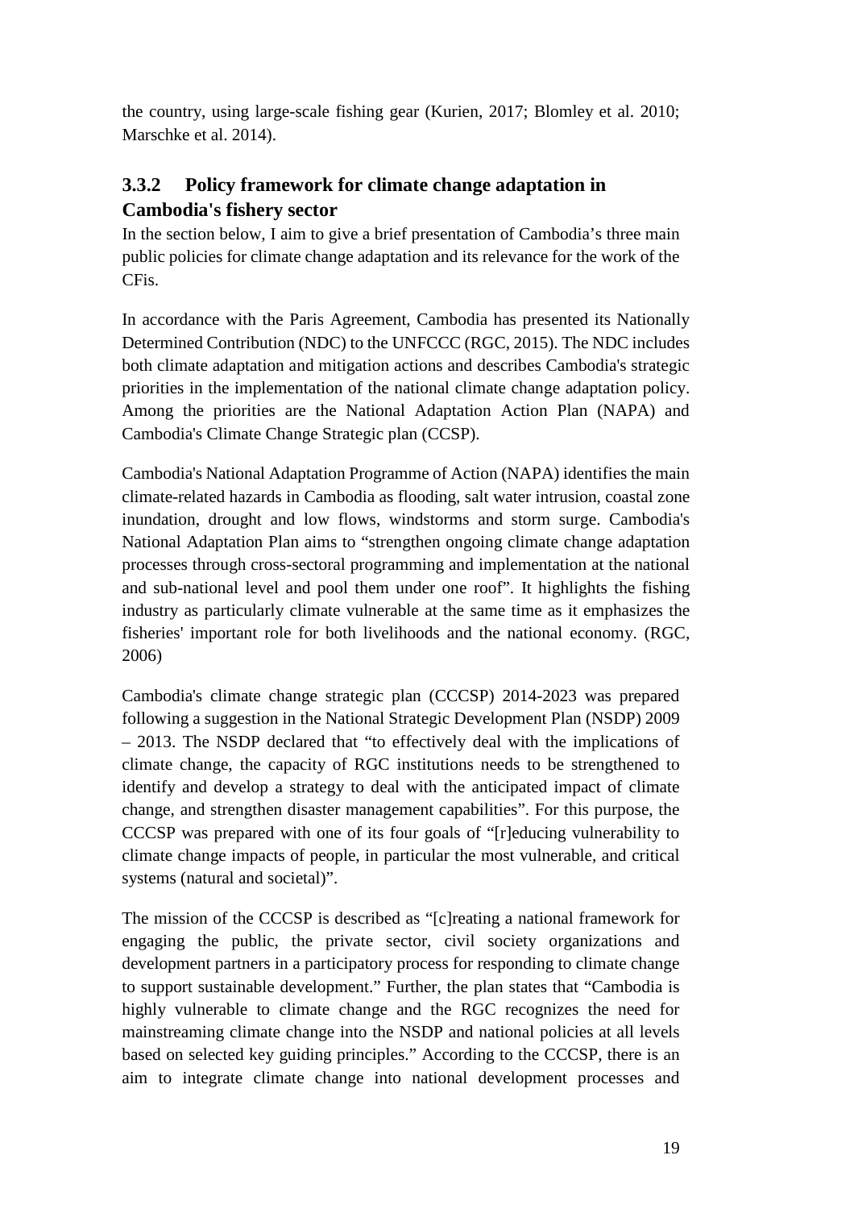the country, using large-scale fishing gear (Kurien, 2017; Blomley et al. 2010; Marschke et al. 2014).

### 3.3.2 Policy framework for climate change adaptation in Cambodia's fishery sector

In the section below, I aim to give a brief presentation of Cambodia's three main public policies for climate change adaptation and its relevance for the work of the CFis.

In accordance with the Paris Agreement, Cambodia has presented its Nationally Determined Contribution (NDC) to the UNFCCC (RGC, 2015). The NDC includes both climate adaptation and mitigation actions and describes Cambodia's strategic priorities in the implementation of the national climate change adaptation policy. Among the priorities are the National Adaptation Action Plan (NAPA) and Cambodia's Climate Change Strategic plan (CCSP).

Cambodia's National Adaptation Programme of Action (NAPA) identifies the main climate-related hazards in Cambodia as flooding, salt water intrusion, coastal zone inundation, drought and low flows, windstorms and storm surge. Cambodia's National Adaptation Plan aims to "strengthen ongoing climate change adaptation processes through cross-sectoral programming and implementation at the national and sub-national level and pool them under one roof". It highlights the fishing industry as particularly climate vulnerable at the same time as it emphasizes the fisheries' important role for both livelihoods and the national economy. (RGC, 2006)

Cambodia's climate change strategic plan (CCCSP) 2014-2023 was prepared following a suggestion in the National Strategic Development Plan (NSDP) 2009 – 2013. The NSDP declared that "to effectively deal with the implications of climate change, the capacity of RGC institutions needs to be strengthened to identify and develop a strategy to deal with the anticipated impact of climate change, and strengthen disaster management capabilities". For this purpose, the CCCSP was prepared with one of its four goals of "[r]educing vulnerability to climate change impacts of people, in particular the most vulnerable, and critical systems (natural and societal)".

The mission of the CCCSP is described as "[c]reating a national framework for engaging the public, the private sector, civil society organizations and development partners in a participatory process for responding to climate change to support sustainable development." Further, the plan states that "Cambodia is highly vulnerable to climate change and the RGC recognizes the need for mainstreaming climate change into the NSDP and national policies at all levels based on selected key guiding principles." According to the CCCSP, there is an aim to integrate climate change into national development processes and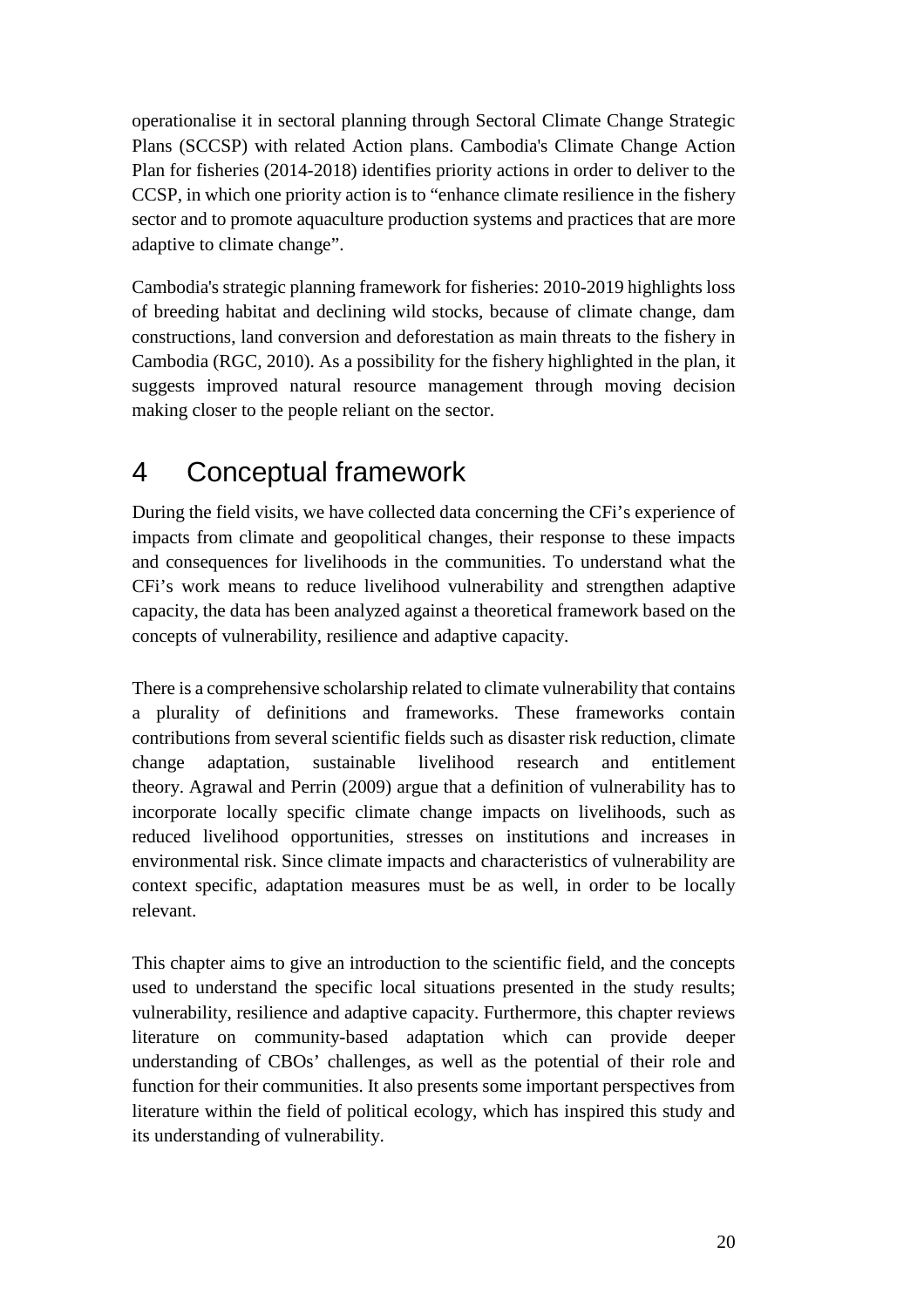operationalise it in sectoral planning through Sectoral Climate Change Strategic Plans (SCCSP) with related Action plans. Cambodia's Climate Change Action Plan for fisheries (2014-2018) identifies priority actions in order to deliver to the CCSP, in which one priority action is to "enhance climate resilience in the fishery sector and to promote aquaculture production systems and practices that are more adaptive to climate change".

Cambodia's strategic planning framework for fisheries: 2010-2019 highlights loss of breeding habitat and declining wild stocks, because of climate change, dam constructions, land conversion and deforestation as main threats to the fishery in Cambodia (RGC, 2010). As a possibility for the fishery highlighted in the plan, it suggests improved natural resource management through moving decision making closer to the people reliant on the sector.

# 4 Conceptual framework

During the field visits, we have collected data concerning the CFi's experience of impacts from climate and geopolitical changes, their response to these impacts and consequences for livelihoods in the communities. To understand what the CFi's work means to reduce livelihood vulnerability and strengthen adaptive capacity, the data has been analyzed against a theoretical framework based on the concepts of vulnerability, resilience and adaptive capacity.

There is a comprehensive scholarship related to climate vulnerability that contains a plurality of definitions and frameworks. These frameworks contain contributions from several scientific fields such as disaster risk reduction, climate change adaptation, sustainable livelihood research and entitlement theory. Agrawal and Perrin (2009) argue that a definition of vulnerability has to incorporate locally specific climate change impacts on livelihoods, such as reduced livelihood opportunities, stresses on institutions and increases in environmental risk. Since climate impacts and characteristics of vulnerability are context specific, adaptation measures must be as well, in order to be locally relevant.

This chapter aims to give an introduction to the scientific field, and the concepts used to understand the specific local situations presented in the study results; vulnerability, resilience and adaptive capacity. Furthermore, this chapter reviews literature on community-based adaptation which can provide deeper understanding of CBOs' challenges, as well as the potential of their role and function for their communities. It also presents some important perspectives from literature within the field of political ecology, which has inspired this study and its understanding of vulnerability.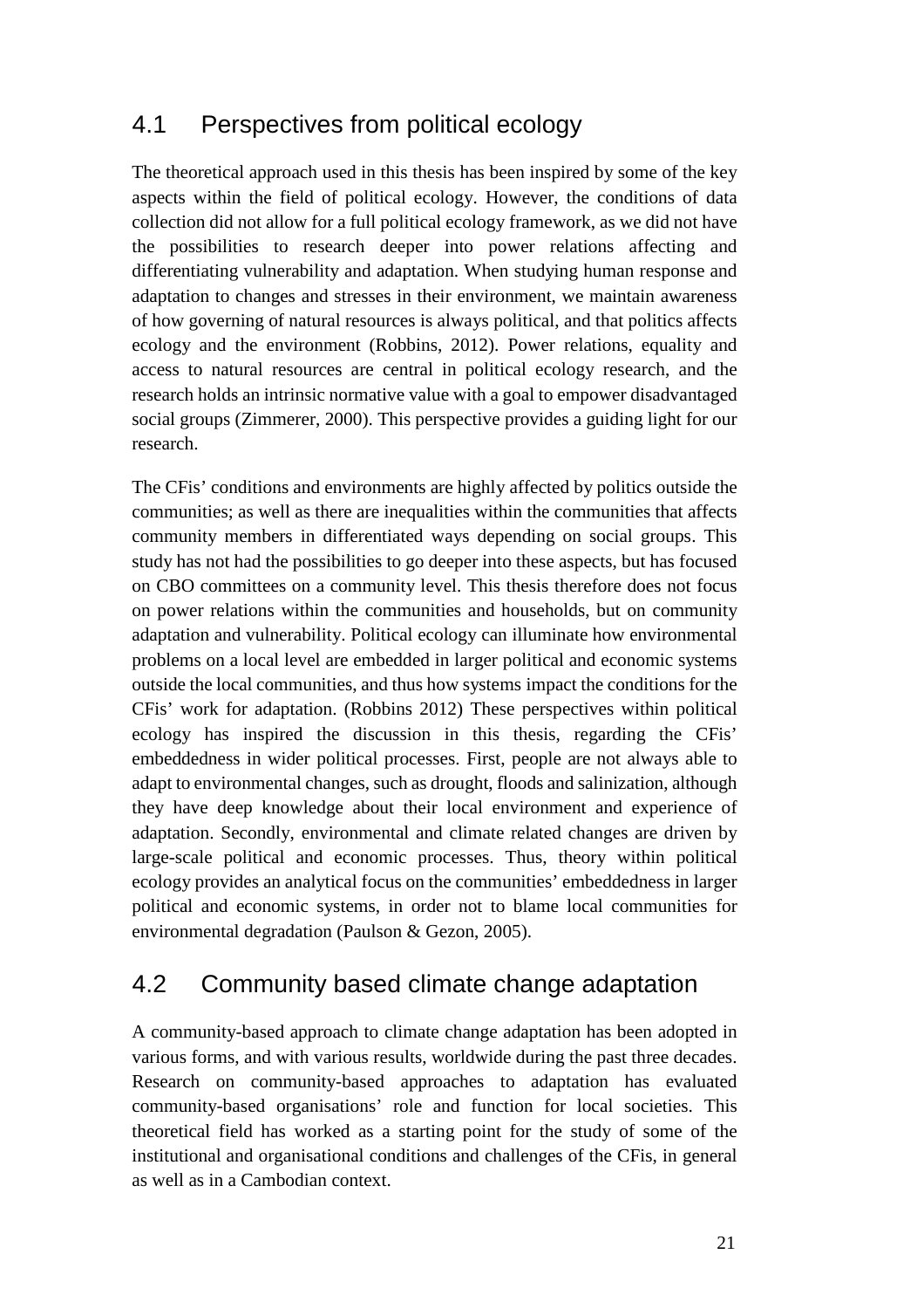## 4.1 Perspectives from political ecology

The theoretical approach used in this thesis has been inspired by some of the key aspects within the field of political ecology. However, the conditions of data collection did not allow for a full political ecology framework, as we did not have the possibilities to research deeper into power relations affecting and differentiating vulnerability and adaptation. When studying human response and adaptation to changes and stresses in their environment, we maintain awareness of how governing of natural resources is always political, and that politics affects ecology and the environment (Robbins, 2012). Power relations, equality and access to natural resources are central in political ecology research, and the research holds an intrinsic normative value with a goal to empower disadvantaged social groups (Zimmerer, 2000). This perspective provides a guiding light for our research.

The CFis' conditions and environments are highly affected by politics outside the communities; as well as there are inequalities within the communities that affects community members in differentiated ways depending on social groups. This study has not had the possibilities to go deeper into these aspects, but has focused on CBO committees on a community level. This thesis therefore does not focus on power relations within the communities and households, but on community adaptation and vulnerability. Political ecology can illuminate how environmental problems on a local level are embedded in larger political and economic systems outside the local communities, and thus how systems impact the conditions for the CFis' work for adaptation. (Robbins 2012) These perspectives within political ecology has inspired the discussion in this thesis, regarding the CFis' embeddedness in wider political processes. First, people are not always able to adapt to environmental changes, such as drought, floods and salinization, although they have deep knowledge about their local environment and experience of adaptation. Secondly, environmental and climate related changes are driven by large-scale political and economic processes. Thus, theory within political ecology provides an analytical focus on the communities' embeddedness in larger political and economic systems, in order not to blame local communities for environmental degradation (Paulson & Gezon, 2005).

## 4.2 Community based climate change adaptation

A community-based approach to climate change adaptation has been adopted in various forms, and with various results, worldwide during the past three decades. Research on community-based approaches to adaptation has evaluated community-based organisations' role and function for local societies. This theoretical field has worked as a starting point for the study of some of the institutional and organisational conditions and challenges of the CFis, in general as well as in a Cambodian context.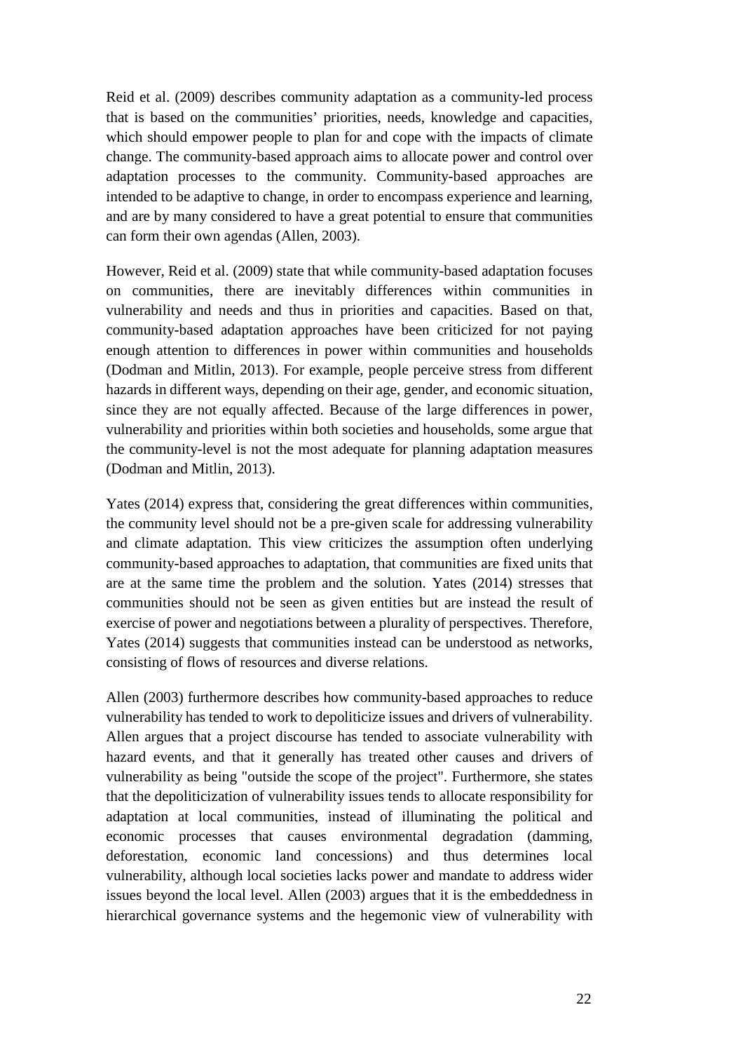Reid et al. (2009) describes community adaptation as a community-led process that is based on the communities' priorities, needs, knowledge and capacities, which should empower people to plan for and cope with the impacts of climate change. The community-based approach aims to allocate power and control over adaptation processes to the community. Community-based approaches are intended to be adaptive to change, in order to encompass experience and learning, and are by many considered to have a great potential to ensure that communities can form their own agendas (Allen, 2003).

However, Reid et al. (2009) state that while community-based adaptation focuses on communities, there are inevitably differences within communities in vulnerability and needs and thus in priorities and capacities. Based on that, community-based adaptation approaches have been criticized for not paying enough attention to differences in power within communities and households (Dodman and Mitlin, 2013). For example, people perceive stress from different hazards in different ways, depending on their age, gender, and economic situation, since they are not equally affected. Because of the large differences in power, vulnerability and priorities within both societies and households, some argue that the community-level is not the most adequate for planning adaptation measures (Dodman and Mitlin, 2013).

Yates (2014) express that, considering the great differences within communities, the community level should not be a pre-given scale for addressing vulnerability and climate adaptation. This view criticizes the assumption often underlying community-based approaches to adaptation, that communities are fixed units that are at the same time the problem and the solution. Yates (2014) stresses that communities should not be seen as given entities but are instead the result of exercise of power and negotiations between a plurality of perspectives. Therefore, Yates (2014) suggests that communities instead can be understood as networks, consisting of flows of resources and diverse relations.

Allen (2003) furthermore describes how community-based approaches to reduce vulnerability has tended to work to depoliticize issues and drivers of vulnerability. Allen argues that a project discourse has tended to associate vulnerability with hazard events, and that it generally has treated other causes and drivers of vulnerability as being "outside the scope of the project". Furthermore, she states that the depoliticization of vulnerability issues tends to allocate responsibility for adaptation at local communities, instead of illuminating the political and economic processes that causes environmental degradation (damming, deforestation, economic land concessions) and thus determines local vulnerability, although local societies lacks power and mandate to address wider issues beyond the local level. Allen (2003) argues that it is the embeddedness in hierarchical governance systems and the hegemonic view of vulnerability with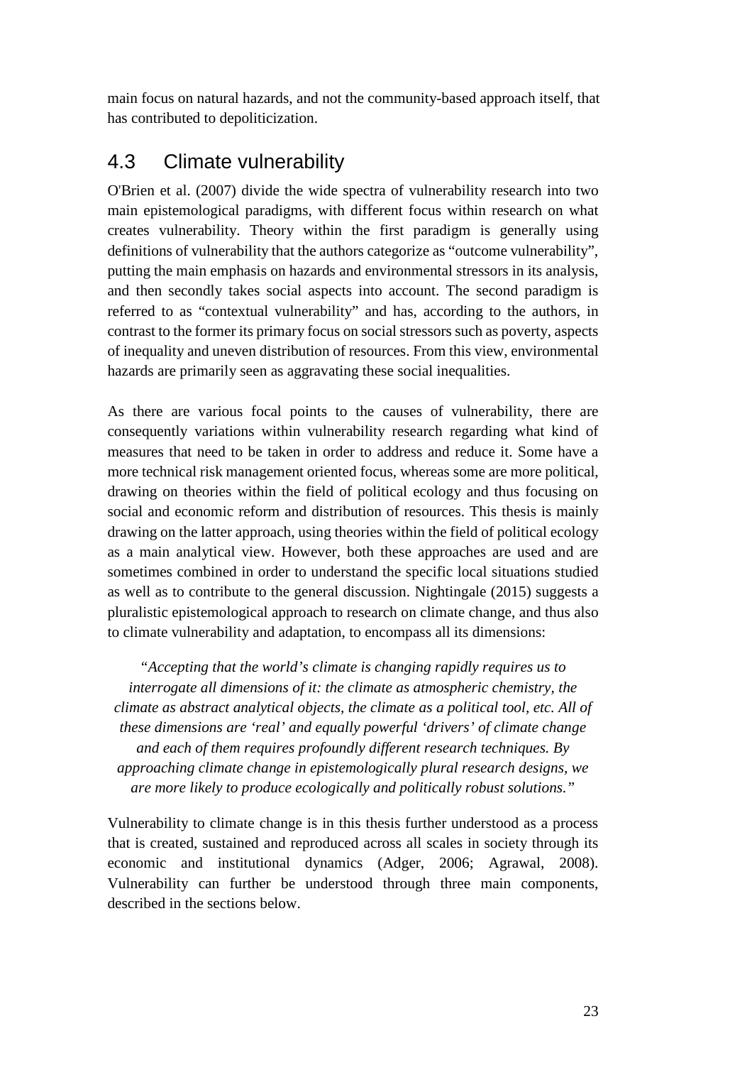main focus on natural hazards, and not the community-based approach itself, that has contributed to depoliticization.

## 4.3 Climate vulnerability

O'Brien et al. (2007) divide the wide spectra of vulnerability research into two main epistemological paradigms, with different focus within research on what creates vulnerability. Theory within the first paradigm is generally using definitions of vulnerability that the authors categorize as "outcome vulnerability", putting the main emphasis on hazards and environmental stressors in its analysis, and then secondly takes social aspects into account. The second paradigm is referred to as "contextual vulnerability" and has, according to the authors, in contrast to the former its primary focus on social stressors such as poverty, aspects of inequality and uneven distribution of resources. From this view, environmental hazards are primarily seen as aggravating these social inequalities.

As there are various focal points to the causes of vulnerability, there are consequently variations within vulnerability research regarding what kind of measures that need to be taken in order to address and reduce it. Some have a more technical risk management oriented focus, whereas some are more political, drawing on theories within the field of political ecology and thus focusing on social and economic reform and distribution of resources. This thesis is mainly drawing on the latter approach, using theories within the field of political ecology as a main analytical view. However, both these approaches are used and are sometimes combined in order to understand the specific local situations studied as well as to contribute to the general discussion. Nightingale (2015) suggests a pluralistic epistemological approach to research on climate change, and thus also to climate vulnerability and adaptation, to encompass all its dimensions:

> *"Accepting that the world's climate is changing rapidly requires us to interrogate all dimensions of it: the climate as atmospheric chemistry, the climate as abstract analytical objects, the climate as a political tool, etc. All of these dimensions are 'real' and equally powerful 'drivers' of climate change and each of them requires profoundly different research techniques. By approaching climate change in epistemologically plural research designs, we are more likely to produce ecologically and politically robust solutions."*

Vulnerability to climate change is in this thesis further understood as a process that is created, sustained and reproduced across all scales in society through its economic and institutional dynamics (Adger, 2006; Agrawal, 2008). Vulnerability can further be understood through three main components, described in the sections below.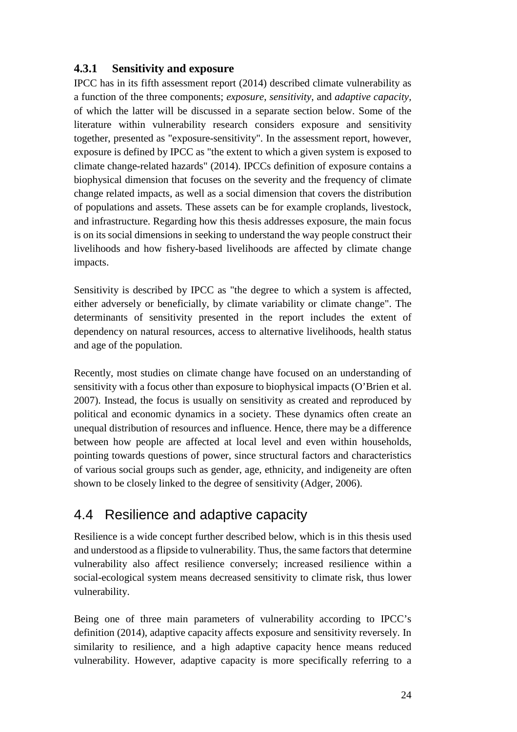### 4.3.1 Sensitivity and exposure

IPCC has in its fifth assessment report (2014) described climate vulnerability as a function of the three components; *exposure*, *sensitivity*, and *adaptive capacity*, of which the latter will be discussed in a separate section below. Some of the literature within vulnerability research considers exposure and sensitivity together, presented as "exposure-sensitivity". In the assessment report, however, exposure is defined by IPCC as "the extent to which a given system is exposed to climate change-related hazards" (2014). IPCCs definition of exposure contains a biophysical dimension that focuses on the severity and the frequency of climate change related impacts, as well as a social dimension that covers the distribution of populations and assets. These assets can be for example croplands, livestock, and infrastructure. Regarding how this thesis addresses exposure, the main focus is on its social dimensions in seeking to understand the way people construct their livelihoods and how fishery-based livelihoods are affected by climate change impacts.

Sensitivity is described by IPCC as "the degree to which a system is affected, either adversely or beneficially, by climate variability or climate change". The determinants of sensitivity presented in the report includes the extent of dependency on natural resources, access to alternative livelihoods, health status and age of the population.

Recently, most studies on climate change have focused on an understanding of sensitivity with a focus other than exposure to biophysical impacts (O'Brien et al. 2007). Instead, the focus is usually on sensitivity as created and reproduced by political and economic dynamics in a society. These dynamics often create an unequal distribution of resources and influence. Hence, there may be a difference between how people are affected at local level and even within households, pointing towards questions of power, since structural factors and characteristics of various social groups such as gender, age, ethnicity, and indigeneity are often shown to be closely linked to the degree of sensitivity (Adger, 2006).

## 4.4 Resilience and adaptive capacity

Resilience is a wide concept further described below, which is in this thesis used and understood as a flipside to vulnerability. Thus, the same factors that determine vulnerability also affect resilience conversely; increased resilience within a social-ecological system means decreased sensitivity to climate risk, thus lower vulnerability.

Being one of three main parameters of vulnerability according to IPCC's definition (2014), adaptive capacity affects exposure and sensitivity reversely. In similarity to resilience, and a high adaptive capacity hence means reduced vulnerability. However, adaptive capacity is more specifically referring to a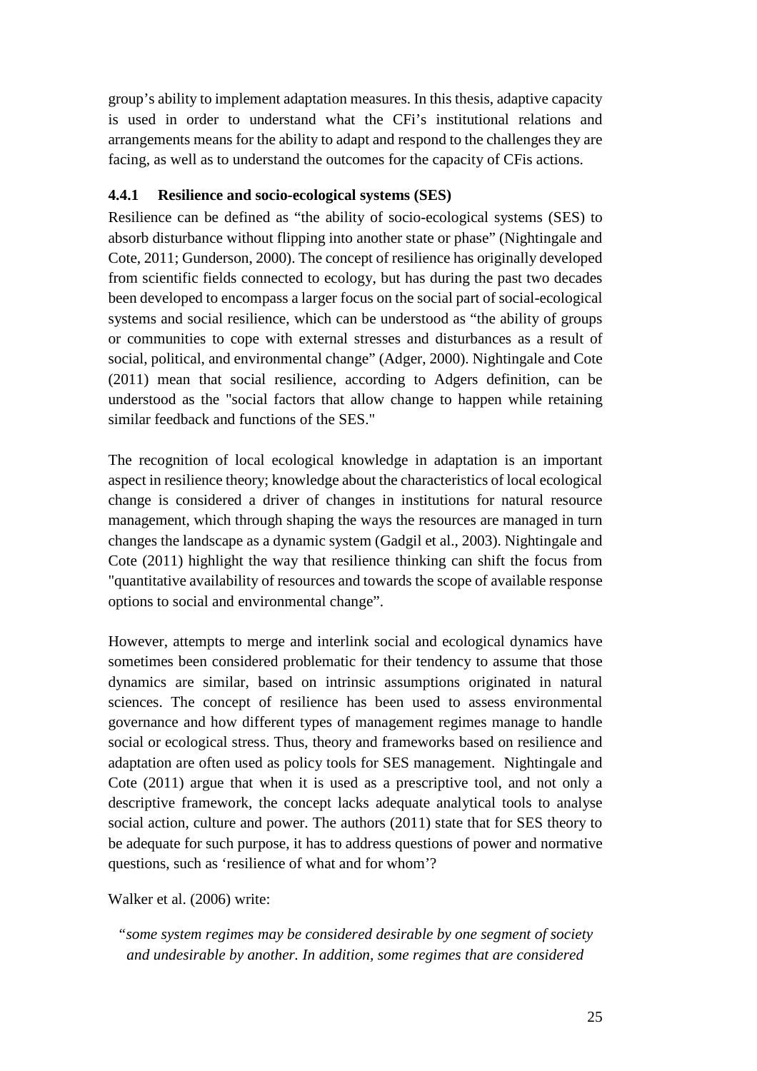group's ability to implement adaptation measures. In this thesis, adaptive capacity is used in order to understand what the CFi's institutional relations and arrangements means for the ability to adapt and respond to the challenges they are facing, as well as to understand the outcomes for the capacity of CFis actions.

### 4.4.1 Resilience and socio-ecological systems (SES)

Resilience can be defined as "the ability of socio-ecological systems (SES) to absorb disturbance without flipping into another state or phase" (Nightingale and Cote, 2011; Gunderson, 2000). The concept of resilience has originally developed from scientific fields connected to ecology, but has during the past two decades been developed to encompass a larger focus on the social part of social-ecological systems and social resilience, which can be understood as "the ability of groups or communities to cope with external stresses and disturbances as a result of social, political, and environmental change" (Adger, 2000). Nightingale and Cote (2011) mean that social resilience, according to Adgers definition, can be understood as the "social factors that allow change to happen while retaining similar feedback and functions of the SES."

The recognition of local ecological knowledge in adaptation is an important aspect in resilience theory; knowledge about the characteristics of local ecological change is considered a driver of changes in institutions for natural resource management, which through shaping the ways the resources are managed in turn changes the landscape as a dynamic system (Gadgil et al., 2003). Nightingale and Cote (2011) highlight the way that resilience thinking can shift the focus from "quantitative availability of resources and towards the scope of available response options to social and environmental change".

However, attempts to merge and interlink social and ecological dynamics have sometimes been considered problematic for their tendency to assume that those dynamics are similar, based on intrinsic assumptions originated in natural sciences. The concept of resilience has been used to assess environmental governance and how different types of management regimes manage to handle social or ecological stress. Thus, theory and frameworks based on resilience and adaptation are often used as policy tools for SES management. Nightingale and Cote (2011) argue that when it is used as a prescriptive tool, and not only a descriptive framework, the concept lacks adequate analytical tools to analyse social action, culture and power. The authors (2011) state that for SES theory to be adequate for such purpose, it has to address questions of power and normative questions, such as 'resilience of what and for whom'?

Walker et al. (2006) write:

> "*some system regimes may be considered desirable by one segment of society and undesirable by another. In addition, some regimes that are considered*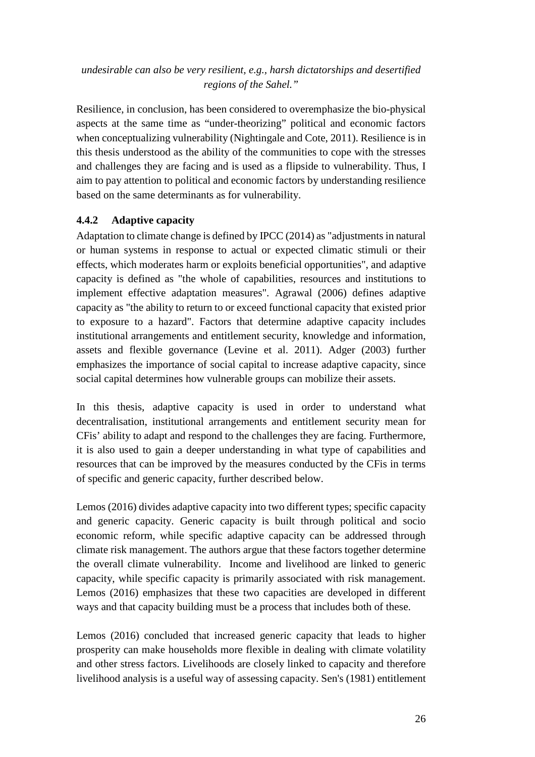*undesirable can also be very resilient, e.g., harsh dictatorships and desertified regions of the Sahel."*

Resilience, in conclusion, has been considered to overemphasize the bio-physical aspects at the same time as "under-theorizing" political and economic factors when conceptualizing vulnerability (Nightingale and Cote, 2011). Resilience is in this thesis understood as the ability of the communities to cope with the stresses and challenges they are facing and is used as a flipside to vulnerability. Thus, I aim to pay attention to political and economic factors by understanding resilience based on the same determinants as for vulnerability.

### 4.4.2 Adaptive capacity

Adaptation to climate change is defined by IPCC (2014) as "adjustments in natural or human systems in response to actual or expected climatic stimuli or their effects, which moderates harm or exploits beneficial opportunities", and adaptive capacity is defined as "the whole of capabilities, resources and institutions to implement effective adaptation measures". Agrawal (2006) defines adaptive capacity as "the ability to return to or exceed functional capacity that existed prior to exposure to a hazard". Factors that determine adaptive capacity includes institutional arrangements and entitlement security, knowledge and information, assets and flexible governance (Levine et al. 2011). Adger (2003) further emphasizes the importance of social capital to increase adaptive capacity, since social capital determines how vulnerable groups can mobilize their assets.

In this thesis, adaptive capacity is used in order to understand what decentralisation, institutional arrangements and entitlement security mean for CFis' ability to adapt and respond to the challenges they are facing. Furthermore, it is also used to gain a deeper understanding in what type of capabilities and resources that can be improved by the measures conducted by the CFis in terms of specific and generic capacity, further described below.

Lemos (2016) divides adaptive capacity into two different types; specific capacity and generic capacity. Generic capacity is built through political and socio economic reform, while specific adaptive capacity can be addressed through climate risk management. The authors argue that these factors together determine the overall climate vulnerability. Income and livelihood are linked to generic capacity, while specific capacity is primarily associated with risk management. Lemos (2016) emphasizes that these two capacities are developed in different ways and that capacity building must be a process that includes both of these.

Lemos (2016) concluded that increased generic capacity that leads to higher prosperity can make households more flexible in dealing with climate volatility and other stress factors. Livelihoods are closely linked to capacity and therefore livelihood analysis is a useful way of assessing capacity. Sen's (1981) entitlement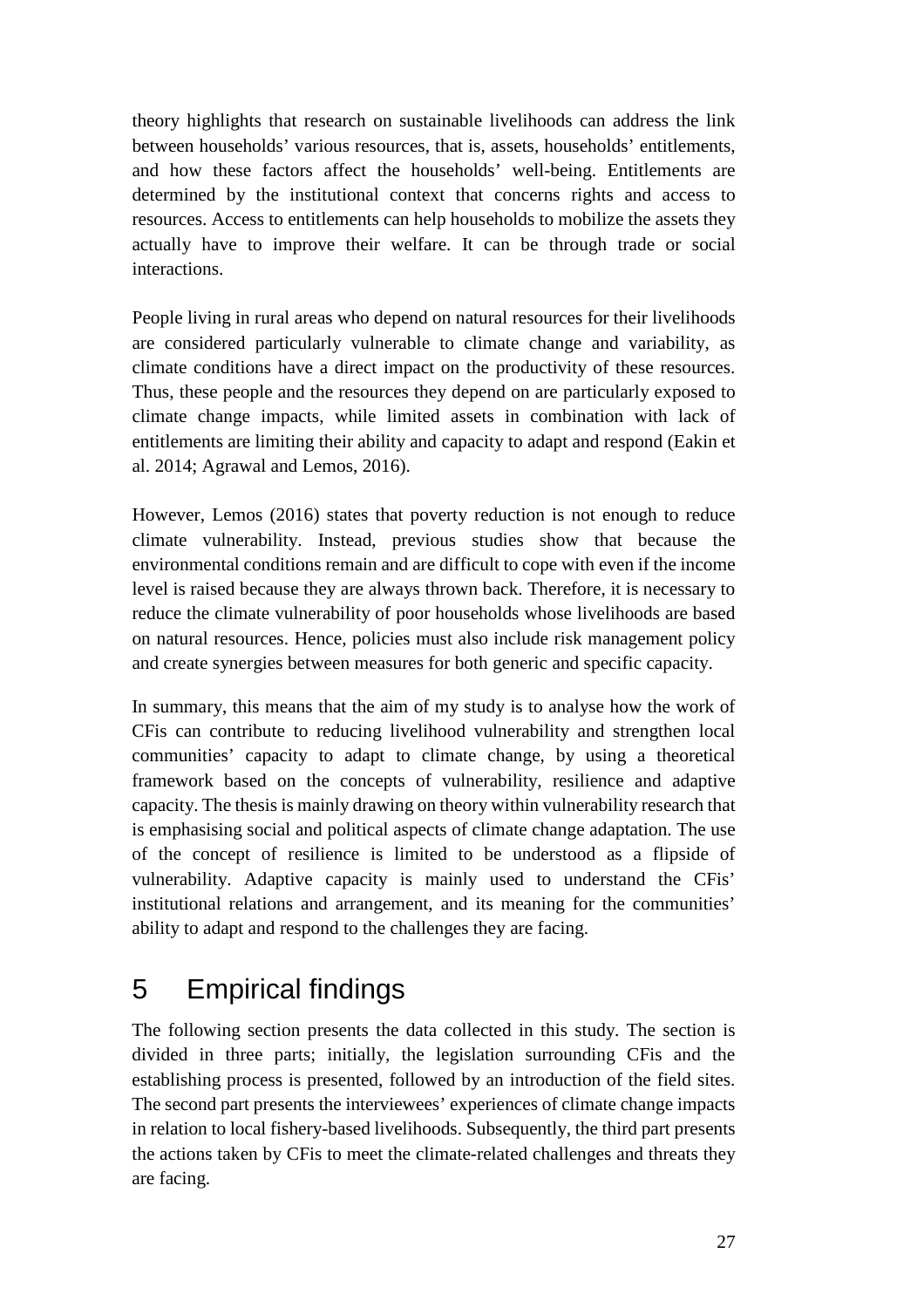theory highlights that research on sustainable livelihoods can address the link between households' various resources, that is, assets, households' entitlements, and how these factors affect the households' well-being. Entitlements are determined by the institutional context that concerns rights and access to resources. Access to entitlements can help households to mobilize the assets they actually have to improve their welfare. It can be through trade or social interactions.

People living in rural areas who depend on natural resources for their livelihoods are considered particularly vulnerable to climate change and variability, as climate conditions have a direct impact on the productivity of these resources. Thus, these people and the resources they depend on are particularly exposed to climate change impacts, while limited assets in combination with lack of entitlements are limiting their ability and capacity to adapt and respond (Eakin et al. 2014; Agrawal and Lemos, 2016).

However, Lemos (2016) states that poverty reduction is not enough to reduce climate vulnerability. Instead, previous studies show that because the environmental conditions remain and are difficult to cope with even if the income level is raised because they are always thrown back. Therefore, it is necessary to reduce the climate vulnerability of poor households whose livelihoods are based on natural resources. Hence, policies must also include risk management policy and create synergies between measures for both generic and specific capacity.

In summary, this means that the aim of my study is to analyse how the work of CFis can contribute to reducing livelihood vulnerability and strengthen local communities' capacity to adapt to climate change, by using a theoretical framework based on the concepts of vulnerability, resilience and adaptive capacity. The thesis is mainly drawing on theory within vulnerability research that is emphasising social and political aspects of climate change adaptation. The use of the concept of resilience is limited to be understood as a flipside of vulnerability. Adaptive capacity is mainly used to understand the CFis' institutional relations and arrangement, and its meaning for the communities' ability to adapt and respond to the challenges they are facing.

# 5 Empirical findings

The following section presents the data collected in this study. The section is divided in three parts; initially, the legislation surrounding CFis and the establishing process is presented, followed by an introduction of the field sites. The second part presents the interviewees' experiences of climate change impacts in relation to local fishery-based livelihoods. Subsequently, the third part presents the actions taken by CFis to meet the climate-related challenges and threats they are facing.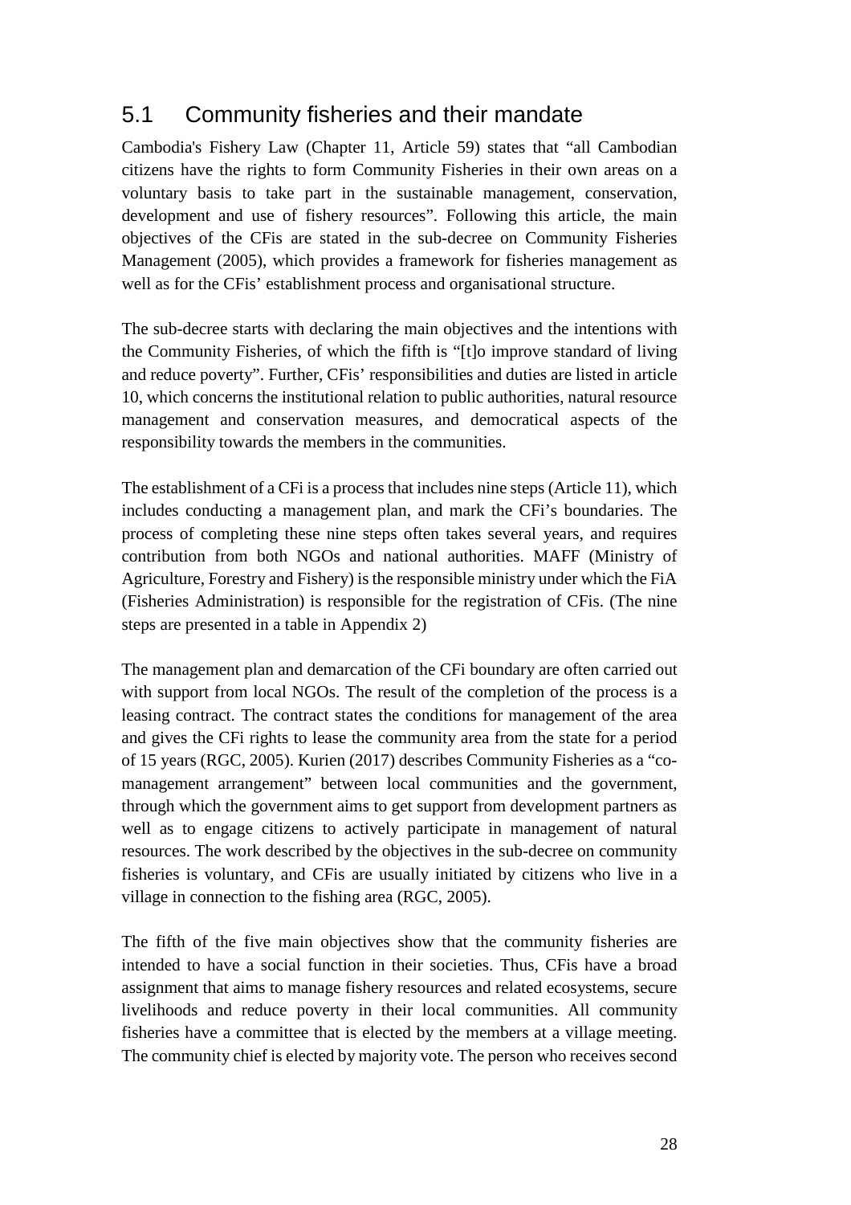## 5.1 Community fisheries and their mandate

Cambodia's Fishery Law (Chapter 11, Article 59) states that "all Cambodian citizens have the rights to form Community Fisheries in their own areas on a voluntary basis to take part in the sustainable management, conservation, development and use of fishery resources". Following this article, the main objectives of the CFis are stated in the sub-decree on Community Fisheries Management (2005), which provides a framework for fisheries management as well as for the CFis' establishment process and organisational structure.

The sub-decree starts with declaring the main objectives and the intentions with the Community Fisheries, of which the fifth is "[t]o improve standard of living and reduce poverty". Further, CFis' responsibilities and duties are listed in article 10, which concerns the institutional relation to public authorities, natural resource management and conservation measures, and democratical aspects of the responsibility towards the members in the communities.

The establishment of a CFi is a process that includes nine steps (Article 11), which includes conducting a management plan, and mark the CFi's boundaries. The process of completing these nine steps often takes several years, and requires contribution from both NGOs and national authorities. MAFF (Ministry of Agriculture, Forestry and Fishery) is the responsible ministry under which the FiA (Fisheries Administration) is responsible for the registration of CFis. (The nine steps are presented in a table in Appendix 2)

The management plan and demarcation of the CFi boundary are often carried out with support from local NGOs. The result of the completion of the process is a leasing contract. The contract states the conditions for management of the area and gives the CFi rights to lease the community area from the state for a period of 15 years (RGC, 2005). Kurien (2017) describes Community Fisheries as a "co-management arrangement" between local communities and the government, through which the government aims to get support from development partners as well as to engage citizens to actively participate in management of natural resources. The work described by the objectives in the sub-decree on community fisheries is voluntary, and CFis are usually initiated by citizens who live in a village in connection to the fishing area (RGC, 2005).

The fifth of the five main objectives show that the community fisheries are intended to have a social function in their societies. Thus, CFis have a broad assignment that aims to manage fishery resources and related ecosystems, secure livelihoods and reduce poverty in their local communities. All community fisheries have a committee that is elected by the members at a village meeting. The community chief is elected by majority vote. The person who receives second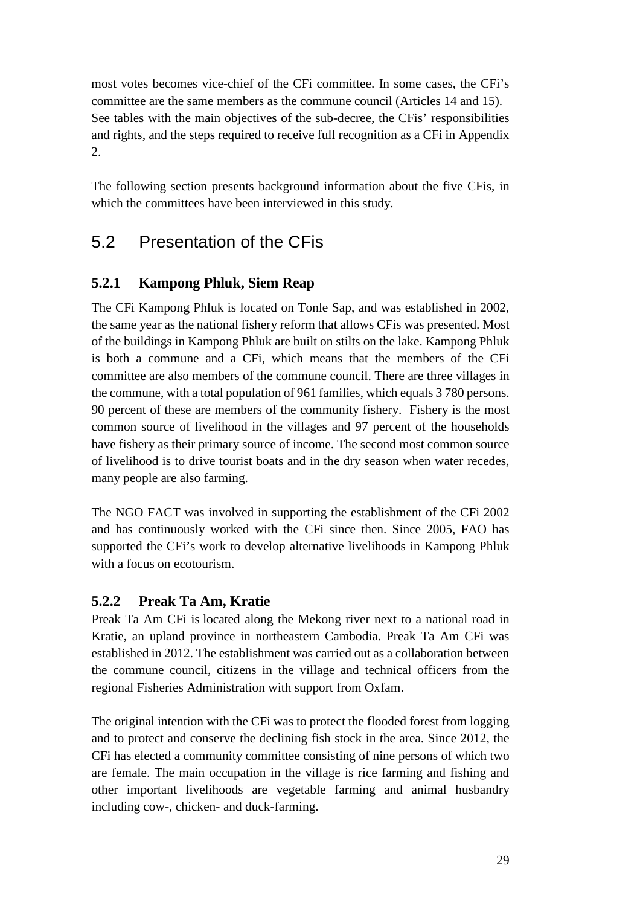most votes becomes vice-chief of the CFi committee. In some cases, the CFi's committee are the same members as the commune council (Articles 14 and 15). See tables with the main objectives of the sub-decree, the CFis' responsibilities and rights, and the steps required to receive full recognition as a CFi in Appendix 2.

The following section presents background information about the five CFis, in which the committees have been interviewed in this study.

## 5.2 Presentation of the CFis

### 5.2.1 Kampong Phluk, Siem Reap

The CFi Kampong Phluk is located on Tonle Sap, and was established in 2002, the same year as the national fishery reform that allows CFis was presented. Most of the buildings in Kampong Phluk are built on stilts on the lake. Kampong Phluk is both a commune and a CFi, which means that the members of the CFi committee are also members of the commune council. There are three villages in the commune, with a total population of 961 families, which equals 3 780 persons. 90 percent of these are members of the community fishery. Fishery is the most common source of livelihood in the villages and 97 percent of the households have fishery as their primary source of income. The second most common source of livelihood is to drive tourist boats and in the dry season when water recedes, many people are also farming.

The NGO FACT was involved in supporting the establishment of the CFi 2002 and has continuously worked with the CFi since then. Since 2005, FAO has supported the CFi's work to develop alternative livelihoods in Kampong Phluk with a focus on ecotourism.

### 5.2.2 Preak Ta Am, Kratie

Preak Ta Am CFi is located along the Mekong river next to a national road in Kratie, an upland province in northeastern Cambodia. Preak Ta Am CFi was established in 2012. The establishment was carried out as a collaboration between the commune council, citizens in the village and technical officers from the regional Fisheries Administration with support from Oxfam.

The original intention with the CFi was to protect the flooded forest from logging and to protect and conserve the declining fish stock in the area. Since 2012, the CFi has elected a community committee consisting of nine persons of which two are female. The main occupation in the village is rice farming and fishing and other important livelihoods are vegetable farming and animal husbandry including cow-, chicken- and duck-farming.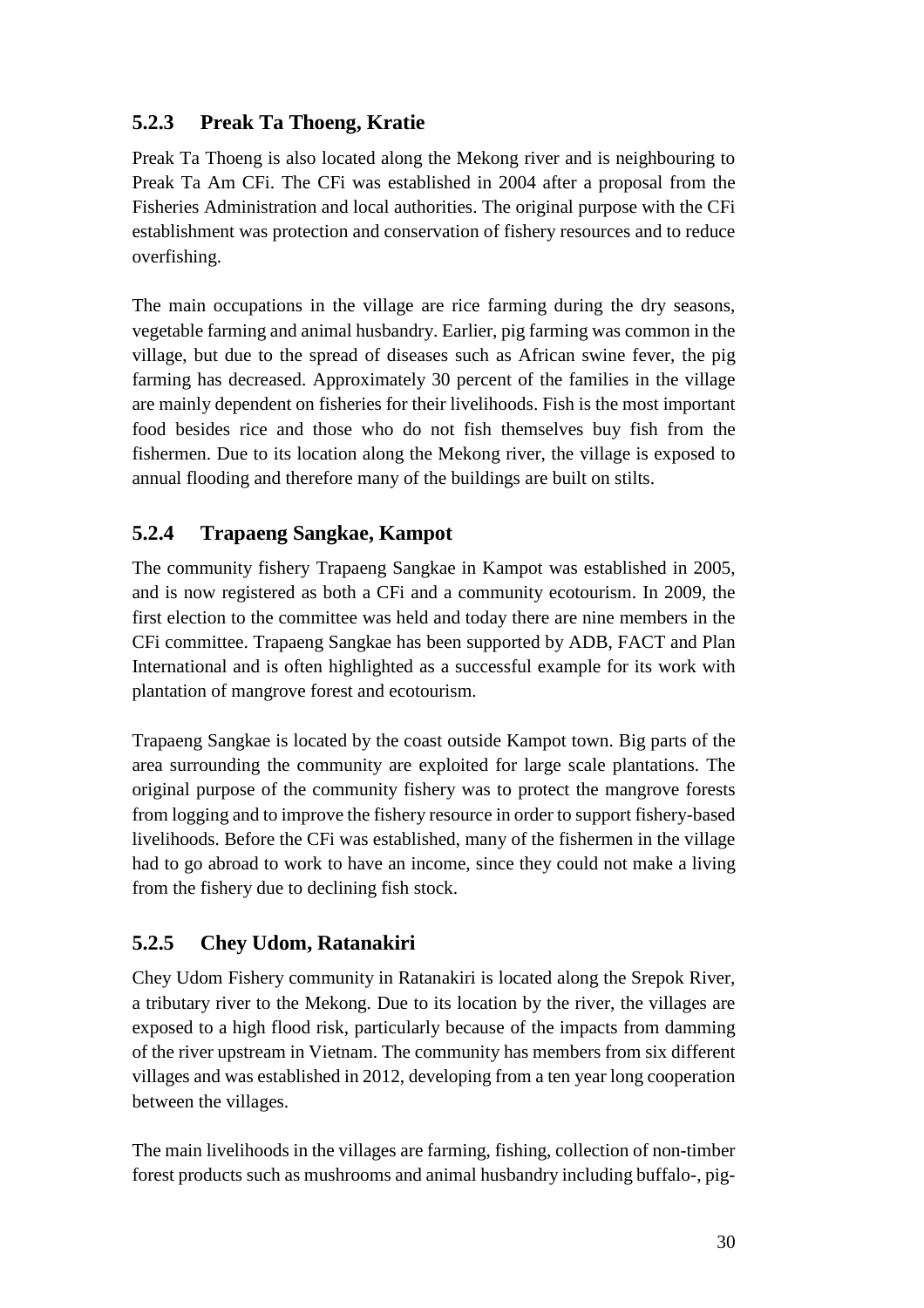### 5.2.3 Preak Ta Thoeng, Kratie

Preak Ta Thoeng is also located along the Mekong river and is neighbouring to Preak Ta Am CFi. The CFi was established in 2004 after a proposal from the Fisheries Administration and local authorities. The original purpose with the CFi establishment was protection and conservation of fishery resources and to reduce overfishing.

The main occupations in the village are rice farming during the dry seasons, vegetable farming and animal husbandry. Earlier, pig farming was common in the village, but due to the spread of diseases such as African swine fever, the pig farming has decreased. Approximately 30 percent of the families in the village are mainly dependent on fisheries for their livelihoods. Fish is the most important food besides rice and those who do not fish themselves buy fish from the fishermen. Due to its location along the Mekong river, the village is exposed to annual flooding and therefore many of the buildings are built on stilts.

### 5.2.4 Trapaeng Sangkae, Kampot

The community fishery Trapaeng Sangkae in Kampot was established in 2005, and is now registered as both a CFi and a community ecotourism. In 2009, the first election to the committee was held and today there are nine members in the CFi committee. Trapaeng Sangkae has been supported by ADB, FACT and Plan International and is often highlighted as a successful example for its work with plantation of mangrove forest and ecotourism.

Trapaeng Sangkae is located by the coast outside Kampot town. Big parts of the area surrounding the community are exploited for large scale plantations. The original purpose of the community fishery was to protect the mangrove forests from logging and to improve the fishery resource in order to support fishery-based livelihoods. Before the CFi was established, many of the fishermen in the village had to go abroad to work to have an income, since they could not make a living from the fishery due to declining fish stock.

### 5.2.5 Chey Udom, Ratanakiri

Chey Udom Fishery community in Ratanakiri is located along the Srepok River, a tributary river to the Mekong. Due to its location by the river, the villages are exposed to a high flood risk, particularly because of the impacts from damming of the river upstream in Vietnam. The community has members from six different villages and was established in 2012, developing from a ten year long cooperation between the villages.

The main livelihoods in the villages are farming, fishing, collection of non-timber forest products such as mushrooms and animal husbandry including buffalo-, pig-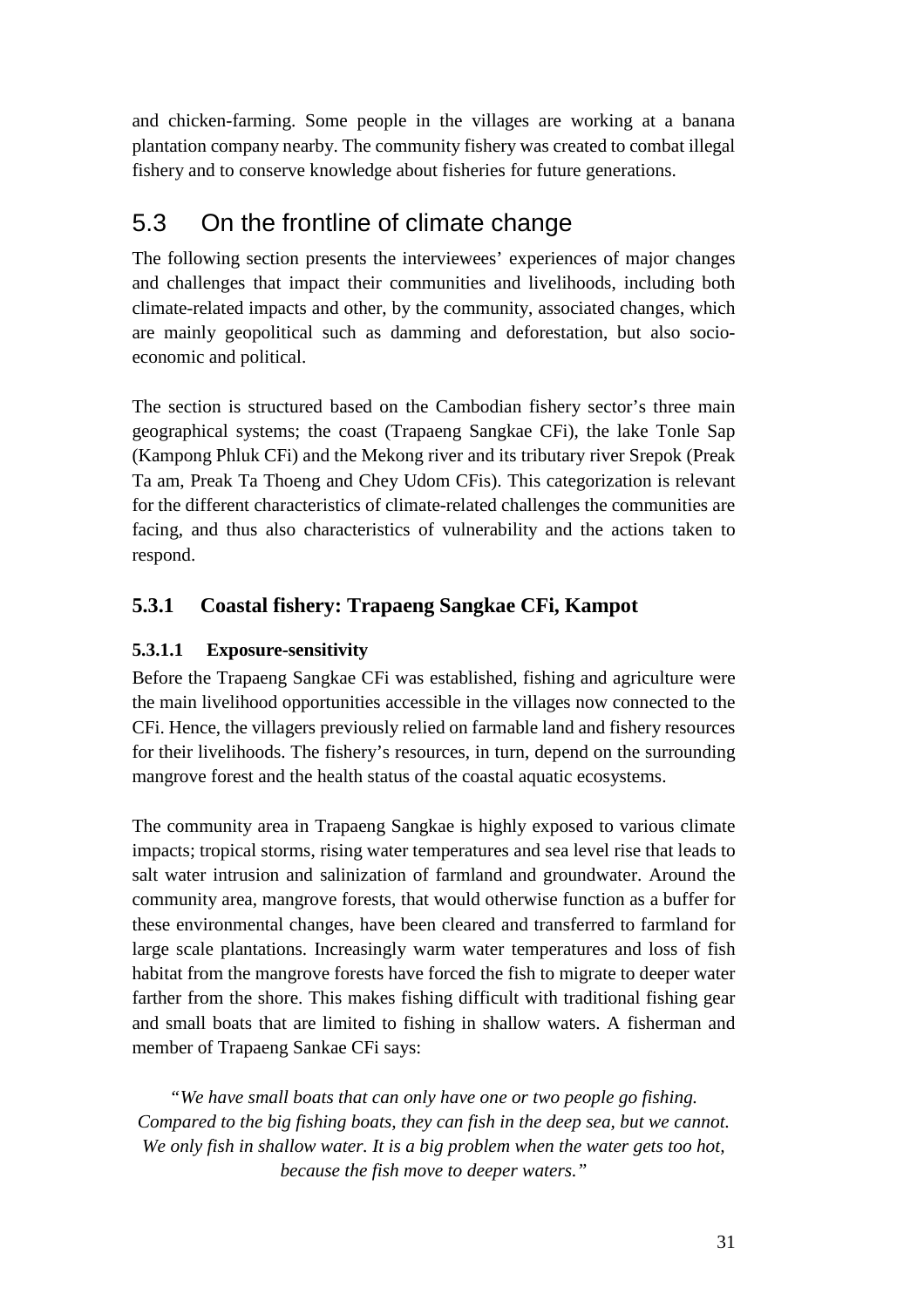and chicken-farming. Some people in the villages are working at a banana plantation company nearby. The community fishery was created to combat illegal fishery and to conserve knowledge about fisheries for future generations.

## 5.3 On the frontline of climate change

The following section presents the interviewees' experiences of major changes and challenges that impact their communities and livelihoods, including both climate-related impacts and other, by the community, associated changes, which are mainly geopolitical such as damming and deforestation, but also socio-economic and political.

The section is structured based on the Cambodian fishery sector's three main geographical systems; the coast (Trapaeng Sangkae CFi), the lake Tonle Sap (Kampong Phluk CFi) and the Mekong river and its tributary river Srepok (Preak Ta am, Preak Ta Thoeng and Chey Udom CFis). This categorization is relevant for the different characteristics of climate-related challenges the communities are facing, and thus also characteristics of vulnerability and the actions taken to respond.

### 5.3.1 Coastal fishery: Trapaeng Sangkae CFi, Kampot

#### 5.3.1.1 Exposure-sensitivity

Before the Trapaeng Sangkae CFi was established, fishing and agriculture were the main livelihood opportunities accessible in the villages now connected to the CFi. Hence, the villagers previously relied on farmable land and fishery resources for their livelihoods. The fishery's resources, in turn, depend on the surrounding mangrove forest and the health status of the coastal aquatic ecosystems.

The community area in Trapaeng Sangkae is highly exposed to various climate impacts; tropical storms, rising water temperatures and sea level rise that leads to salt water intrusion and salinization of farmland and groundwater. Around the community area, mangrove forests, that would otherwise function as a buffer for these environmental changes, have been cleared and transferred to farmland for large scale plantations. Increasingly warm water temperatures and loss of fish habitat from the mangrove forests have forced the fish to migrate to deeper water farther from the shore. This makes fishing difficult with traditional fishing gear and small boats that are limited to fishing in shallow waters. A fisherman and member of Trapaeng Sankae CFi says:

> *"We have small boats that can only have one or two people go fishing. Compared to the big fishing boats, they can fish in the deep sea, but we cannot. We only fish in shallow water. It is a big problem when the water gets too hot, because the fish move to deeper waters."*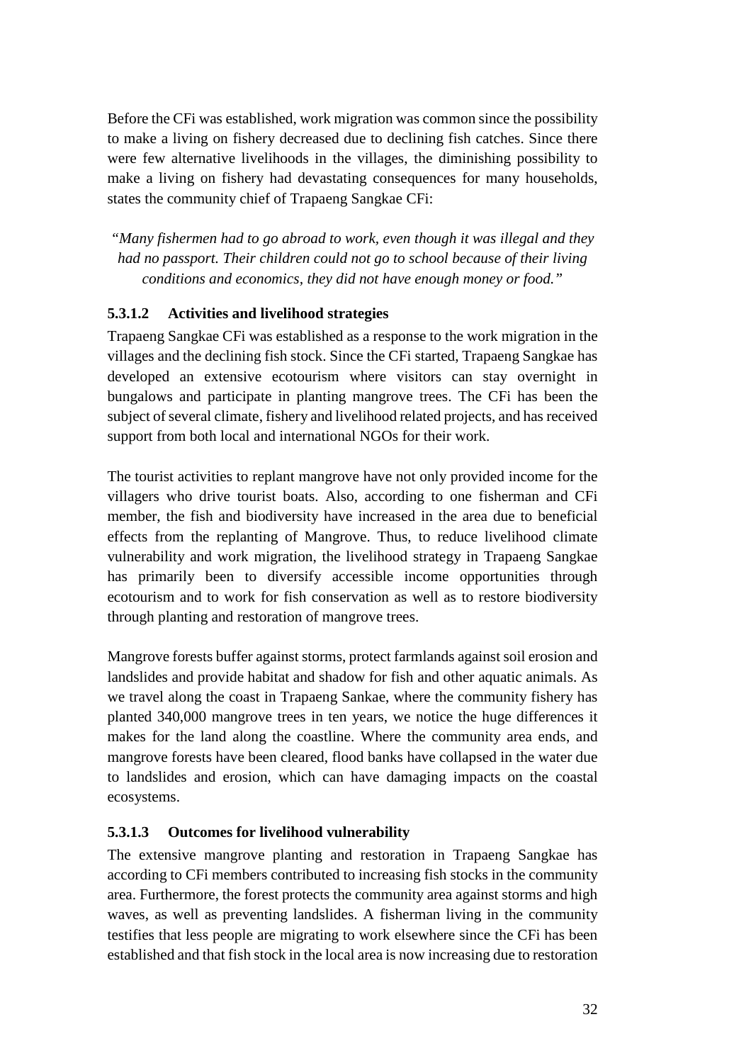Before the CFi was established, work migration was common since the possibility to make a living on fishery decreased due to declining fish catches. Since there were few alternative livelihoods in the villages, the diminishing possibility to make a living on fishery had devastating consequences for many households, states the community chief of Trapaeng Sangkae CFi:

> *"Many fishermen had to go abroad to work, even though it was illegal and they had no passport. Their children could not go to school because of their living conditions and economics, they did not have enough money or food."*

#### 5.3.1.2 Activities and livelihood strategies

Trapaeng Sangkae CFi was established as a response to the work migration in the villages and the declining fish stock. Since the CFi started, Trapaeng Sangkae has developed an extensive ecotourism where visitors can stay overnight in bungalows and participate in planting mangrove trees. The CFi has been the subject of several climate, fishery and livelihood related projects, and has received support from both local and international NGOs for their work.

The tourist activities to replant mangrove have not only provided income for the villagers who drive tourist boats. Also, according to one fisherman and CFi member, the fish and biodiversity have increased in the area due to beneficial effects from the replanting of Mangrove. Thus, to reduce livelihood climate vulnerability and work migration, the livelihood strategy in Trapaeng Sangkae has primarily been to diversify accessible income opportunities through ecotourism and to work for fish conservation as well as to restore biodiversity through planting and restoration of mangrove trees.

Mangrove forests buffer against storms, protect farmlands against soil erosion and landslides and provide habitat and shadow for fish and other aquatic animals. As we travel along the coast in Trapaeng Sankae, where the community fishery has planted 340,000 mangrove trees in ten years, we notice the huge differences it makes for the land along the coastline. Where the community area ends, and mangrove forests have been cleared, flood banks have collapsed in the water due to landslides and erosion, which can have damaging impacts on the coastal ecosystems.

#### 5.3.1.3 Outcomes for livelihood vulnerability

The extensive mangrove planting and restoration in Trapaeng Sangkae has according to CFi members contributed to increasing fish stocks in the community area. Furthermore, the forest protects the community area against storms and high waves, as well as preventing landslides. A fisherman living in the community testifies that less people are migrating to work elsewhere since the CFi has been established and that fish stock in the local area is now increasing due to restoration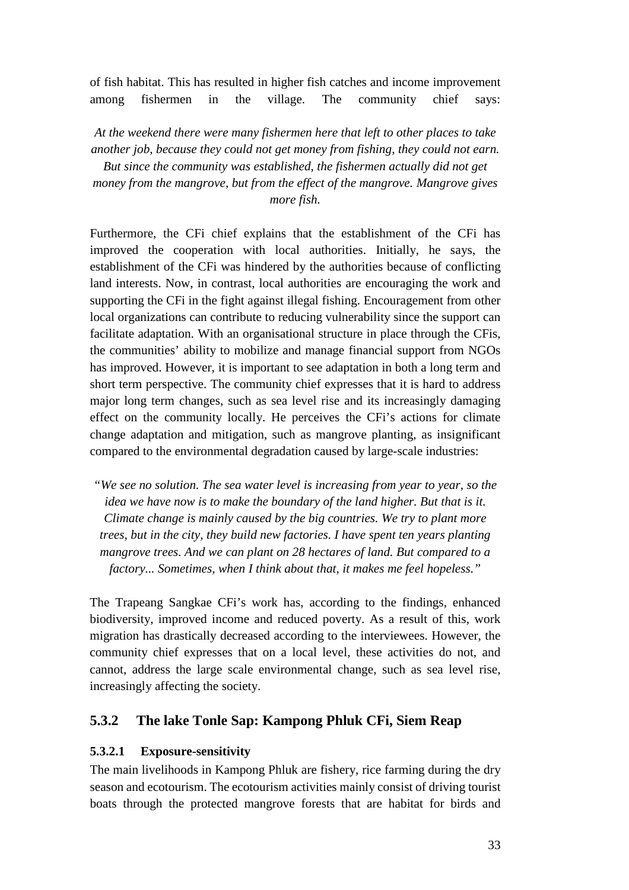of fish habitat. This has resulted in higher fish catches and income improvement among fishermen in the village. The community chief says:

*At the weekend there were many fishermen here that left to other places to take another job, because they could not get money from fishing, they could not earn. But since the community was established, the fishermen actually did not get money from the mangrove, but from the effect of the mangrove. Mangrove gives more fish.*

Furthermore, the CFi chief explains that the establishment of the CFi has improved the cooperation with local authorities. Initially, he says, the establishment of the CFi was hindered by the authorities because of conflicting land interests. Now, in contrast, local authorities are encouraging the work and supporting the CFi in the fight against illegal fishing. Encouragement from other local organizations can contribute to reducing vulnerability since the support can facilitate adaptation. With an organisational structure in place through the CFis, the communities' ability to mobilize and manage financial support from NGOs has improved. However, it is important to see adaptation in both a long term and short term perspective. The community chief expresses that it is hard to address major long term changes, such as sea level rise and its increasingly damaging effect on the community locally. He perceives the CFi's actions for climate change adaptation and mitigation, such as mangrove planting, as insignificant compared to the environmental degradation caused by large-scale industries:

*"We see no solution. The sea water level is increasing from year to year, so the idea we have now is to make the boundary of the land higher. But that is it. Climate change is mainly caused by the big countries. We try to plant more trees, but in the city, they build new factories. I have spent ten years planting mangrove trees. And we can plant on 28 hectares of land. But compared to a factory... Sometimes, when I think about that, it makes me feel hopeless."*

The Trapeang Sangkae CFi's work has, according to the findings, enhanced biodiversity, improved income and reduced poverty. As a result of this, work migration has drastically decreased according to the interviewees. However, the community chief expresses that on a local level, these activities do not, and cannot, address the large scale environmental change, such as sea level rise, increasingly affecting the society.

### 5.3.2 The lake Tonle Sap: Kampong Phluk CFi, Siem Reap

#### 5.3.2.1 Exposure-sensitivity

The main livelihoods in Kampong Phluk are fishery, rice farming during the dry season and ecotourism. The ecotourism activities mainly consist of driving tourist boats through the protected mangrove forests that are habitat for birds and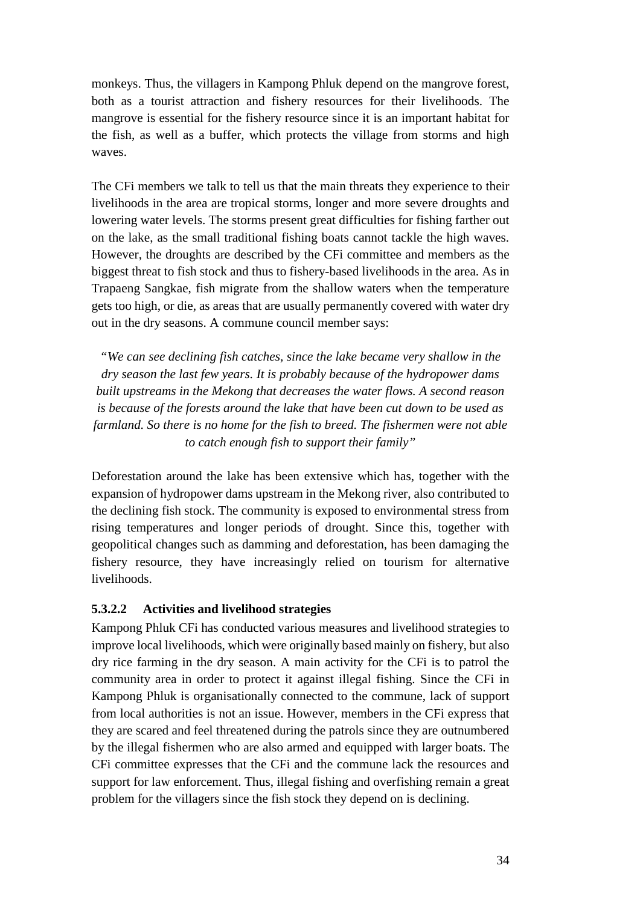monkeys. Thus, the villagers in Kampong Phluk depend on the mangrove forest, both as a tourist attraction and fishery resources for their livelihoods. The mangrove is essential for the fishery resource since it is an important habitat for the fish, as well as a buffer, which protects the village from storms and high waves.

The CFi members we talk to tell us that the main threats they experience to their livelihoods in the area are tropical storms, longer and more severe droughts and lowering water levels. The storms present great difficulties for fishing farther out on the lake, as the small traditional fishing boats cannot tackle the high waves. However, the droughts are described by the CFi committee and members as the biggest threat to fish stock and thus to fishery-based livelihoods in the area. As in Trapaeng Sangkae, fish migrate from the shallow waters when the temperature gets too high, or die, as areas that are usually permanently covered with water dry out in the dry seasons. A commune council member says:

> *"We can see declining fish catches, since the lake became very shallow in the dry season the last few years. It is probably because of the hydropower dams built upstreams in the Mekong that decreases the water flows. A second reason is because of the forests around the lake that have been cut down to be used as farmland. So there is no home for the fish to breed. The fishermen were not able to catch enough fish to support their family"*

Deforestation around the lake has been extensive which has, together with the expansion of hydropower dams upstream in the Mekong river, also contributed to the declining fish stock. The community is exposed to environmental stress from rising temperatures and longer periods of drought. Since this, together with geopolitical changes such as damming and deforestation, has been damaging the fishery resource, they have increasingly relied on tourism for alternative livelihoods.

#### 5.3.2.2 Activities and livelihood strategies

Kampong Phluk CFi has conducted various measures and livelihood strategies to improve local livelihoods, which were originally based mainly on fishery, but also dry rice farming in the dry season. A main activity for the CFi is to patrol the community area in order to protect it against illegal fishing. Since the CFi in Kampong Phluk is organisationally connected to the commune, lack of support from local authorities is not an issue. However, members in the CFi express that they are scared and feel threatened during the patrols since they are outnumbered by the illegal fishermen who are also armed and equipped with larger boats. The CFi committee expresses that the CFi and the commune lack the resources and support for law enforcement. Thus, illegal fishing and overfishing remain a great problem for the villagers since the fish stock they depend on is declining.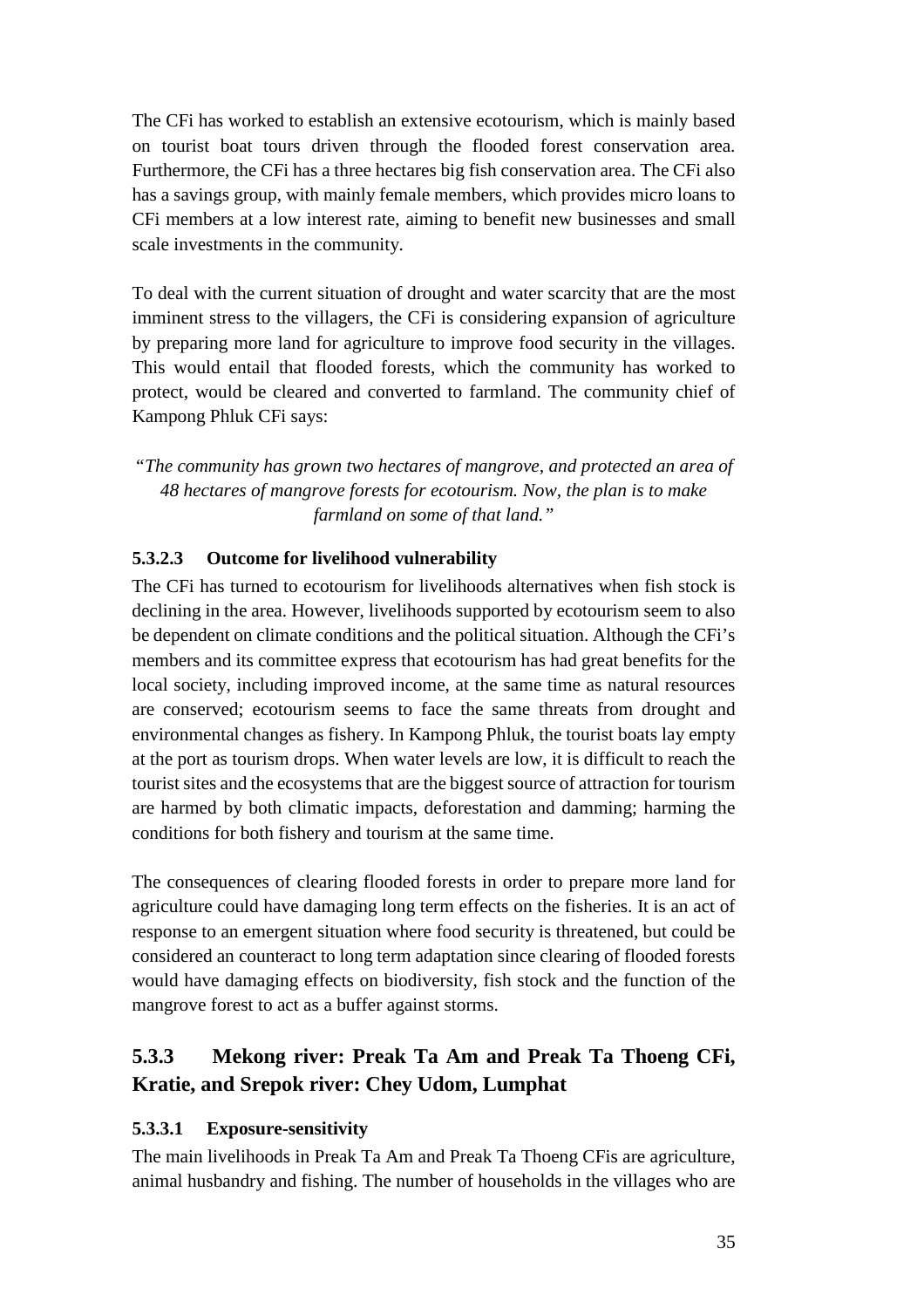The CFi has worked to establish an extensive ecotourism, which is mainly based on tourist boat tours driven through the flooded forest conservation area. Furthermore, the CFi has a three hectares big fish conservation area. The CFi also has a savings group, with mainly female members, which provides micro loans to CFi members at a low interest rate, aiming to benefit new businesses and small scale investments in the community.

To deal with the current situation of drought and water scarcity that are the most imminent stress to the villagers, the CFi is considering expansion of agriculture by preparing more land for agriculture to improve food security in the villages. This would entail that flooded forests, which the community has worked to protect, would be cleared and converted to farmland. The community chief of Kampong Phluk CFi says:

*"The community has grown two hectares of mangrove, and protected an area of 48 hectares of mangrove forests for ecotourism. Now, the plan is to make farmland on some of that land."*

#### 5.3.2.3 Outcome for livelihood vulnerability

The CFi has turned to ecotourism for livelihoods alternatives when fish stock is declining in the area. However, livelihoods supported by ecotourism seem to also be dependent on climate conditions and the political situation. Although the CFi's members and its committee express that ecotourism has had great benefits for the local society, including improved income, at the same time as natural resources are conserved; ecotourism seems to face the same threats from drought and environmental changes as fishery. In Kampong Phluk, the tourist boats lay empty at the port as tourism drops. When water levels are low, it is difficult to reach the tourist sites and the ecosystems that are the biggest source of attraction for tourism are harmed by both climatic impacts, deforestation and damming; harming the conditions for both fishery and tourism at the same time.

The consequences of clearing flooded forests in order to prepare more land for agriculture could have damaging long term effects on the fisheries. It is an act of response to an emergent situation where food security is threatened, but could be considered an counteract to long term adaptation since clearing of flooded forests would have damaging effects on biodiversity, fish stock and the function of the mangrove forest to act as a buffer against storms.

### 5.3.3 Mekong river: Preak Ta Am and Preak Ta Thoeng CFi, Kratie, and Srepok river: Chey Udom, Lumphat

#### 5.3.3.1 Exposure-sensitivity

The main livelihoods in Preak Ta Am and Preak Ta Thoeng CFis are agriculture, animal husbandry and fishing. The number of households in the villages who are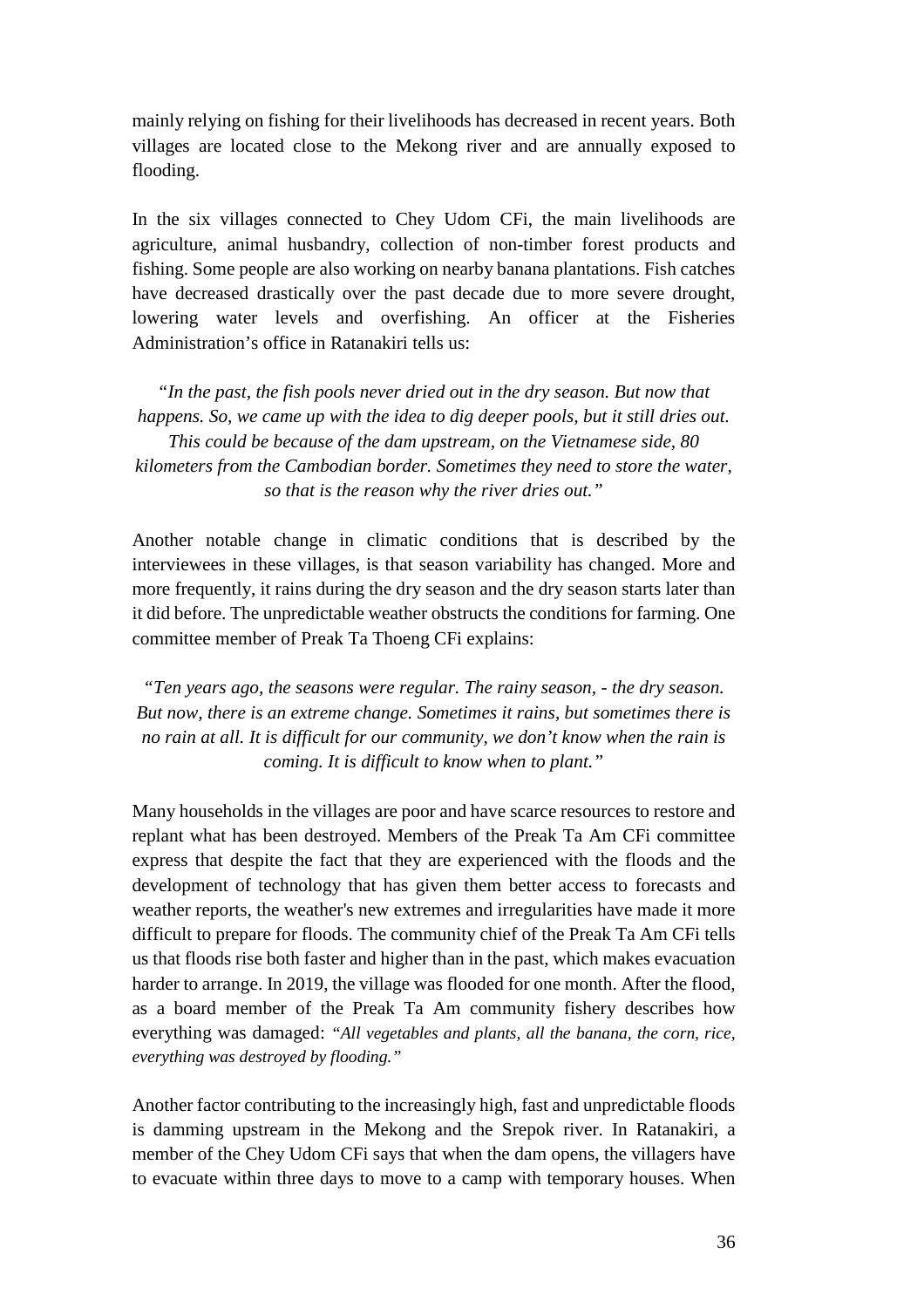mainly relying on fishing for their livelihoods has decreased in recent years. Both villages are located close to the Mekong river and are annually exposed to flooding.

In the six villages connected to Chey Udom CFi, the main livelihoods are agriculture, animal husbandry, collection of non-timber forest products and fishing. Some people are also working on nearby banana plantations. Fish catches have decreased drastically over the past decade due to more severe drought, lowering water levels and overfishing. An officer at the Fisheries Administration's office in Ratanakiri tells us:

*"In the past, the fish pools never dried out in the dry season. But now that happens. So, we came up with the idea to dig deeper pools, but it still dries out. This could be because of the dam upstream, on the Vietnamese side, 80 kilometers from the Cambodian border. Sometimes they need to store the water, so that is the reason why the river dries out."*

Another notable change in climatic conditions that is described by the interviewees in these villages, is that season variability has changed. More and more frequently, it rains during the dry season and the dry season starts later than it did before. The unpredictable weather obstructs the conditions for farming. One committee member of Preak Ta Thoeng CFi explains:

*"Ten years ago, the seasons were regular. The rainy season, - the dry season. But now, there is an extreme change. Sometimes it rains, but sometimes there is no rain at all. It is difficult for our community, we don't know when the rain is coming. It is difficult to know when to plant."*

Many households in the villages are poor and have scarce resources to restore and replant what has been destroyed. Members of the Preak Ta Am CFi committee express that despite the fact that they are experienced with the floods and the development of technology that has given them better access to forecasts and weather reports, the weather's new extremes and irregularities have made it more difficult to prepare for floods. The community chief of the Preak Ta Am CFi tells us that floods rise both faster and higher than in the past, which makes evacuation harder to arrange. In 2019, the village was flooded for one month. After the flood, as a board member of the Preak Ta Am community fishery describes how everything was damaged: *"All vegetables and plants, all the banana, the corn, rice, everything was destroyed by flooding."*

Another factor contributing to the increasingly high, fast and unpredictable floods is damming upstream in the Mekong and the Srepok river. In Ratanakiri, a member of the Chey Udom CFi says that when the dam opens, the villagers have to evacuate within three days to move to a camp with temporary houses. When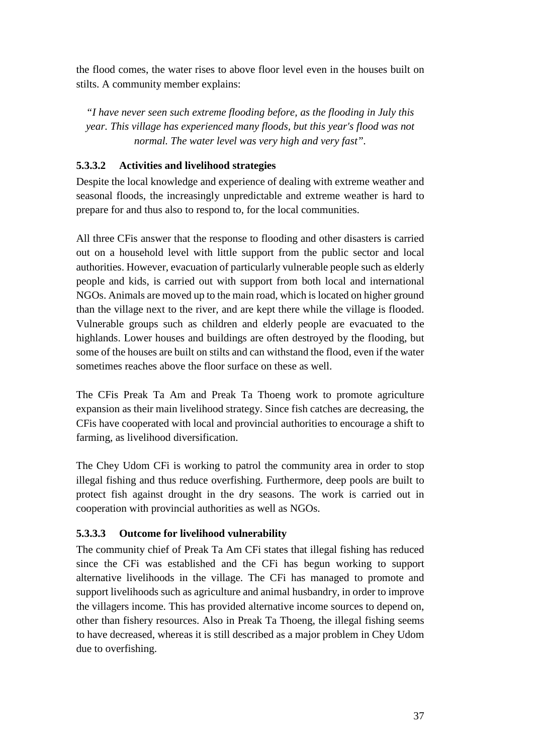the flood comes, the water rises to above floor level even in the houses built on stilts. A community member explains:

> *"I have never seen such extreme flooding before, as the flooding in July this year. This village has experienced many floods, but this year's flood was not normal. The water level was very high and very fast"*.

#### 5.3.3.2 Activities and livelihood strategies

Despite the local knowledge and experience of dealing with extreme weather and seasonal floods, the increasingly unpredictable and extreme weather is hard to prepare for and thus also to respond to, for the local communities.

All three CFis answer that the response to flooding and other disasters is carried out on a household level with little support from the public sector and local authorities. However, evacuation of particularly vulnerable people such as elderly people and kids, is carried out with support from both local and international NGOs. Animals are moved up to the main road, which is located on higher ground than the village next to the river, and are kept there while the village is flooded. Vulnerable groups such as children and elderly people are evacuated to the highlands. Lower houses and buildings are often destroyed by the flooding, but some of the houses are built on stilts and can withstand the flood, even if the water sometimes reaches above the floor surface on these as well.

The CFis Preak Ta Am and Preak Ta Thoeng work to promote agriculture expansion as their main livelihood strategy. Since fish catches are decreasing, the CFis have cooperated with local and provincial authorities to encourage a shift to farming, as livelihood diversification.

The Chey Udom CFi is working to patrol the community area in order to stop illegal fishing and thus reduce overfishing. Furthermore, deep pools are built to protect fish against drought in the dry seasons. The work is carried out in cooperation with provincial authorities as well as NGOs.

#### 5.3.3.3 Outcome for livelihood vulnerability

The community chief of Preak Ta Am CFi states that illegal fishing has reduced since the CFi was established and the CFi has begun working to support alternative livelihoods in the village. The CFi has managed to promote and support livelihoods such as agriculture and animal husbandry, in order to improve the villagers income. This has provided alternative income sources to depend on, other than fishery resources. Also in Preak Ta Thoeng, the illegal fishing seems to have decreased, whereas it is still described as a major problem in Chey Udom due to overfishing.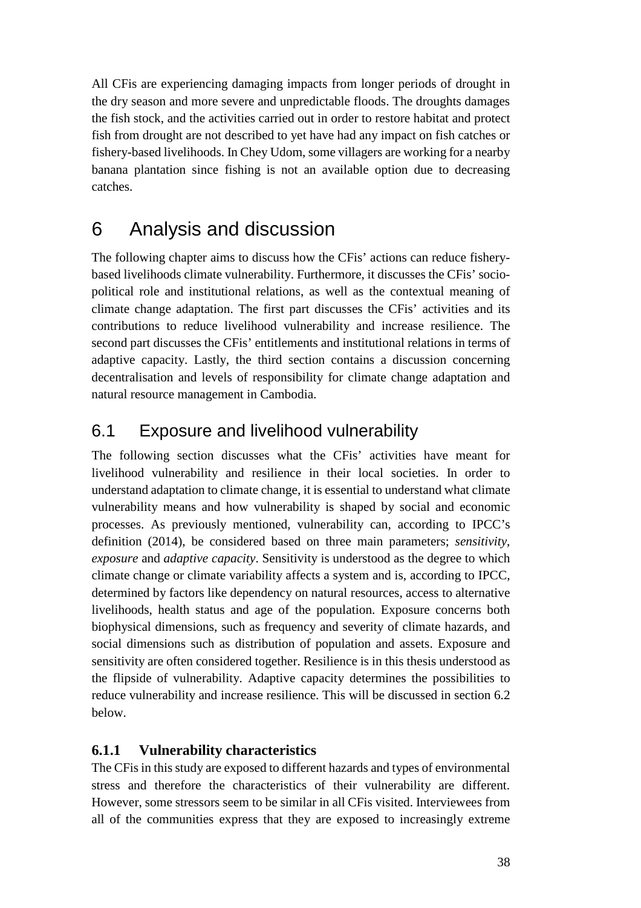All CFis are experiencing damaging impacts from longer periods of drought in the dry season and more severe and unpredictable floods. The droughts damages the fish stock, and the activities carried out in order to restore habitat and protect fish from drought are not described to yet have had any impact on fish catches or fishery-based livelihoods. In Chey Udom, some villagers are working for a nearby banana plantation since fishing is not an available option due to decreasing catches.

# 6 Analysis and discussion

The following chapter aims to discuss how the CFis' actions can reduce fishery-based livelihoods climate vulnerability. Furthermore, it discusses the CFis' socio-political role and institutional relations, as well as the contextual meaning of climate change adaptation. The first part discusses the CFis' activities and its contributions to reduce livelihood vulnerability and increase resilience. The second part discusses the CFis' entitlements and institutional relations in terms of adaptive capacity. Lastly, the third section contains a discussion concerning decentralisation and levels of responsibility for climate change adaptation and natural resource management in Cambodia.

## 6.1 Exposure and livelihood vulnerability

The following section discusses what the CFis' activities have meant for livelihood vulnerability and resilience in their local societies. In order to understand adaptation to climate change, it is essential to understand what climate vulnerability means and how vulnerability is shaped by social and economic processes. As previously mentioned, vulnerability can, according to IPCC's definition (2014), be considered based on three main parameters; *sensitivity*, *exposure* and *adaptive capacity*. Sensitivity is understood as the degree to which climate change or climate variability affects a system and is, according to IPCC, determined by factors like dependency on natural resources, access to alternative livelihoods, health status and age of the population. Exposure concerns both biophysical dimensions, such as frequency and severity of climate hazards, and social dimensions such as distribution of population and assets. Exposure and sensitivity are often considered together. Resilience is in this thesis understood as the flipside of vulnerability. Adaptive capacity determines the possibilities to reduce vulnerability and increase resilience. This will be discussed in section 6.2 below.

### 6.1.1 Vulnerability characteristics

The CFis in this study are exposed to different hazards and types of environmental stress and therefore the characteristics of their vulnerability are different. However, some stressors seem to be similar in all CFis visited. Interviewees from all of the communities express that they are exposed to increasingly extreme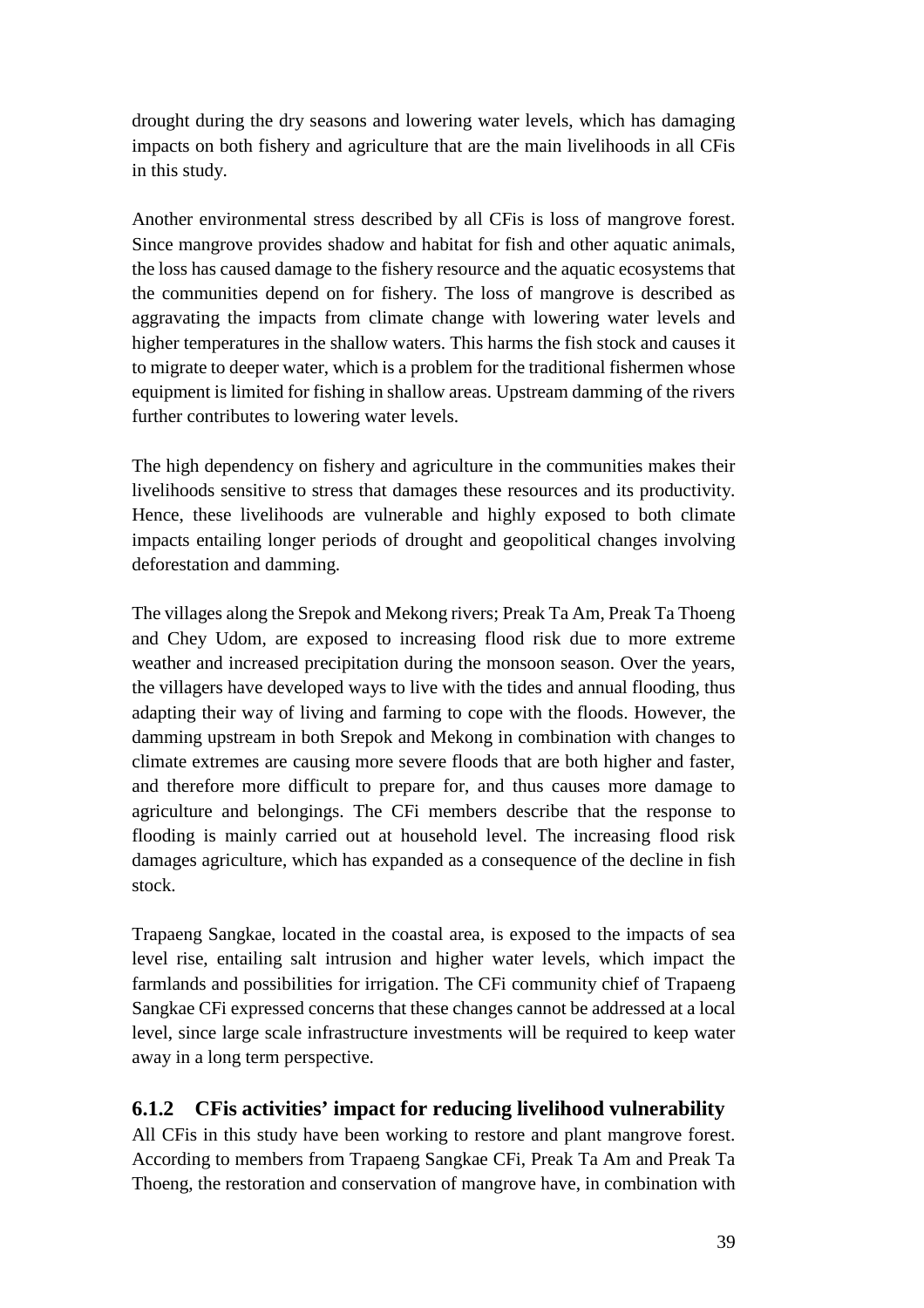drought during the dry seasons and lowering water levels, which has damaging impacts on both fishery and agriculture that are the main livelihoods in all CFis in this study.

Another environmental stress described by all CFis is loss of mangrove forest. Since mangrove provides shadow and habitat for fish and other aquatic animals, the loss has caused damage to the fishery resource and the aquatic ecosystems that the communities depend on for fishery. The loss of mangrove is described as aggravating the impacts from climate change with lowering water levels and higher temperatures in the shallow waters. This harms the fish stock and causes it to migrate to deeper water, which is a problem for the traditional fishermen whose equipment is limited for fishing in shallow areas. Upstream damming of the rivers further contributes to lowering water levels.

The high dependency on fishery and agriculture in the communities makes their livelihoods sensitive to stress that damages these resources and its productivity. Hence, these livelihoods are vulnerable and highly exposed to both climate impacts entailing longer periods of drought and geopolitical changes involving deforestation and damming.

The villages along the Srepok and Mekong rivers; Preak Ta Am, Preak Ta Thoeng and Chey Udom, are exposed to increasing flood risk due to more extreme weather and increased precipitation during the monsoon season. Over the years, the villagers have developed ways to live with the tides and annual flooding, thus adapting their way of living and farming to cope with the floods. However, the damming upstream in both Srepok and Mekong in combination with changes to climate extremes are causing more severe floods that are both higher and faster, and therefore more difficult to prepare for, and thus causes more damage to agriculture and belongings. The CFi members describe that the response to flooding is mainly carried out at household level. The increasing flood risk damages agriculture, which has expanded as a consequence of the decline in fish stock.

Trapaeng Sangkae, located in the coastal area, is exposed to the impacts of sea level rise, entailing salt intrusion and higher water levels, which impact the farmlands and possibilities for irrigation. The CFi community chief of Trapaeng Sangkae CFi expressed concerns that these changes cannot be addressed at a local level, since large scale infrastructure investments will be required to keep water away in a long term perspective.

### 6.1.2 CFis activities' impact for reducing livelihood vulnerability

All CFis in this study have been working to restore and plant mangrove forest. According to members from Trapaeng Sangkae CFi, Preak Ta Am and Preak Ta Thoeng, the restoration and conservation of mangrove have, in combination with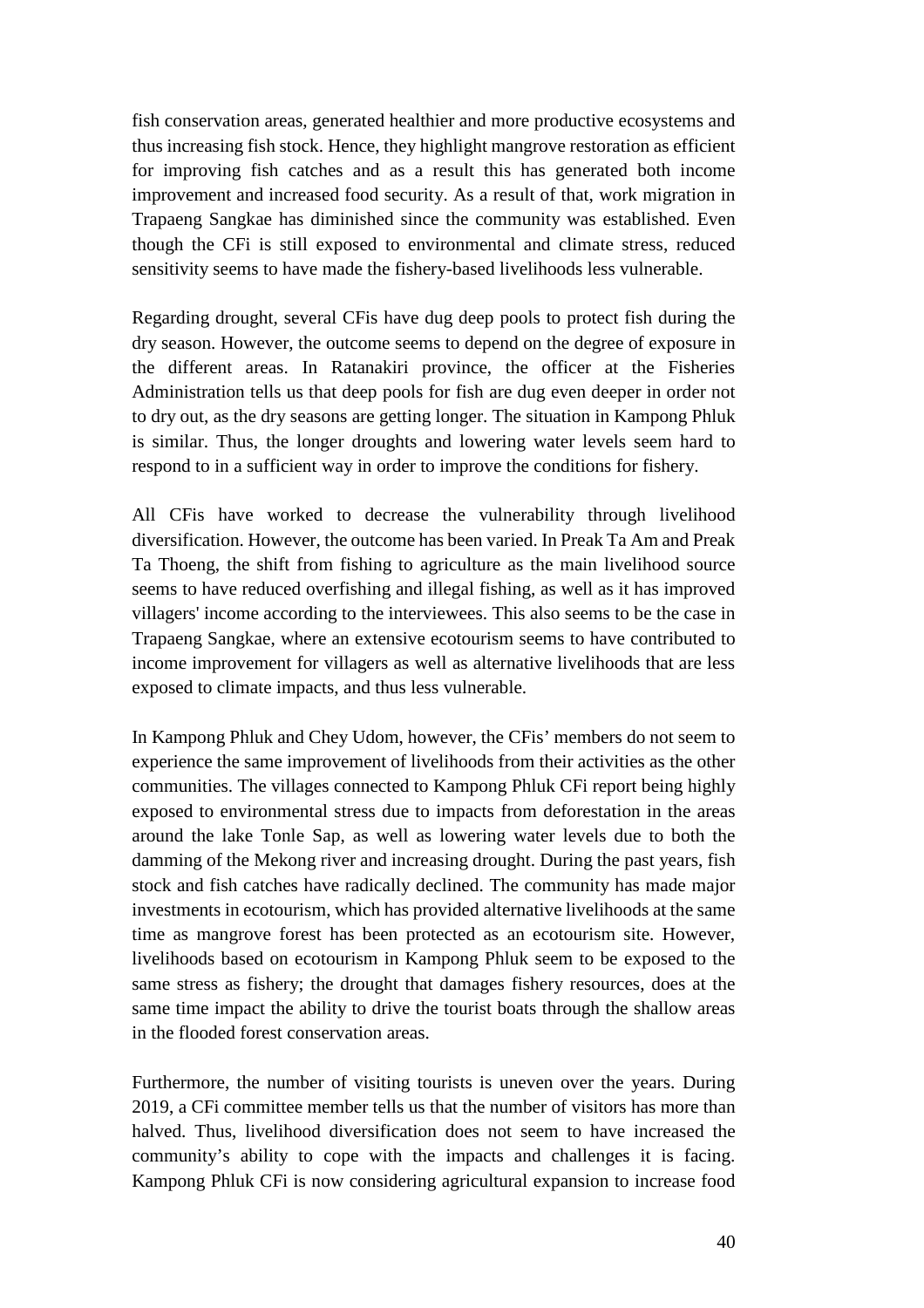fish conservation areas, generated healthier and more productive ecosystems and thus increasing fish stock. Hence, they highlight mangrove restoration as efficient for improving fish catches and as a result this has generated both income improvement and increased food security. As a result of that, work migration in Trapaeng Sangkae has diminished since the community was established. Even though the CFi is still exposed to environmental and climate stress, reduced sensitivity seems to have made the fishery-based livelihoods less vulnerable.

Regarding drought, several CFis have dug deep pools to protect fish during the dry season. However, the outcome seems to depend on the degree of exposure in the different areas. In Ratanakiri province, the officer at the Fisheries Administration tells us that deep pools for fish are dug even deeper in order not to dry out, as the dry seasons are getting longer. The situation in Kampong Phluk is similar. Thus, the longer droughts and lowering water levels seem hard to respond to in a sufficient way in order to improve the conditions for fishery.

All CFis have worked to decrease the vulnerability through livelihood diversification. However, the outcome has been varied. In Preak Ta Am and Preak Ta Thoeng, the shift from fishing to agriculture as the main livelihood source seems to have reduced overfishing and illegal fishing, as well as it has improved villagers' income according to the interviewees. This also seems to be the case in Trapaeng Sangkae, where an extensive ecotourism seems to have contributed to income improvement for villagers as well as alternative livelihoods that are less exposed to climate impacts, and thus less vulnerable.

In Kampong Phluk and Chey Udom, however, the CFis' members do not seem to experience the same improvement of livelihoods from their activities as the other communities. The villages connected to Kampong Phluk CFi report being highly exposed to environmental stress due to impacts from deforestation in the areas around the lake Tonle Sap, as well as lowering water levels due to both the damming of the Mekong river and increasing drought. During the past years, fish stock and fish catches have radically declined. The community has made major investments in ecotourism, which has provided alternative livelihoods at the same time as mangrove forest has been protected as an ecotourism site. However, livelihoods based on ecotourism in Kampong Phluk seem to be exposed to the same stress as fishery; the drought that damages fishery resources, does at the same time impact the ability to drive the tourist boats through the shallow areas in the flooded forest conservation areas.

Furthermore, the number of visiting tourists is uneven over the years. During 2019, a CFi committee member tells us that the number of visitors has more than halved. Thus, livelihood diversification does not seem to have increased the community's ability to cope with the impacts and challenges it is facing. Kampong Phluk CFi is now considering agricultural expansion to increase food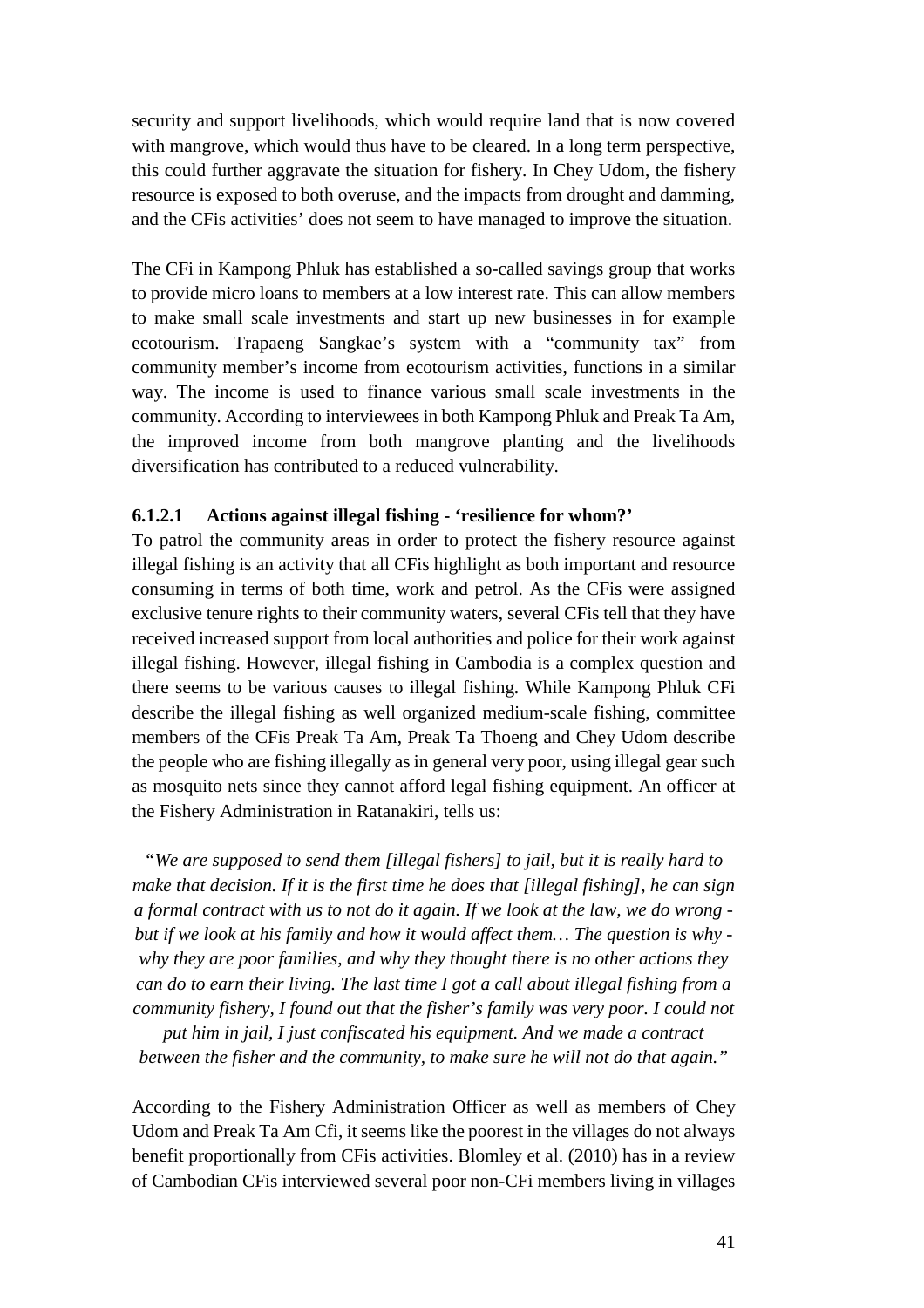security and support livelihoods, which would require land that is now covered with mangrove, which would thus have to be cleared. In a long term perspective, this could further aggravate the situation for fishery. In Chey Udom, the fishery resource is exposed to both overuse, and the impacts from drought and damming, and the CFis activities' does not seem to have managed to improve the situation.

The CFi in Kampong Phluk has established a so-called savings group that works to provide micro loans to members at a low interest rate. This can allow members to make small scale investments and start up new businesses in for example ecotourism. Trapaeng Sangkae's system with a "community tax" from community member's income from ecotourism activities, functions in a similar way. The income is used to finance various small scale investments in the community. According to interviewees in both Kampong Phluk and Preak Ta Am, the improved income from both mangrove planting and the livelihoods diversification has contributed to a reduced vulnerability.

#### 6.1.2.1 Actions against illegal fishing - 'resilience for whom?'

To patrol the community areas in order to protect the fishery resource against illegal fishing is an activity that all CFis highlight as both important and resource consuming in terms of both time, work and petrol. As the CFis were assigned exclusive tenure rights to their community waters, several CFis tell that they have received increased support from local authorities and police for their work against illegal fishing. However, illegal fishing in Cambodia is a complex question and there seems to be various causes to illegal fishing. While Kampong Phluk CFi describe the illegal fishing as well organized medium-scale fishing, committee members of the CFis Preak Ta Am, Preak Ta Thoeng and Chey Udom describe the people who are fishing illegally as in general very poor, using illegal gear such as mosquito nets since they cannot afford legal fishing equipment. An officer at the Fishery Administration in Ratanakiri, tells us:

> *"We are supposed to send them [illegal fishers] to jail, but it is really hard to make that decision. If it is the first time he does that [illegal fishing], he can sign a formal contract with us to not do it again. If we look at the law, we do wrong - but if we look at his family and how it would affect them… The question is why - why they are poor families, and why they thought there is no other actions they can do to earn their living. The last time I got a call about illegal fishing from a community fishery, I found out that the fisher's family was very poor. I could not put him in jail, I just confiscated his equipment. And we made a contract between the fisher and the community, to make sure he will not do that again."*

According to the Fishery Administration Officer as well as members of Chey Udom and Preak Ta Am Cfi, it seems like the poorest in the villages do not always benefit proportionally from CFis activities. Blomley et al. (2010) has in a review of Cambodian CFis interviewed several poor non-CFi members living in villages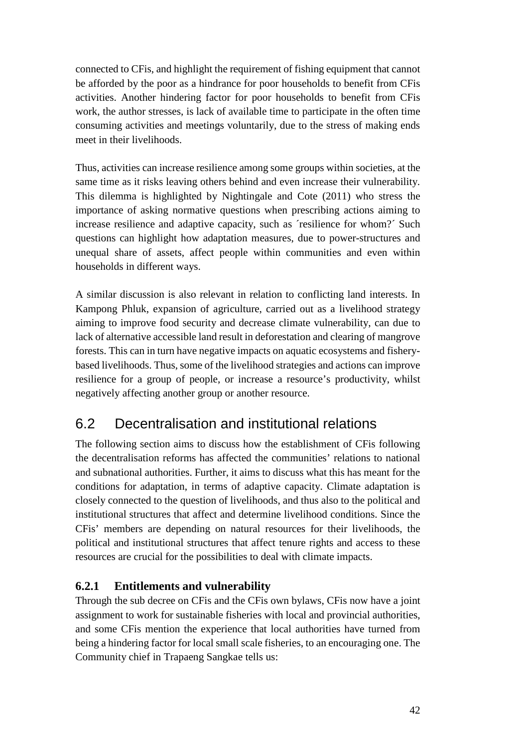connected to CFis, and highlight the requirement of fishing equipment that cannot be afforded by the poor as a hindrance for poor households to benefit from CFis activities. Another hindering factor for poor households to benefit from CFis work, the author stresses, is lack of available time to participate in the often time consuming activities and meetings voluntarily, due to the stress of making ends meet in their livelihoods.

Thus, activities can increase resilience among some groups within societies, at the same time as it risks leaving others behind and even increase their vulnerability. This dilemma is highlighted by Nightingale and Cote (2011) who stress the importance of asking normative questions when prescribing actions aiming to increase resilience and adaptive capacity, such as ´resilience for whom?´ Such questions can highlight how adaptation measures, due to power-structures and unequal share of assets, affect people within communities and even within households in different ways.

A similar discussion is also relevant in relation to conflicting land interests. In Kampong Phluk, expansion of agriculture, carried out as a livelihood strategy aiming to improve food security and decrease climate vulnerability, can due to lack of alternative accessible land result in deforestation and clearing of mangrove forests. This can in turn have negative impacts on aquatic ecosystems and fishery-based livelihoods. Thus, some of the livelihood strategies and actions can improve resilience for a group of people, or increase a resource's productivity, whilst negatively affecting another group or another resource.

## 6.2 Decentralisation and institutional relations

The following section aims to discuss how the establishment of CFis following the decentralisation reforms has affected the communities' relations to national and subnational authorities. Further, it aims to discuss what this has meant for the conditions for adaptation, in terms of adaptive capacity. Climate adaptation is closely connected to the question of livelihoods, and thus also to the political and institutional structures that affect and determine livelihood conditions. Since the CFis' members are depending on natural resources for their livelihoods, the political and institutional structures that affect tenure rights and access to these resources are crucial for the possibilities to deal with climate impacts.

### 6.2.1 Entitlements and vulnerability

Through the sub decree on CFis and the CFis own bylaws, CFis now have a joint assignment to work for sustainable fisheries with local and provincial authorities, and some CFis mention the experience that local authorities have turned from being a hindering factor for local small scale fisheries, to an encouraging one. The Community chief in Trapaeng Sangkae tells us: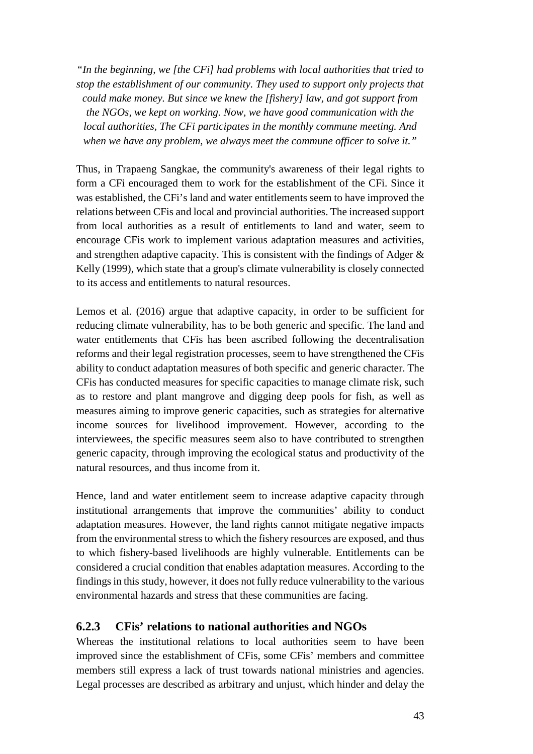*"In the beginning, we [the CFi] had problems with local authorities that tried to stop the establishment of our community. They used to support only projects that could make money. But since we knew the [fishery] law, and got support from the NGOs, we kept on working. Now, we have good communication with the local authorities, The CFi participates in the monthly commune meeting. And when we have any problem, we always meet the commune officer to solve it."*

Thus, in Trapaeng Sangkae, the community's awareness of their legal rights to form a CFi encouraged them to work for the establishment of the CFi. Since it was established, the CFi's land and water entitlements seem to have improved the relations between CFis and local and provincial authorities. The increased support from local authorities as a result of entitlements to land and water, seem to encourage CFis work to implement various adaptation measures and activities, and strengthen adaptive capacity. This is consistent with the findings of Adger & Kelly (1999), which state that a group's climate vulnerability is closely connected to its access and entitlements to natural resources.

Lemos et al. (2016) argue that adaptive capacity, in order to be sufficient for reducing climate vulnerability, has to be both generic and specific. The land and water entitlements that CFis has been ascribed following the decentralisation reforms and their legal registration processes, seem to have strengthened the CFis ability to conduct adaptation measures of both specific and generic character. The CFis has conducted measures for specific capacities to manage climate risk, such as to restore and plant mangrove and digging deep pools for fish, as well as measures aiming to improve generic capacities, such as strategies for alternative income sources for livelihood improvement. However, according to the interviewees, the specific measures seem also to have contributed to strengthen generic capacity, through improving the ecological status and productivity of the natural resources, and thus income from it.

Hence, land and water entitlement seem to increase adaptive capacity through institutional arrangements that improve the communities' ability to conduct adaptation measures. However, the land rights cannot mitigate negative impacts from the environmental stress to which the fishery resources are exposed, and thus to which fishery-based livelihoods are highly vulnerable. Entitlements can be considered a crucial condition that enables adaptation measures. According to the findings in this study, however, it does not fully reduce vulnerability to the various environmental hazards and stress that these communities are facing.

### 6.2.3 CFis' relations to national authorities and NGOs

Whereas the institutional relations to local authorities seem to have been improved since the establishment of CFis, some CFis' members and committee members still express a lack of trust towards national ministries and agencies. Legal processes are described as arbitrary and unjust, which hinder and delay the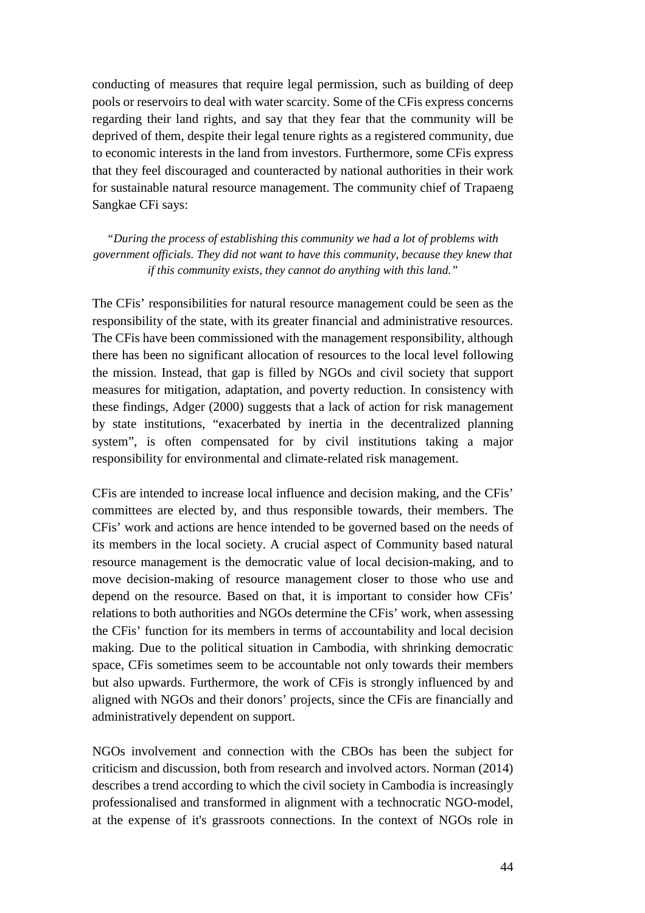conducting of measures that require legal permission, such as building of deep pools or reservoirs to deal with water scarcity. Some of the CFis express concerns regarding their land rights, and say that they fear that the community will be deprived of them, despite their legal tenure rights as a registered community, due to economic interests in the land from investors. Furthermore, some CFis express that they feel discouraged and counteracted by national authorities in their work for sustainable natural resource management. The community chief of Trapaeng Sangkae CFi says:

*"During the process of establishing this community we had a lot of problems with government officials. They did not want to have this community, because they knew that if this community exists, they cannot do anything with this land."*

The CFis' responsibilities for natural resource management could be seen as the responsibility of the state, with its greater financial and administrative resources. The CFis have been commissioned with the management responsibility, although there has been no significant allocation of resources to the local level following the mission. Instead, that gap is filled by NGOs and civil society that support measures for mitigation, adaptation, and poverty reduction. In consistency with these findings, Adger (2000) suggests that a lack of action for risk management by state institutions, "exacerbated by inertia in the decentralized planning system", is often compensated for by civil institutions taking a major responsibility for environmental and climate-related risk management.

CFis are intended to increase local influence and decision making, and the CFis' committees are elected by, and thus responsible towards, their members. The CFis' work and actions are hence intended to be governed based on the needs of its members in the local society. A crucial aspect of Community based natural resource management is the democratic value of local decision-making, and to move decision-making of resource management closer to those who use and depend on the resource. Based on that, it is important to consider how CFis' relations to both authorities and NGOs determine the CFis' work, when assessing the CFis' function for its members in terms of accountability and local decision making. Due to the political situation in Cambodia, with shrinking democratic space, CFis sometimes seem to be accountable not only towards their members but also upwards. Furthermore, the work of CFis is strongly influenced by and aligned with NGOs and their donors' projects, since the CFis are financially and administratively dependent on support.

NGOs involvement and connection with the CBOs has been the subject for criticism and discussion, both from research and involved actors. Norman (2014) describes a trend according to which the civil society in Cambodia is increasingly professionalised and transformed in alignment with a technocratic NGO-model, at the expense of it's grassroots connections. In the context of NGOs role in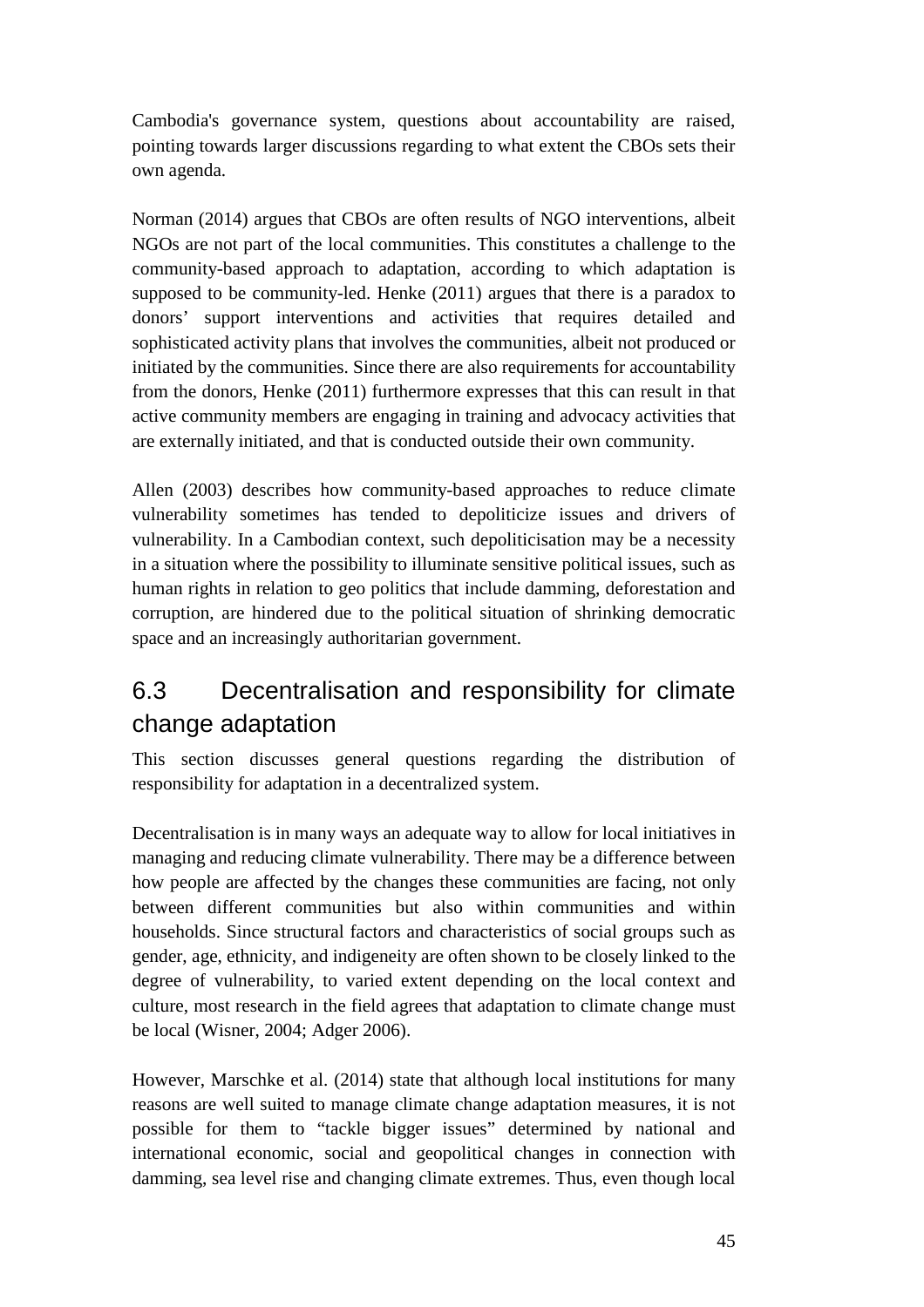Cambodia's governance system, questions about accountability are raised, pointing towards larger discussions regarding to what extent the CBOs sets their own agenda.

Norman (2014) argues that CBOs are often results of NGO interventions, albeit NGOs are not part of the local communities. This constitutes a challenge to the community-based approach to adaptation, according to which adaptation is supposed to be community-led. Henke (2011) argues that there is a paradox to donors' support interventions and activities that requires detailed and sophisticated activity plans that involves the communities, albeit not produced or initiated by the communities. Since there are also requirements for accountability from the donors, Henke (2011) furthermore expresses that this can result in that active community members are engaging in training and advocacy activities that are externally initiated, and that is conducted outside their own community.

Allen (2003) describes how community-based approaches to reduce climate vulnerability sometimes has tended to depoliticize issues and drivers of vulnerability. In a Cambodian context, such depoliticisation may be a necessity in a situation where the possibility to illuminate sensitive political issues, such as human rights in relation to geo politics that include damming, deforestation and corruption, are hindered due to the political situation of shrinking democratic space and an increasingly authoritarian government.

## 6.3 Decentralisation and responsibility for climate change adaptation

This section discusses general questions regarding the distribution of responsibility for adaptation in a decentralized system.

Decentralisation is in many ways an adequate way to allow for local initiatives in managing and reducing climate vulnerability. There may be a difference between how people are affected by the changes these communities are facing, not only between different communities but also within communities and within households. Since structural factors and characteristics of social groups such as gender, age, ethnicity, and indigeneity are often shown to be closely linked to the degree of vulnerability, to varied extent depending on the local context and culture, most research in the field agrees that adaptation to climate change must be local (Wisner, 2004; Adger 2006).

However, Marschke et al. (2014) state that although local institutions for many reasons are well suited to manage climate change adaptation measures, it is not possible for them to "tackle bigger issues" determined by national and international economic, social and geopolitical changes in connection with damming, sea level rise and changing climate extremes. Thus, even though local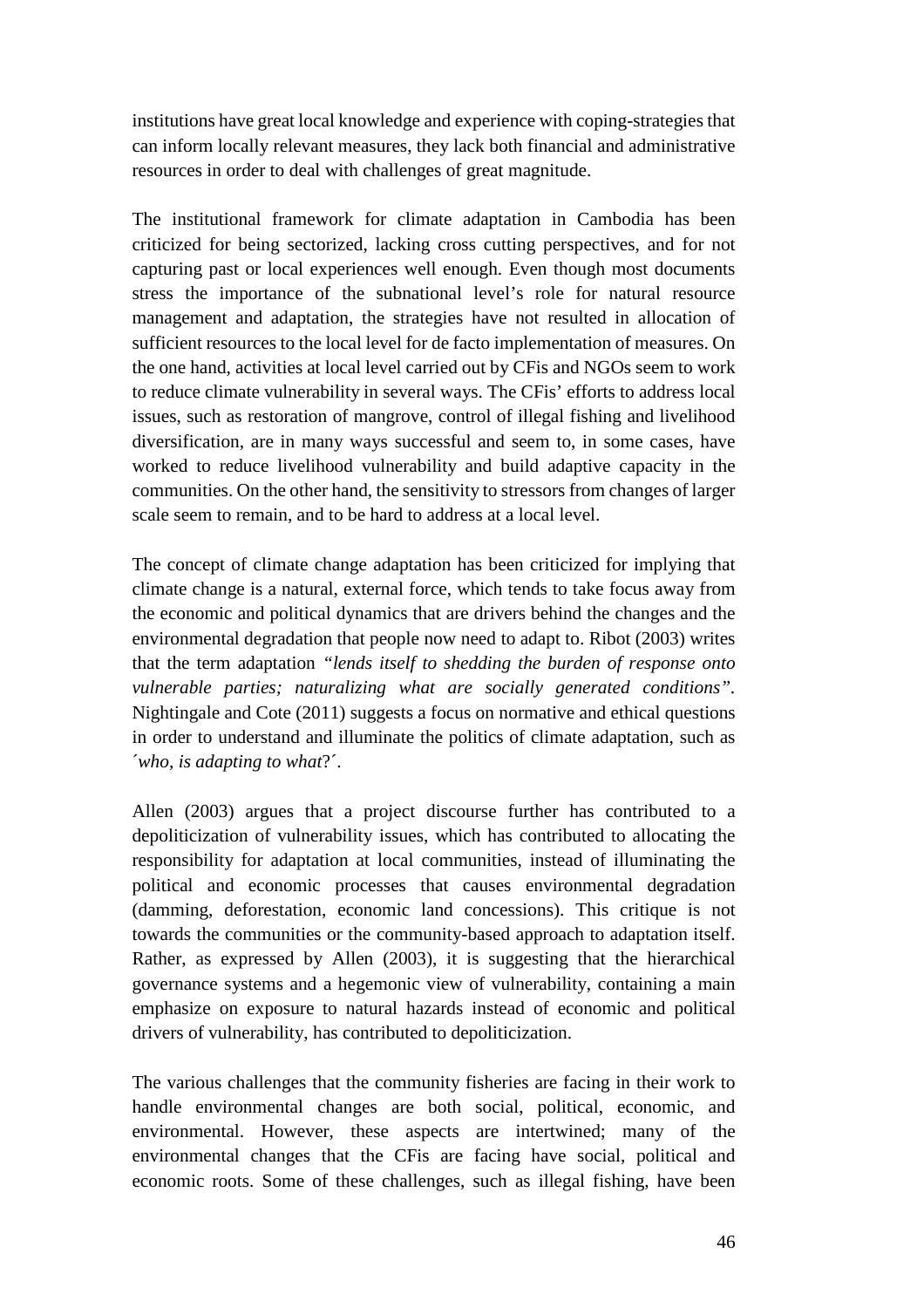institutions have great local knowledge and experience with coping-strategies that can inform locally relevant measures, they lack both financial and administrative resources in order to deal with challenges of great magnitude.

The institutional framework for climate adaptation in Cambodia has been criticized for being sectorized, lacking cross cutting perspectives, and for not capturing past or local experiences well enough. Even though most documents stress the importance of the subnational level's role for natural resource management and adaptation, the strategies have not resulted in allocation of sufficient resources to the local level for de facto implementation of measures. On the one hand, activities at local level carried out by CFis and NGOs seem to work to reduce climate vulnerability in several ways. The CFis' efforts to address local issues, such as restoration of mangrove, control of illegal fishing and livelihood diversification, are in many ways successful and seem to, in some cases, have worked to reduce livelihood vulnerability and build adaptive capacity in the communities. On the other hand, the sensitivity to stressors from changes of larger scale seem to remain, and to be hard to address at a local level.

The concept of climate change adaptation has been criticized for implying that climate change is a natural, external force, which tends to take focus away from the economic and political dynamics that are drivers behind the changes and the environmental degradation that people now need to adapt to. Ribot (2003) writes that the term adaptation *"lends itself to shedding the burden of response onto vulnerable parties; naturalizing what are socially generated conditions"*. Nightingale and Cote (2011) suggests a focus on normative and ethical questions in order to understand and illuminate the politics of climate adaptation, such as *´who, is adapting to what?´*.

Allen (2003) argues that a project discourse further has contributed to a depoliticization of vulnerability issues, which has contributed to allocating the responsibility for adaptation at local communities, instead of illuminating the political and economic processes that causes environmental degradation (damming, deforestation, economic land concessions). This critique is not towards the communities or the community-based approach to adaptation itself. Rather, as expressed by Allen (2003), it is suggesting that the hierarchical governance systems and a hegemonic view of vulnerability, containing a main emphasize on exposure to natural hazards instead of economic and political drivers of vulnerability, has contributed to depoliticization.

The various challenges that the community fisheries are facing in their work to handle environmental changes are both social, political, economic, and environmental. However, these aspects are intertwined; many of the environmental changes that the CFis are facing have social, political and economic roots. Some of these challenges, such as illegal fishing, have been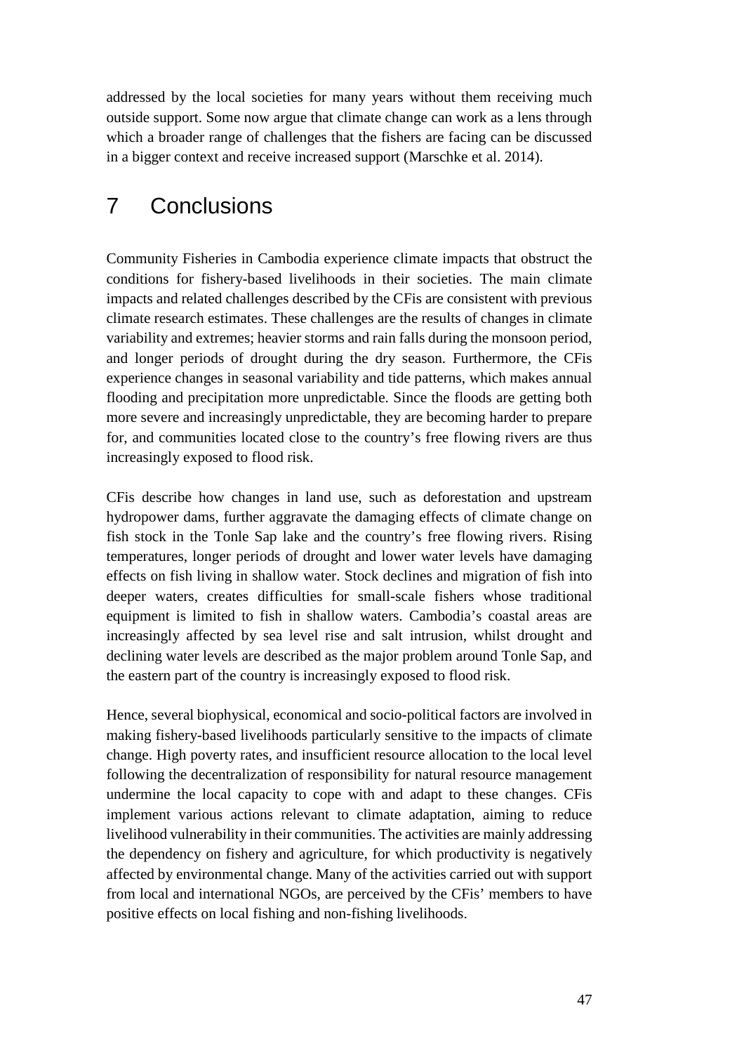addressed by the local societies for many years without them receiving much outside support. Some now argue that climate change can work as a lens through which a broader range of challenges that the fishers are facing can be discussed in a bigger context and receive increased support (Marschke et al. 2014).

# 7 Conclusions

Community Fisheries in Cambodia experience climate impacts that obstruct the conditions for fishery-based livelihoods in their societies. The main climate impacts and related challenges described by the CFis are consistent with previous climate research estimates. These challenges are the results of changes in climate variability and extremes; heavier storms and rain falls during the monsoon period, and longer periods of drought during the dry season. Furthermore, the CFis experience changes in seasonal variability and tide patterns, which makes annual flooding and precipitation more unpredictable. Since the floods are getting both more severe and increasingly unpredictable, they are becoming harder to prepare for, and communities located close to the country's free flowing rivers are thus increasingly exposed to flood risk.

CFis describe how changes in land use, such as deforestation and upstream hydropower dams, further aggravate the damaging effects of climate change on fish stock in the Tonle Sap lake and the country's free flowing rivers. Rising temperatures, longer periods of drought and lower water levels have damaging effects on fish living in shallow water. Stock declines and migration of fish into deeper waters, creates difficulties for small-scale fishers whose traditional equipment is limited to fish in shallow waters. Cambodia's coastal areas are increasingly affected by sea level rise and salt intrusion, whilst drought and declining water levels are described as the major problem around Tonle Sap, and the eastern part of the country is increasingly exposed to flood risk.

Hence, several biophysical, economical and socio-political factors are involved in making fishery-based livelihoods particularly sensitive to the impacts of climate change. High poverty rates, and insufficient resource allocation to the local level following the decentralization of responsibility for natural resource management undermine the local capacity to cope with and adapt to these changes. CFis implement various actions relevant to climate adaptation, aiming to reduce livelihood vulnerability in their communities. The activities are mainly addressing the dependency on fishery and agriculture, for which productivity is negatively affected by environmental change. Many of the activities carried out with support from local and international NGOs, are perceived by the CFis' members to have positive effects on local fishing and non-fishing livelihoods.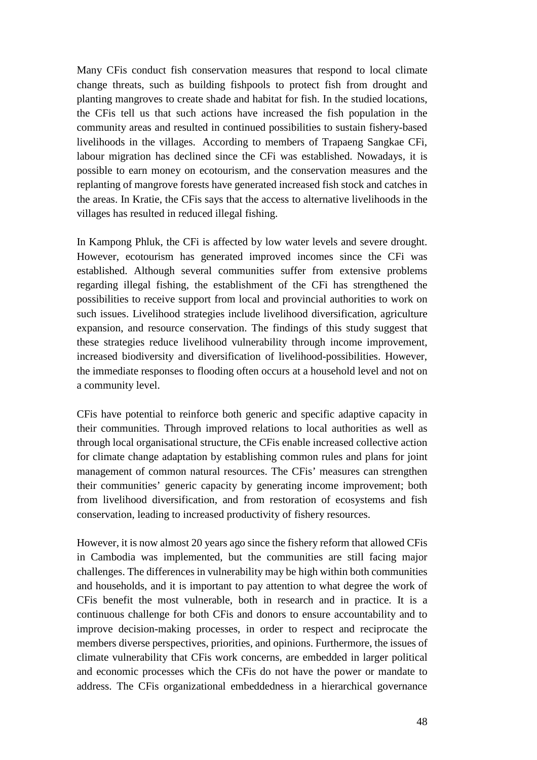Many CFis conduct fish conservation measures that respond to local climate change threats, such as building fishpools to protect fish from drought and planting mangroves to create shade and habitat for fish. In the studied locations, the CFis tell us that such actions have increased the fish population in the community areas and resulted in continued possibilities to sustain fishery-based livelihoods in the villages. According to members of Trapaeng Sangkae CFi, labour migration has declined since the CFi was established. Nowadays, it is possible to earn money on ecotourism, and the conservation measures and the replanting of mangrove forests have generated increased fish stock and catches in the areas. In Kratie, the CFis says that the access to alternative livelihoods in the villages has resulted in reduced illegal fishing.

In Kampong Phluk, the CFi is affected by low water levels and severe drought. However, ecotourism has generated improved incomes since the CFi was established. Although several communities suffer from extensive problems regarding illegal fishing, the establishment of the CFi has strengthened the possibilities to receive support from local and provincial authorities to work on such issues. Livelihood strategies include livelihood diversification, agriculture expansion, and resource conservation. The findings of this study suggest that these strategies reduce livelihood vulnerability through income improvement, increased biodiversity and diversification of livelihood-possibilities. However, the immediate responses to flooding often occurs at a household level and not on a community level.

CFis have potential to reinforce both generic and specific adaptive capacity in their communities. Through improved relations to local authorities as well as through local organisational structure, the CFis enable increased collective action for climate change adaptation by establishing common rules and plans for joint management of common natural resources. The CFis' measures can strengthen their communities' generic capacity by generating income improvement; both from livelihood diversification, and from restoration of ecosystems and fish conservation, leading to increased productivity of fishery resources.

However, it is now almost 20 years ago since the fishery reform that allowed CFis in Cambodia was implemented, but the communities are still facing major challenges. The differences in vulnerability may be high within both communities and households, and it is important to pay attention to what degree the work of CFis benefit the most vulnerable, both in research and in practice. It is a continuous challenge for both CFis and donors to ensure accountability and to improve decision-making processes, in order to respect and reciprocate the members diverse perspectives, priorities, and opinions. Furthermore, the issues of climate vulnerability that CFis work concerns, are embedded in larger political and economic processes which the CFis do not have the power or mandate to address. The CFis organizational embeddedness in a hierarchical governance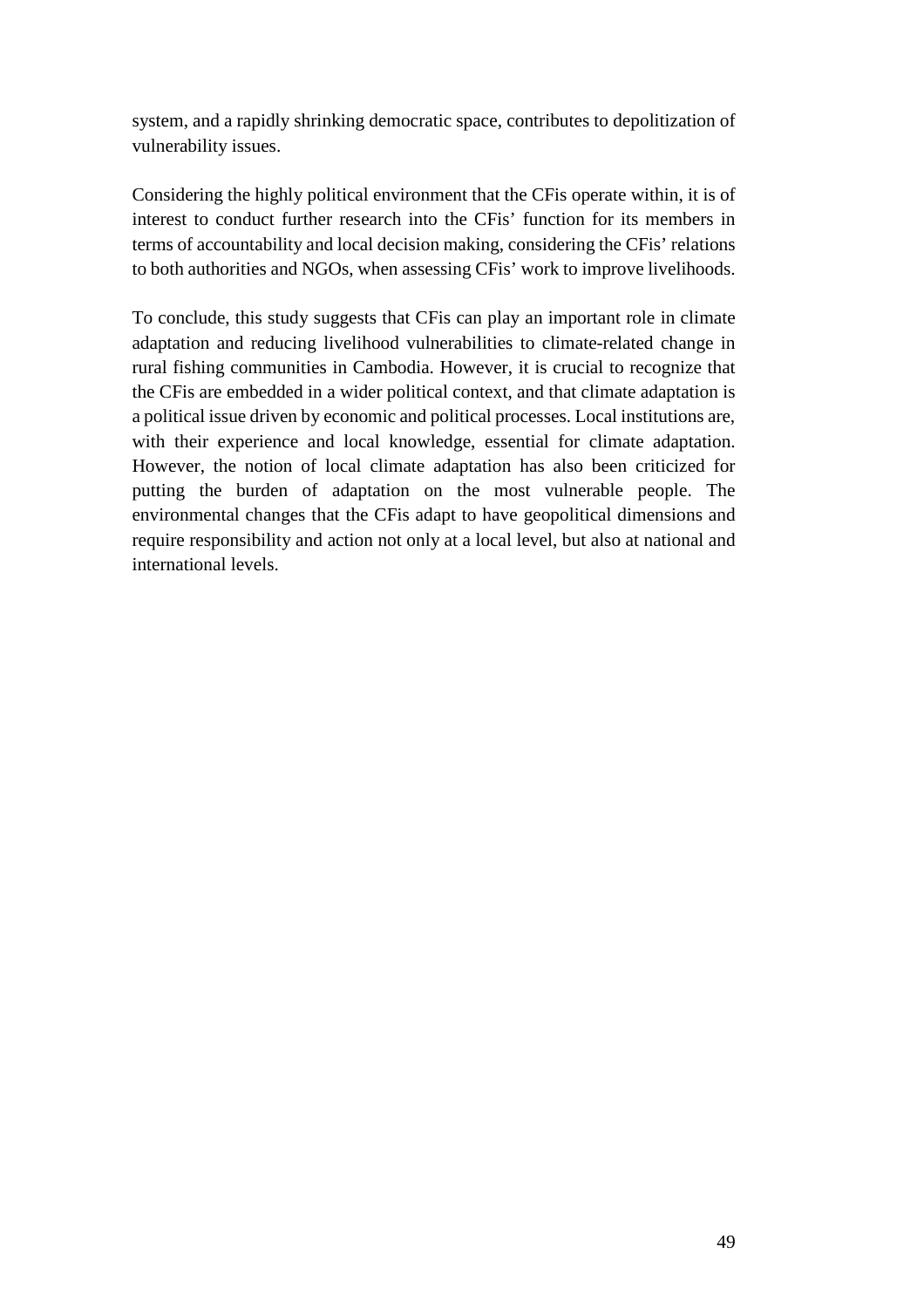system, and a rapidly shrinking democratic space, contributes to depolitization of vulnerability issues.

Considering the highly political environment that the CFis operate within, it is of interest to conduct further research into the CFis' function for its members in terms of accountability and local decision making, considering the CFis' relations to both authorities and NGOs, when assessing CFis' work to improve livelihoods.

To conclude, this study suggests that CFis can play an important role in climate adaptation and reducing livelihood vulnerabilities to climate-related change in rural fishing communities in Cambodia. However, it is crucial to recognize that the CFis are embedded in a wider political context, and that climate adaptation is a political issue driven by economic and political processes. Local institutions are, with their experience and local knowledge, essential for climate adaptation. However, the notion of local climate adaptation has also been criticized for putting the burden of adaptation on the most vulnerable people. The environmental changes that the CFis adapt to have geopolitical dimensions and require responsibility and action not only at a local level, but also at national and international levels.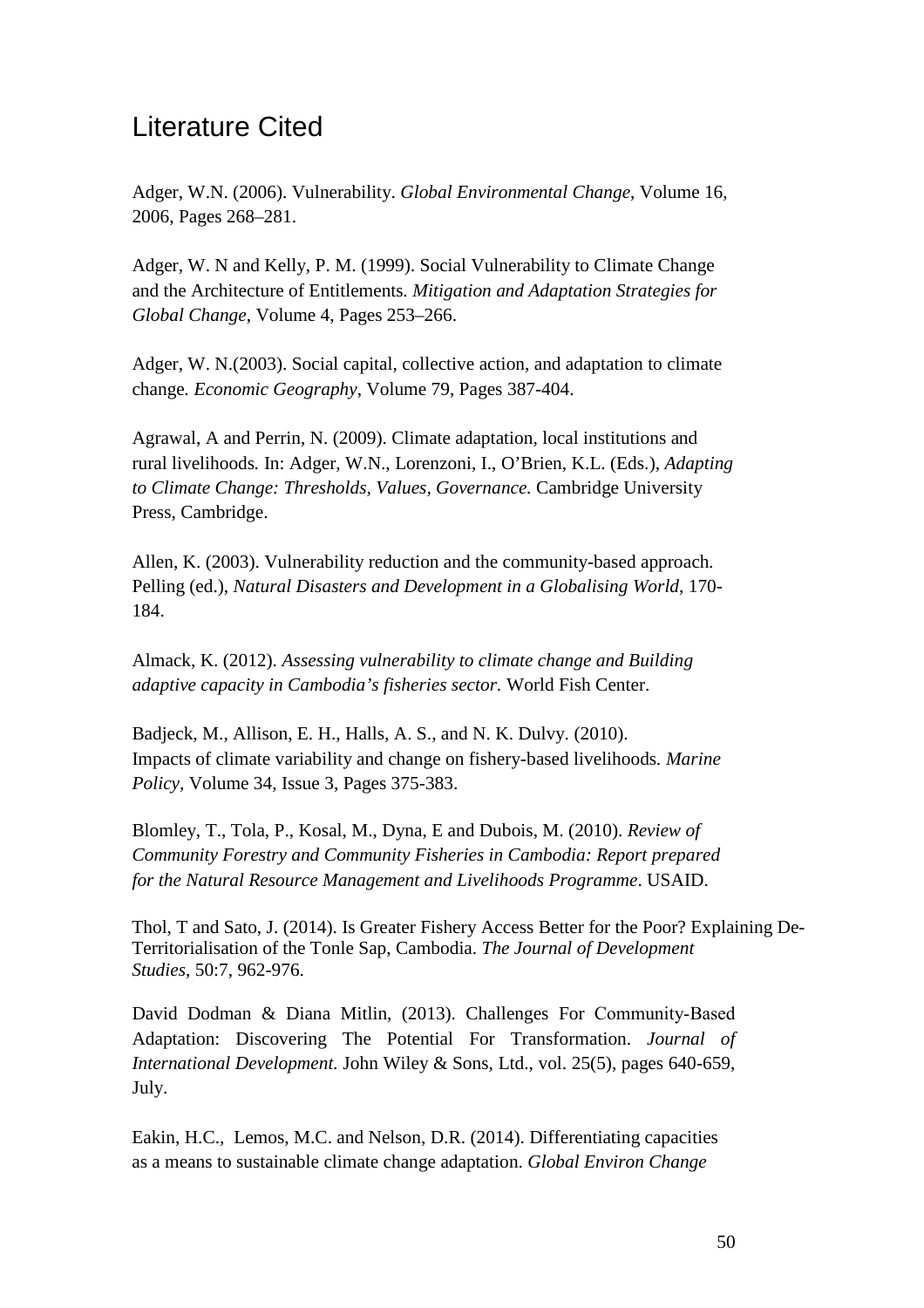# Literature Cited

Adger, W.N. (2006). Vulnerability. *Global Environmental Change*, Volume 16, 2006, Pages 268–281.

Adger, W. N and Kelly, P. M. (1999). Social Vulnerability to Climate Change and the Architecture of Entitlements. *Mitigation and Adaptation Strategies for Global Change*, Volume 4, Pages 253–266.

Adger, W. N.(2003). Social capital, collective action, and adaptation to climate change. *Economic Geography*, Volume 79, Pages 387-404.

Agrawal, A and Perrin, N. (2009). Climate adaptation, local institutions and rural livelihoods. In: Adger, W.N., Lorenzoni, I., O'Brien, K.L. (Eds.), *Adapting to Climate Change: Thresholds, Values, Governance.* Cambridge University Press, Cambridge.

Allen, K. (2003). Vulnerability reduction and the community-based approach. Pelling (ed.), *Natural Disasters and Development in a Globalising World*, 170-184.

Almack, K. (2012). *Assessing vulnerability to climate change and Building adaptive capacity in Cambodia's fisheries sector.* World Fish Center.

Badjeck, M., Allison, E. H., Halls, A. S., and N. K. Dulvy. (2010). Impacts of climate variability and change on fishery-based livelihoods. *Marine Policy*, Volume 34, Issue 3, Pages 375-383.

Blomley, T., Tola, P., Kosal, M., Dyna, E and Dubois, M. (2010). *Review of Community Forestry and Community Fisheries in Cambodia: Report prepared for the Natural Resource Management and Livelihoods Programme*. USAID.

Thol, T and Sato, J. (2014). Is Greater Fishery Access Better for the Poor? Explaining De-Territorialisation of the Tonle Sap, Cambodia. *The Journal of Development Studies*, 50:7, 962-976.

David Dodman & Diana Mitlin, (2013). Challenges For Community-Based Adaptation: Discovering The Potential For Transformation. *Journal of International Development.* John Wiley & Sons, Ltd., vol. 25(5), pages 640-659, July.

Eakin, H.C., Lemos, M.C. and Nelson, D.R. (2014). Differentiating capacities as a means to sustainable climate change adaptation. *Global Environ Change*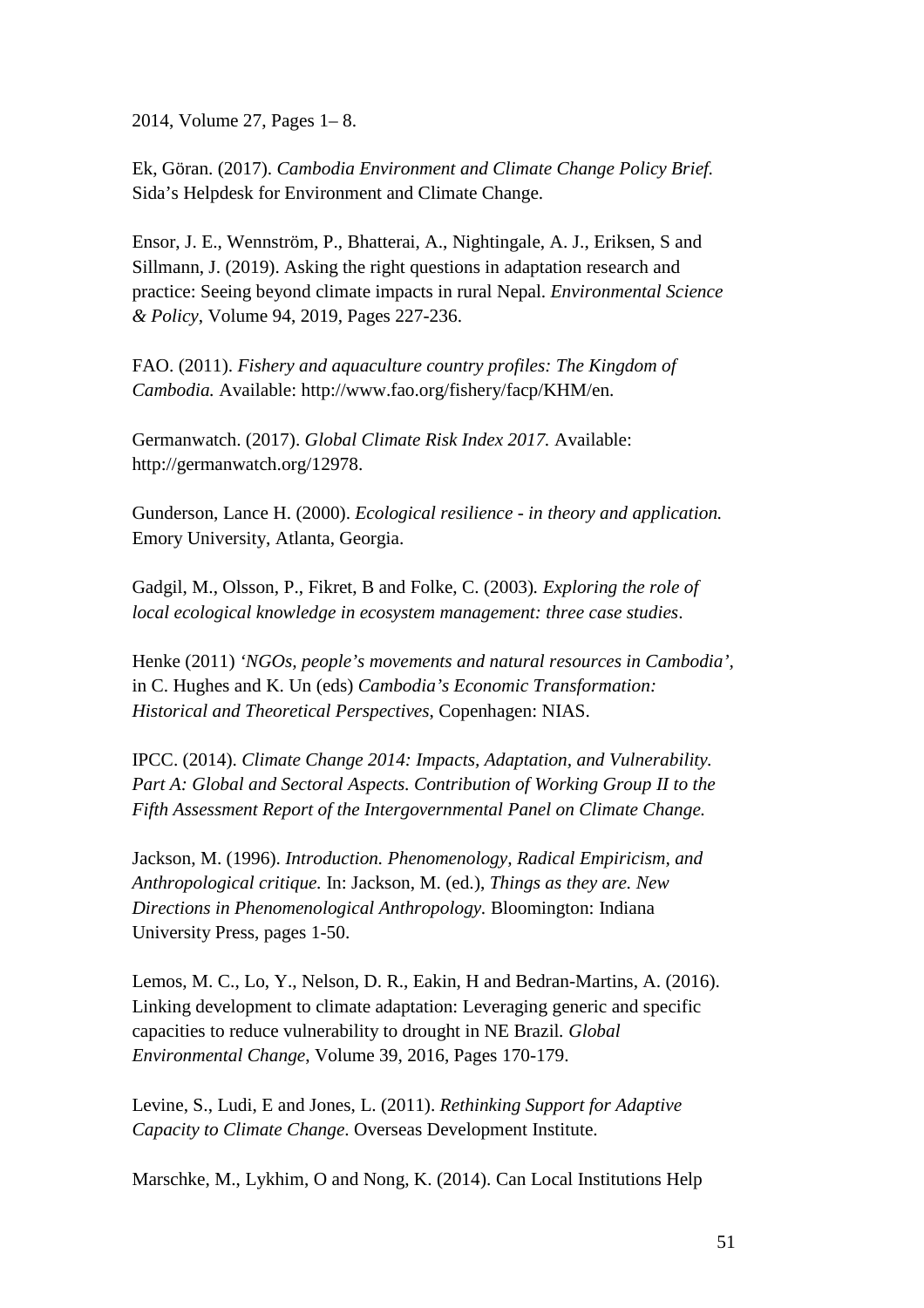2014, Volume 27, Pages 1– 8.

Ek, Göran. (2017). *Cambodia Environment and Climate Change Policy Brief.* Sida's Helpdesk for Environment and Climate Change.

Ensor, J. E., Wennström, P., Bhatterai, A., Nightingale, A. J., Eriksen, S and Sillmann, J. (2019). Asking the right questions in adaptation research and practice: Seeing beyond climate impacts in rural Nepal. *Environmental Science & Policy*, Volume 94, 2019, Pages 227-236.

FAO. (2011). *Fishery and aquaculture country profiles: The Kingdom of Cambodia.* Available: http://www.fao.org/fishery/facp/KHM/en.

Germanwatch. (2017). *Global Climate Risk Index 2017.* Available: http://germanwatch.org/12978.

Gunderson, Lance H. (2000). *Ecological resilience - in theory and application.* Emory University, Atlanta, Georgia.

Gadgil, M., Olsson, P., Fikret, B and Folke, C. (2003). *Exploring the role of local ecological knowledge in ecosystem management: three case studies*.

Henke (2011) *'NGOs, people's movements and natural resources in Cambodia'*, in C. Hughes and K. Un (eds) *Cambodia's Economic Transformation: Historical and Theoretical Perspectives*, Copenhagen: NIAS.

IPCC. (2014). *Climate Change 2014: Impacts, Adaptation, and Vulnerability. Part A: Global and Sectoral Aspects. Contribution of Working Group II to the Fifth Assessment Report of the Intergovernmental Panel on Climate Change.*

Jackson, M. (1996). *Introduction. Phenomenology, Radical Empiricism, and Anthropological critique.* In: Jackson, M. (ed.), *Things as they are. New Directions in Phenomenological Anthropology.* Bloomington: Indiana University Press, pages 1-50.

Lemos, M. C., Lo, Y., Nelson, D. R., Eakin, H and Bedran-Martins, A. (2016). Linking development to climate adaptation: Leveraging generic and specific capacities to reduce vulnerability to drought in NE Brazil. *Global Environmental Change*, Volume 39, 2016, Pages 170-179.

Levine, S., Ludi, E and Jones, L. (2011). *Rethinking Support for Adaptive Capacity to Climate Change*. Overseas Development Institute.

Marschke, M., Lykhim, O and Nong, K. (2014). Can Local Institutions Help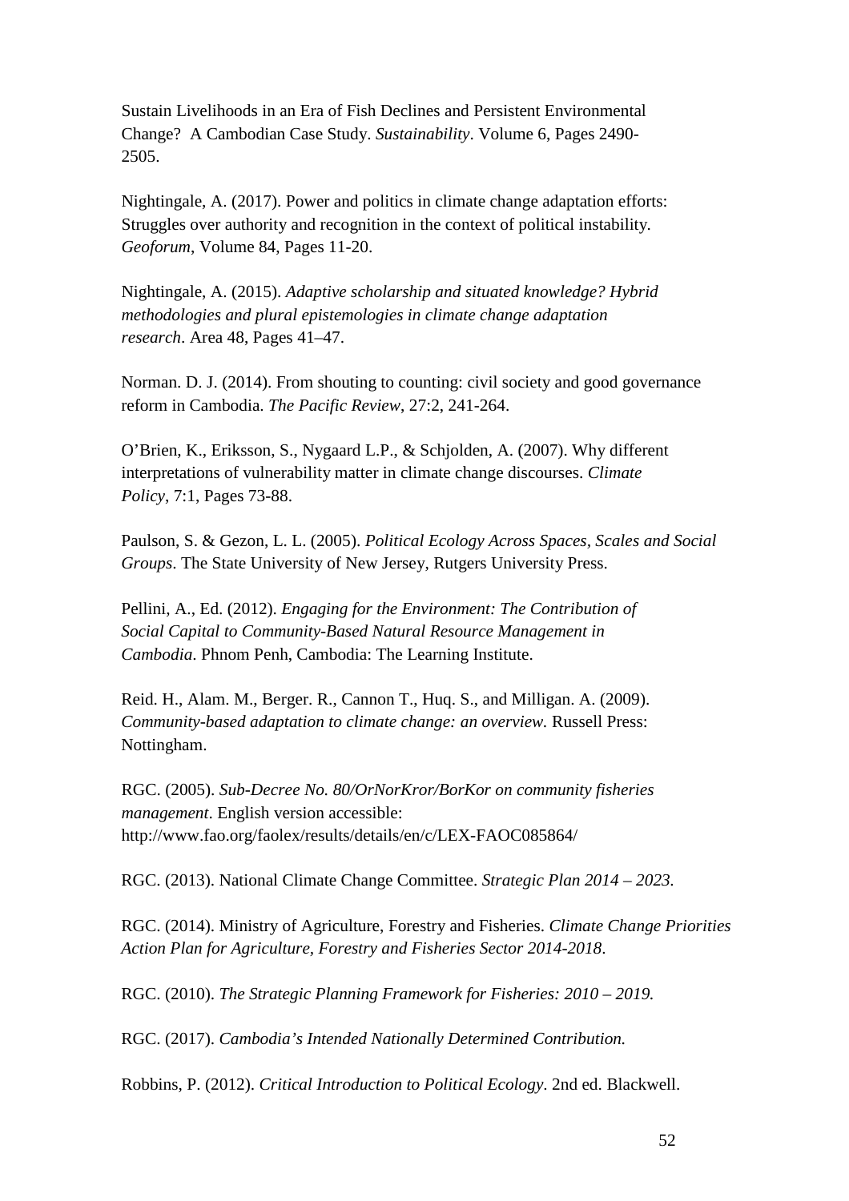Sustain Livelihoods in an Era of Fish Declines and Persistent Environmental Change? A Cambodian Case Study. *Sustainability*. Volume 6, Pages 2490-2505.

Nightingale, A. (2017). Power and politics in climate change adaptation efforts: Struggles over authority and recognition in the context of political instability. *Geoforum*, Volume 84, Pages 11-20.

Nightingale, A. (2015). *Adaptive scholarship and situated knowledge? Hybrid methodologies and plural epistemologies in climate change adaptation research*. Area 48, Pages 41–47.

Norman. D. J. (2014). From shouting to counting: civil society and good governance reform in Cambodia. *The Pacific Review*, 27:2, 241-264.

O'Brien, K., Eriksson, S., Nygaard L.P., & Schjolden, A. (2007). Why different interpretations of vulnerability matter in climate change discourses. *Climate Policy*, 7:1, Pages 73-88.

Paulson, S. & Gezon, L. L. (2005). *Political Ecology Across Spaces, Scales and Social Groups*. The State University of New Jersey, Rutgers University Press.

Pellini, A., Ed. (2012). *Engaging for the Environment: The Contribution of Social Capital to Community-Based Natural Resource Management in Cambodia*. Phnom Penh, Cambodia: The Learning Institute.

Reid. H., Alam. M., Berger. R., Cannon T., Huq. S., and Milligan. A. (2009). *Community-based adaptation to climate change: an overview.* Russell Press: Nottingham.

RGC. (2005). *Sub-Decree No. 80/OrNorKror/BorKor on community fisheries management*. English version accessible: http://www.fao.org/faolex/results/details/en/c/LEX-FAOC085864/

RGC. (2013). National Climate Change Committee. *Strategic Plan 2014 – 2023.*

RGC. (2014). Ministry of Agriculture, Forestry and Fisheries. *Climate Change Priorities Action Plan for Agriculture, Forestry and Fisheries Sector 2014-2018*.

RGC. (2010). *The Strategic Planning Framework for Fisheries: 2010 – 2019.*

RGC. (2017). *Cambodia's Intended Nationally Determined Contribution.*

Robbins, P. (2012). *Critical Introduction to Political Ecology*. 2nd ed. Blackwell.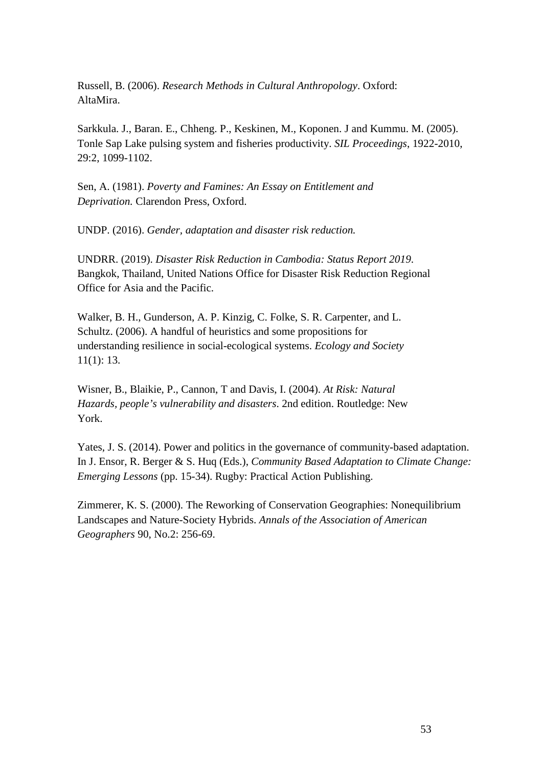Russell, B. (2006). *Research Methods in Cultural Anthropology*. Oxford: AltaMira.

Sarkkula. J., Baran. E., Chheng. P., Keskinen, M., Koponen. J and Kummu. M. (2005). Tonle Sap Lake pulsing system and fisheries productivity. *SIL Proceedings,* 1922-2010, 29:2, 1099-1102.

Sen, A. (1981). *Poverty and Famines: An Essay on Entitlement and Deprivation.* Clarendon Press, Oxford.

UNDP. (2016). *Gender, adaptation and disaster risk reduction.*

UNDRR. (2019). *Disaster Risk Reduction in Cambodia: Status Report 2019.* Bangkok, Thailand, United Nations Office for Disaster Risk Reduction Regional Office for Asia and the Pacific.

Walker, B. H., Gunderson, A. P. Kinzig, C. Folke, S. R. Carpenter, and L. Schultz. (2006). A handful of heuristics and some propositions for understanding resilience in social-ecological systems. *Ecology and Society* 11(1): 13.

Wisner, B., Blaikie, P., Cannon, T and Davis, I. (2004). *At Risk: Natural Hazards, people's vulnerability and disasters*. 2nd edition. Routledge: New York.

Yates, J. S. (2014). Power and politics in the governance of community-based adaptation. In J. Ensor, R. Berger & S. Huq (Eds.), *Community Based Adaptation to Climate Change: Emerging Lessons* (pp. 15-34). Rugby: Practical Action Publishing.

Zimmerer, K. S. (2000). The Reworking of Conservation Geographies: Nonequilibrium Landscapes and Nature-Society Hybrids. *Annals of the Association of American Geographers* 90, No.2: 256-69.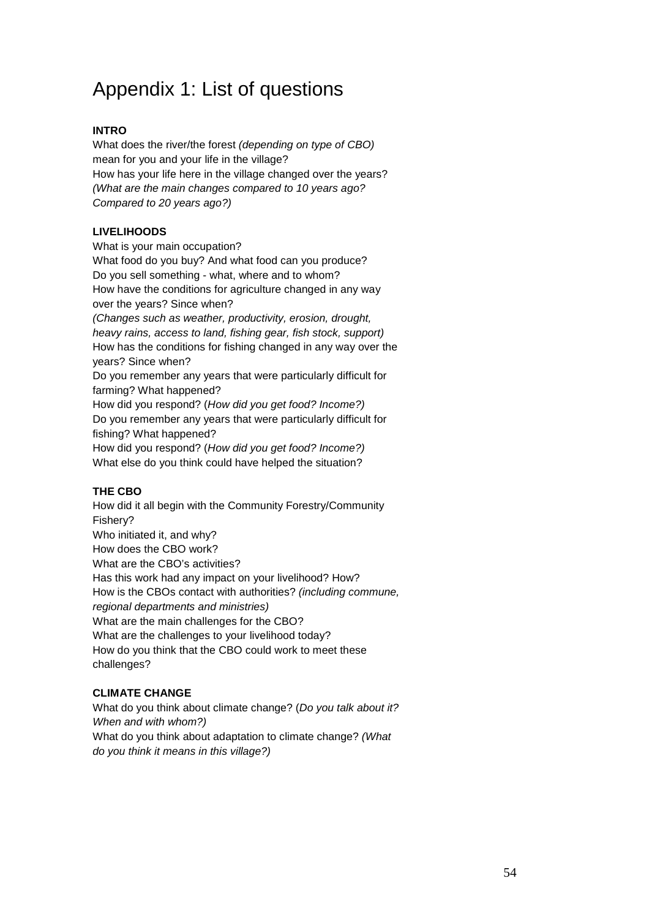# Appendix 1: List of questions

**INTRO**

What does the river/the forest *(depending on type of CBO)* mean for you and your life in the village?
How has your life here in the village changed over the years? *(What are the main changes compared to 10 years ago? Compared to 20 years ago?)*

**LIVELIHOODS**

What is your main occupation?
What food do you buy? And what food can you produce?
Do you sell something - what, where and to whom?
How have the conditions for agriculture changed in any way over the years? Since when?
*(Changes such as weather, productivity, erosion, drought, heavy rains, access to land, fishing gear, fish stock, support)*
How has the conditions for fishing changed in any way over the years? Since when?
Do you remember any years that were particularly difficult for farming? What happened?
How did you respond? (*How did you get food? Income?)*
Do you remember any years that were particularly difficult for fishing? What happened?
How did you respond? (*How did you get food? Income?)*
What else do you think could have helped the situation?

**THE CBO**

How did it all begin with the Community Forestry/Community Fishery?
Who initiated it, and why?
How does the CBO work?
What are the CBO's activities?
Has this work had any impact on your livelihood? How?
How is the CBOs contact with authorities? *(including commune, regional departments and ministries)*
What are the main challenges for the CBO?
What are the challenges to your livelihood today?
How do you think that the CBO could work to meet these challenges?

**CLIMATE CHANGE**

What do you think about climate change? (*Do you talk about it? When and with whom?)*
What do you think about adaptation to climate change? *(What do you think it means in this village?)*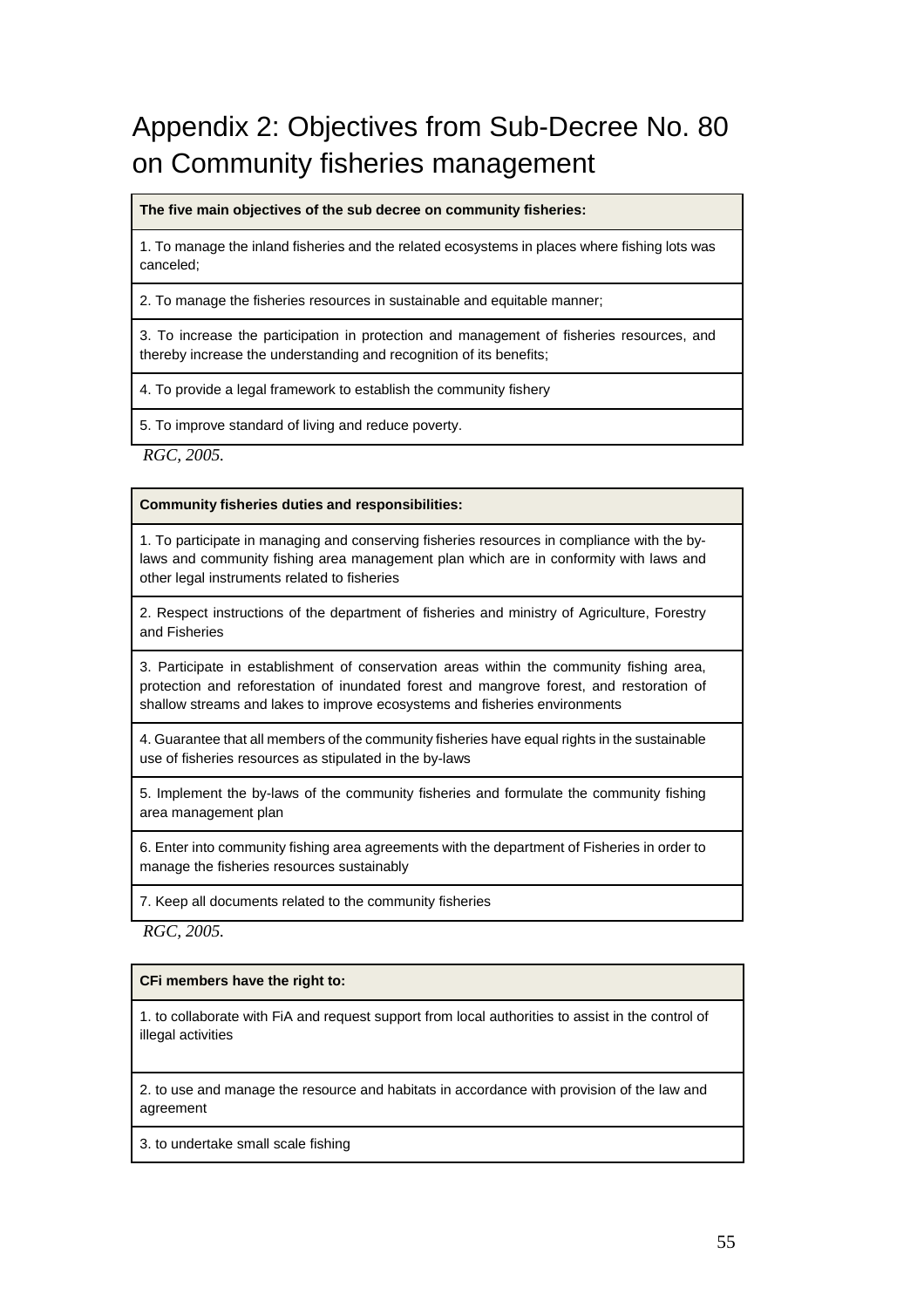# Appendix 2: Objectives from Sub-Decree No. 80 on Community fisheries management

| **The five main objectives of the sub decree on community fisheries:** |
| --- |
| 1. To manage the inland fisheries and the related ecosystems in places where fishing lots was canceled; |
| 2. To manage the fisheries resources in sustainable and equitable manner; |
| 3. To increase the participation in protection and management of fisheries resources, and thereby increase the understanding and recognition of its benefits; |
| 4. To provide a legal framework to establish the community fishery |
| 5. To improve standard of living and reduce poverty. |

*RGC, 2005.*

| **Community fisheries duties and responsibilities:** |
| --- |
| 1. To participate in managing and conserving fisheries resources in compliance with the by-laws and community fishing area management plan which are in conformity with laws and other legal instruments related to fisheries |
| 2. Respect instructions of the department of fisheries and ministry of Agriculture, Forestry and Fisheries |
| 3. Participate in establishment of conservation areas within the community fishing area, protection and reforestation of inundated forest and mangrove forest, and restoration of shallow streams and lakes to improve ecosystems and fisheries environments |
| 4. Guarantee that all members of the community fisheries have equal rights in the sustainable use of fisheries resources as stipulated in the by-laws |
| 5. Implement the by-laws of the community fisheries and formulate the community fishing area management plan |
| 6. Enter into community fishing area agreements with the department of Fisheries in order to manage the fisheries resources sustainably |
| 7. Keep all documents related to the community fisheries |

*RGC, 2005.*

| **CFi members have the right to:** |
| --- |
| 1. to collaborate with FiA and request support from local authorities to assist in the control of illegal activities |
| 2. to use and manage the resource and habitats in accordance with provision of the law and agreement |
| 3. to undertake small scale fishing |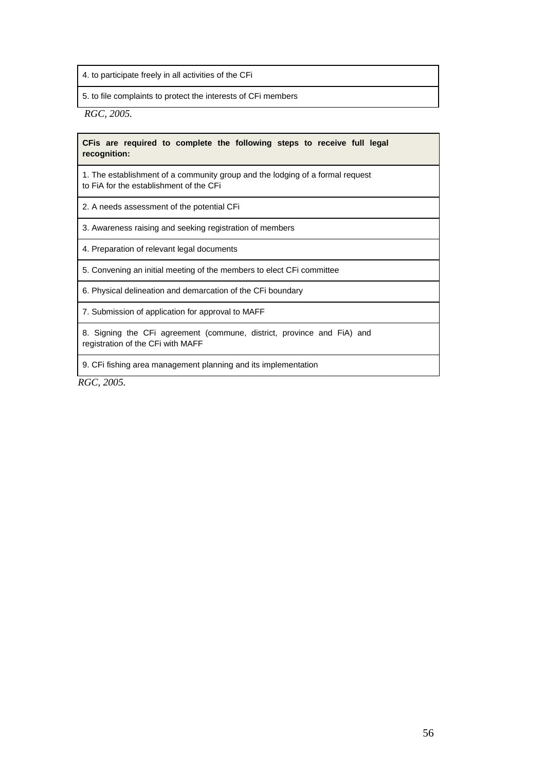| |
|---|
| 4. to participate freely in all activities of the CFi |
| 5. to file complaints to protect the interests of CFi members |

*RGC, 2005.*

| **CFis are required to complete the following steps to receive full legal recognition:** |
|---|
| 1. The establishment of a community group and the lodging of a formal request to FiA for the establishment of the CFi |
| 2. A needs assessment of the potential CFi |
| 3. Awareness raising and seeking registration of members |
| 4. Preparation of relevant legal documents |
| 5. Convening an initial meeting of the members to elect CFi committee |
| 6. Physical delineation and demarcation of the CFi boundary |
| 7. Submission of application for approval to MAFF |
| 8. Signing the CFi agreement (commune, district, province and FiA) and registration of the CFi with MAFF |
| 9. CFi fishing area management planning and its implementation |

*RGC, 2005.*